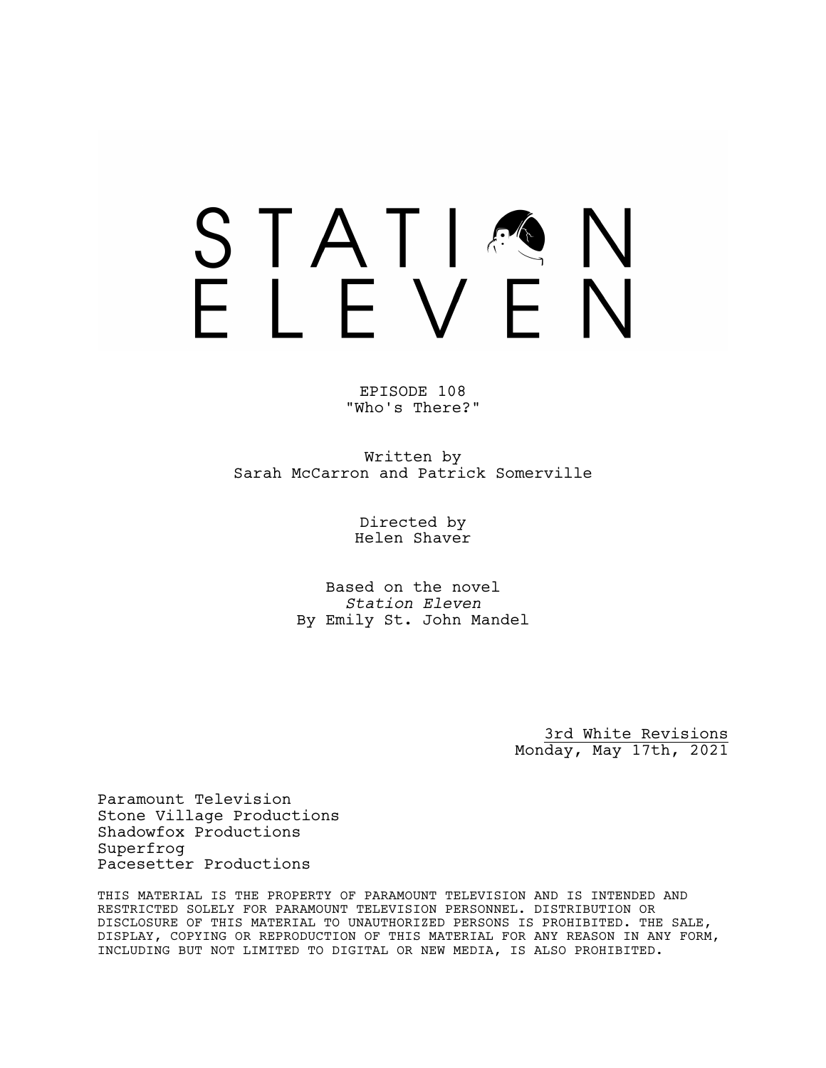# STATION ELEVEN

EPISODE 108
"Who's There?"

Written by
Sarah McCarron and Patrick Somerville

Directed by
Helen Shaver

Based on the novel
*Station Eleven*
By Emily St. John Mandel

3rd White Revisions
Monday, May 17th, 2021

Paramount Television
Stone Village Productions
Shadowfox Productions
Superfrog
Pacesetter Productions

THIS MATERIAL IS THE PROPERTY OF PARAMOUNT TELEVISION AND IS INTENDED AND RESTRICTED SOLELY FOR PARAMOUNT TELEVISION PERSONNEL. DISTRIBUTION OR DISCLOSURE OF THIS MATERIAL TO UNAUTHORIZED PERSONS IS PROHIBITED. THE SALE, DISPLAY, COPYING OR REPRODUCTION OF THIS MATERIAL FOR ANY REASON IN ANY FORM, INCLUDING BUT NOT LIMITED TO DIGITAL OR NEW MEDIA, IS ALSO PROHIBITED.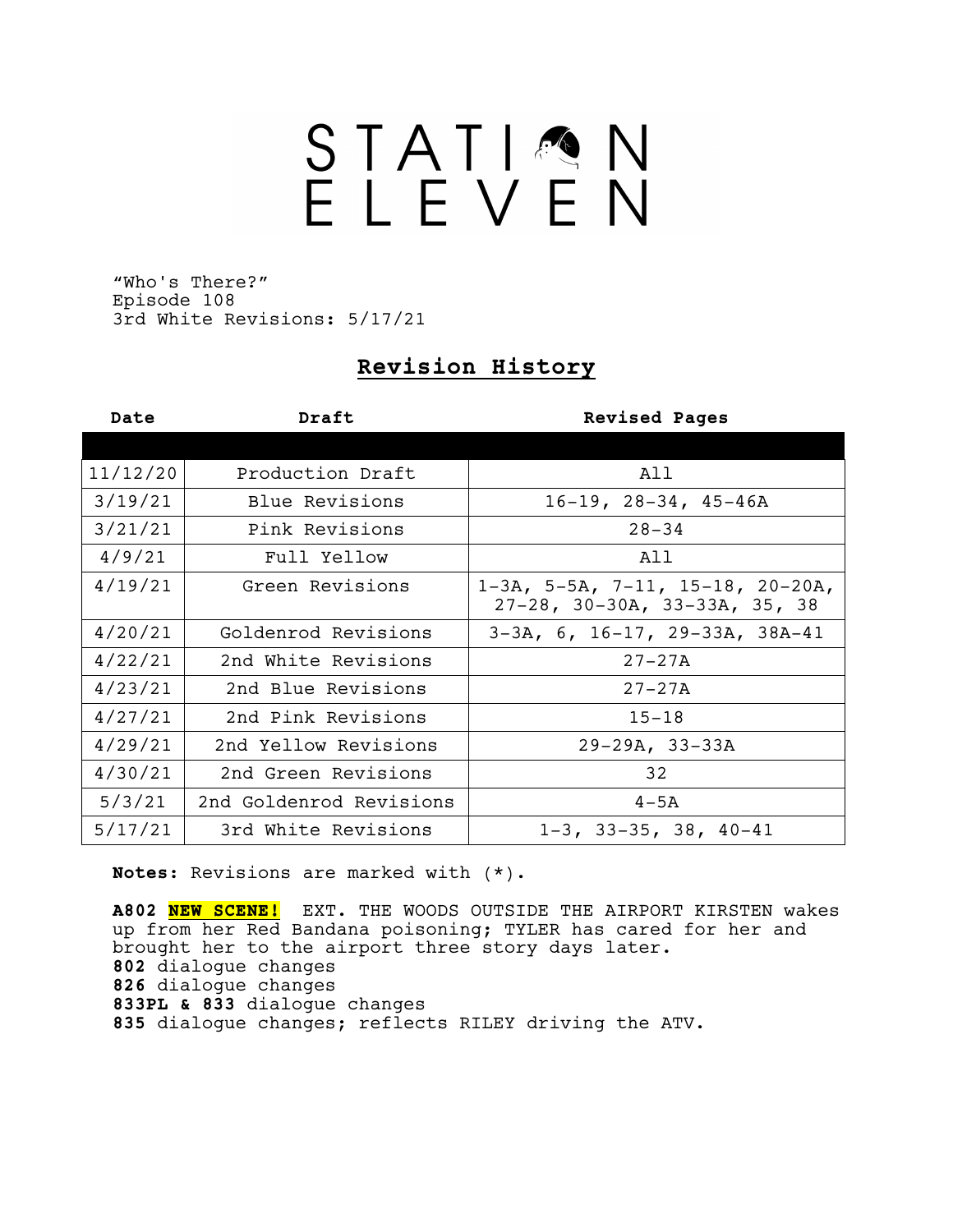# STATION ELEVEN

"Who's There?"
Episode 108
3rd White Revisions: 5/17/21

## Revision History

| Date | Draft | Revised Pages |
|---|---|---|
| 11/12/20 | Production Draft | All |
| 3/19/21 | Blue Revisions | 16-19, 28-34, 45-46A |
| 3/21/21 | Pink Revisions | 28-34 |
| 4/9/21 | Full Yellow | All |
| 4/19/21 | Green Revisions | 1-3A, 5-5A, 7-11, 15-18, 20-20A, 27-28, 30-30A, 33-33A, 35, 38 |
| 4/20/21 | Goldenrod Revisions | 3-3A, 6, 16-17, 29-33A, 38A-41 |
| 4/22/21 | 2nd White Revisions | 27-27A |
| 4/23/21 | 2nd Blue Revisions | 27-27A |
| 4/27/21 | 2nd Pink Revisions | 15-18 |
| 4/29/21 | 2nd Yellow Revisions | 29-29A, 33-33A |
| 4/30/21 | 2nd Green Revisions | 32 |
| 5/3/21 | 2nd Goldenrod Revisions | 4-5A |
| 5/17/21 | 3rd White Revisions | 1-3, 33-35, 38, 40-41 |

**Notes:** Revisions are marked with (*).

**A802** **NEW SCENE!** EXT. THE WOODS OUTSIDE THE AIRPORT KIRSTEN wakes up from her Red Bandana poisoning; TYLER has cared for her and brought her to the airport three story days later.
**802** dialogue changes
**826** dialogue changes
**833PL & 833** dialogue changes
**835** dialogue changes; reflects RILEY driving the ATV.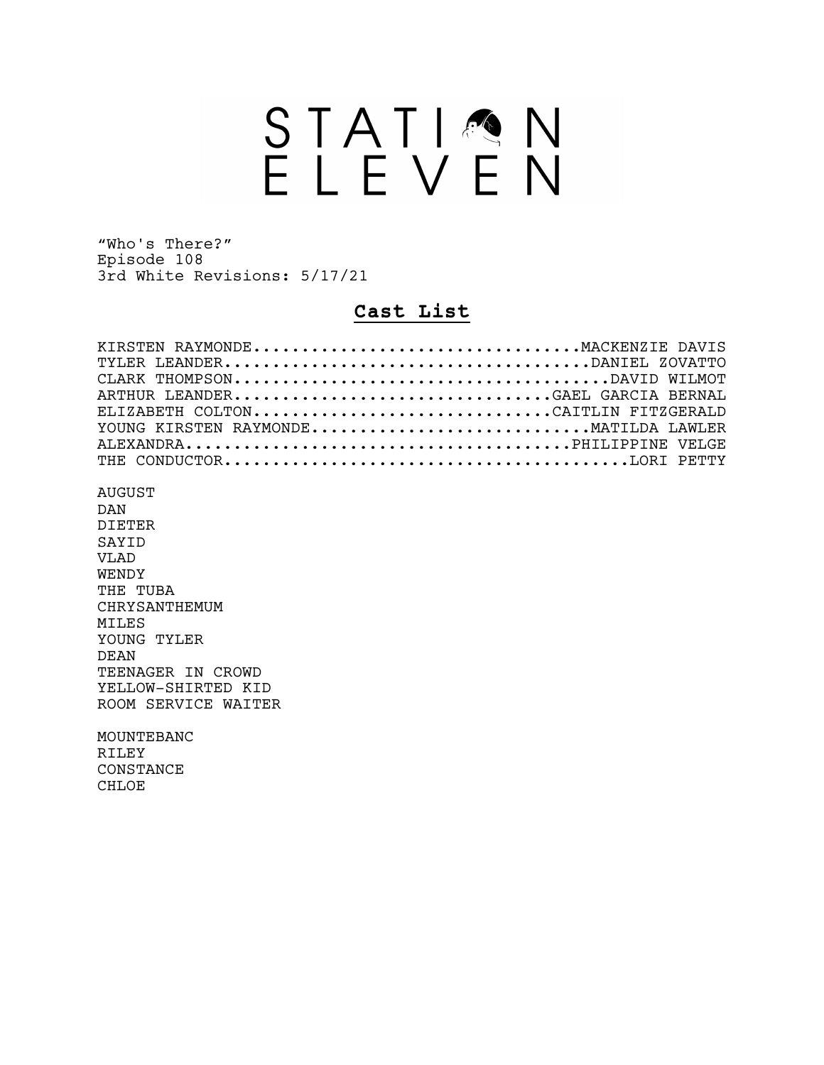# STATION ELEVEN

"Who's There?"
Episode 108
3rd White Revisions: 5/17/21

## **Cast List**

KIRSTEN RAYMONDE..................................MACKENZIE DAVIS
TYLER LEANDER.....................................DANIEL ZOVATTO
CLARK THOMPSON.....................................DAVID WILMOT
ARTHUR LEANDER................................GAEL GARCIA BERNAL
ELIZABETH COLTON..............................CAITLIN FITZGERALD
YOUNG KIRSTEN RAYMONDE...........................MATILDA LAWLER
ALEXANDRA......................................PHILIPPINE VELGE
THE CONDUCTOR.........................................LORI PETTY

AUGUST
DAN
DIETER
SAYID
VLAD
WENDY
THE TUBA
CHRYSANTHEMUM
MILES
YOUNG TYLER
DEAN
TEENAGER IN CROWD
YELLOW-SHIRTED KID
ROOM SERVICE WAITER

MOUNTEBANC
RILEY
CONSTANCE
CHLOE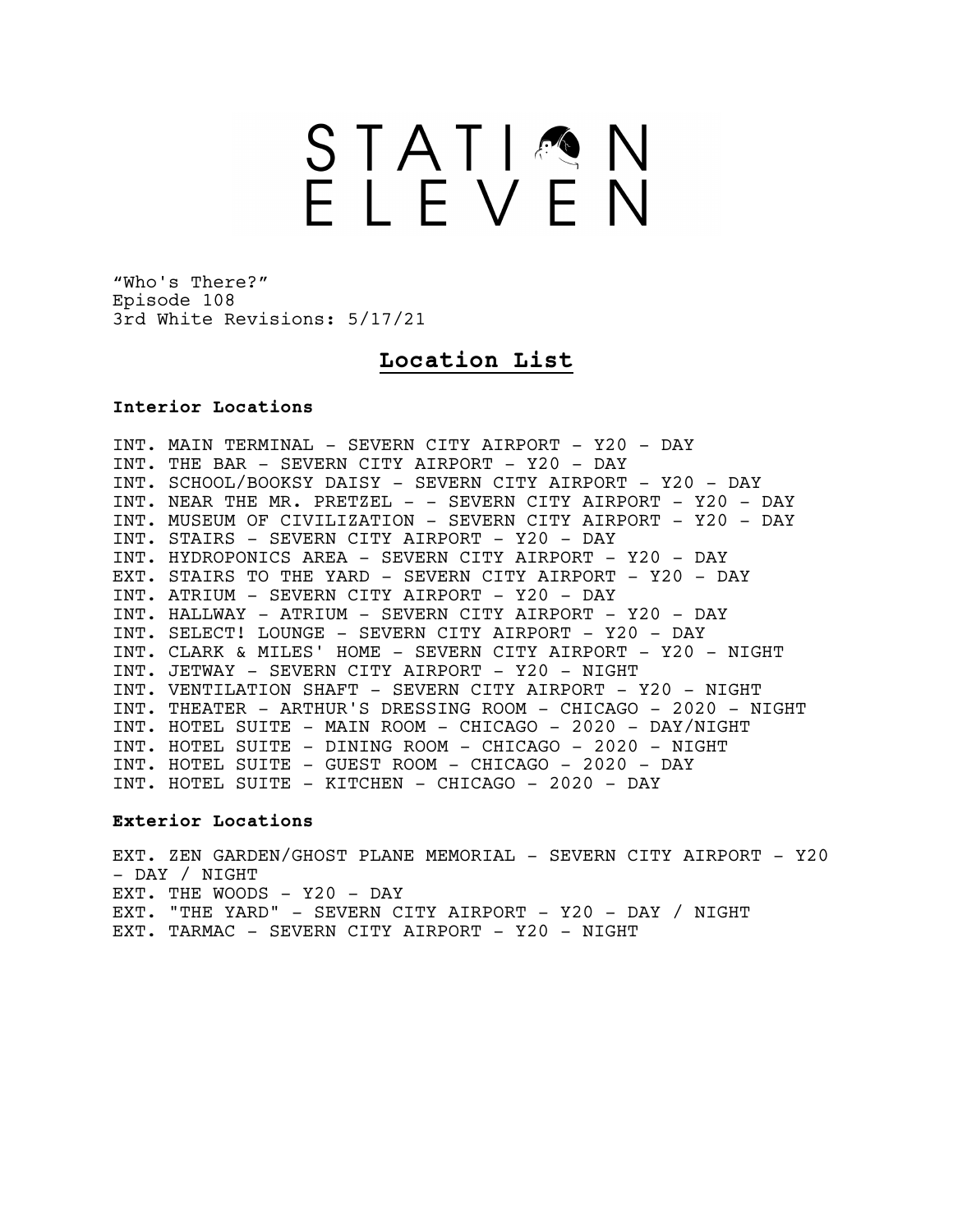# STATION ELEVEN

"Who's There?"
Episode 108
3rd White Revisions: 5/17/21

## Location List

**Interior Locations**

INT. MAIN TERMINAL - SEVERN CITY AIRPORT - Y20 - DAY
INT. THE BAR - SEVERN CITY AIRPORT - Y20 - DAY
INT. SCHOOL/BOOKSY DAISY - SEVERN CITY AIRPORT - Y20 - DAY
INT. NEAR THE MR. PRETZEL - - SEVERN CITY AIRPORT - Y20 - DAY
INT. MUSEUM OF CIVILIZATION - SEVERN CITY AIRPORT - Y20 - DAY
INT. STAIRS - SEVERN CITY AIRPORT - Y20 - DAY
INT. HYDROPONICS AREA - SEVERN CITY AIRPORT - Y20 - DAY
EXT. STAIRS TO THE YARD - SEVERN CITY AIRPORT - Y20 - DAY
INT. ATRIUM - SEVERN CITY AIRPORT - Y20 - DAY
INT. HALLWAY - ATRIUM - SEVERN CITY AIRPORT - Y20 - DAY
INT. SELECT! LOUNGE - SEVERN CITY AIRPORT - Y20 - DAY
INT. CLARK & MILES' HOME - SEVERN CITY AIRPORT - Y20 - NIGHT
INT. JETWAY - SEVERN CITY AIRPORT - Y20 - NIGHT
INT. VENTILATION SHAFT - SEVERN CITY AIRPORT - Y20 - NIGHT
INT. THEATER - ARTHUR'S DRESSING ROOM - CHICAGO - 2020 - NIGHT
INT. HOTEL SUITE - MAIN ROOM - CHICAGO - 2020 - DAY/NIGHT
INT. HOTEL SUITE - DINING ROOM - CHICAGO - 2020 - NIGHT
INT. HOTEL SUITE - GUEST ROOM - CHICAGO - 2020 - DAY
INT. HOTEL SUITE - KITCHEN - CHICAGO - 2020 - DAY

**Exterior Locations**

EXT. ZEN GARDEN/GHOST PLANE MEMORIAL - SEVERN CITY AIRPORT - Y20 - DAY / NIGHT
EXT. THE WOODS - Y20 - DAY
EXT. "THE YARD" - SEVERN CITY AIRPORT - Y20 - DAY / NIGHT
EXT. TARMAC - SEVERN CITY AIRPORT - Y20 - NIGHT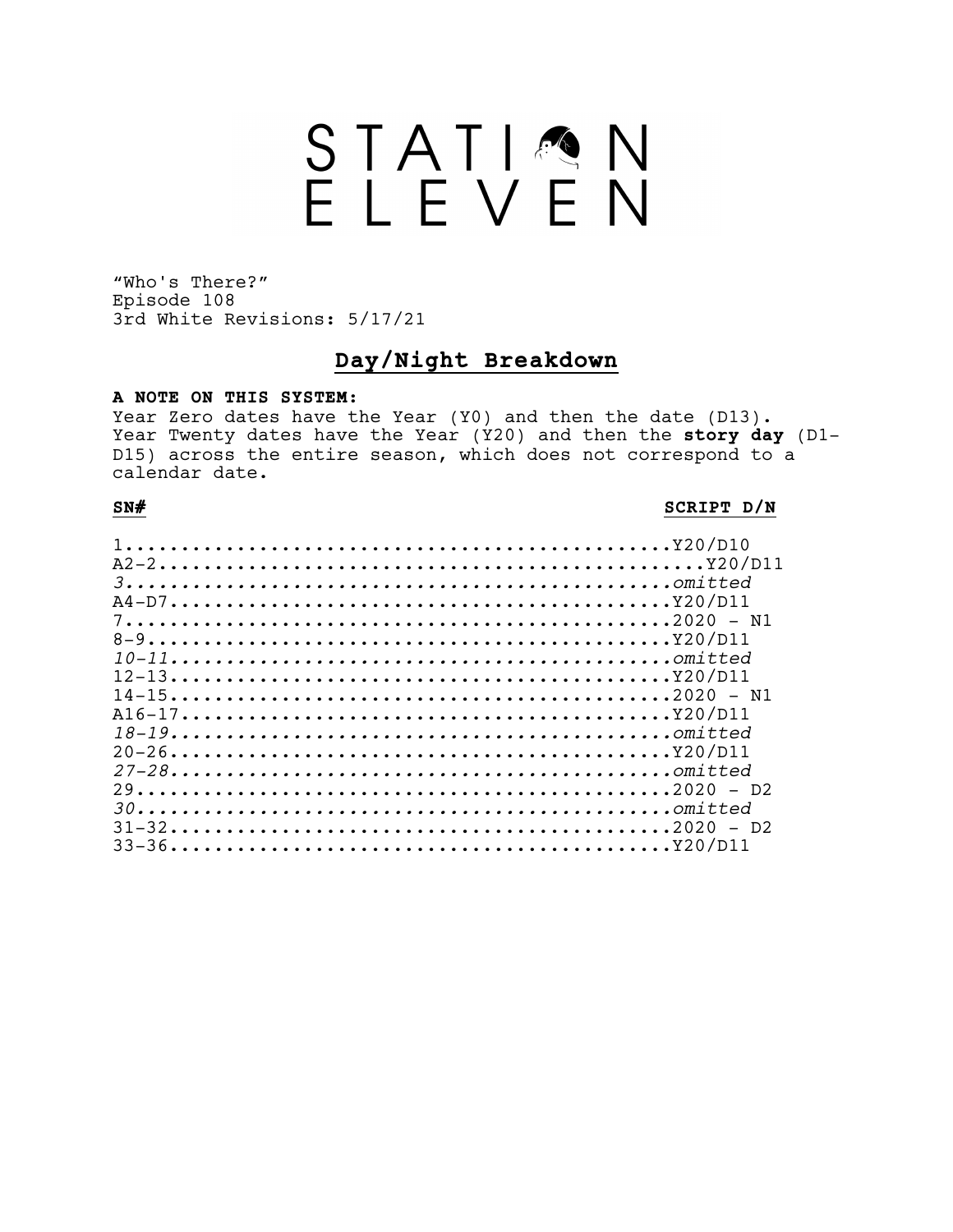# STATION ELEVEN

"Who's There?"
Episode 108
3rd White Revisions: 5/17/21

## Day/Night Breakdown

**A NOTE ON THIS SYSTEM:**
Year Zero dates have the Year (Y0) and then the date (D13). Year Twenty dates have the Year (Y20) and then the **story day** (D1-D15) across the entire season, which does not correspond to a calendar date.

| SN# | SCRIPT D/N |
|---|---|
| 1 | Y20/D10 |
| A2-2 | Y20/D11 |
| *3* | *omitted* |
| A4-D7 | Y20/D11 |
| 7 | 2020 - N1 |
| 8-9 | Y20/D11 |
| *10-11* | *omitted* |
| 12-13 | Y20/D11 |
| 14-15 | 2020 - N1 |
| A16-17 | Y20/D11 |
| *18-19* | *omitted* |
| 20-26 | Y20/D11 |
| *27-28* | *omitted* |
| 29 | 2020 - D2 |
| *30* | *omitted* |
| 31-32 | 2020 - D2 |
| 33-36 | Y20/D11 |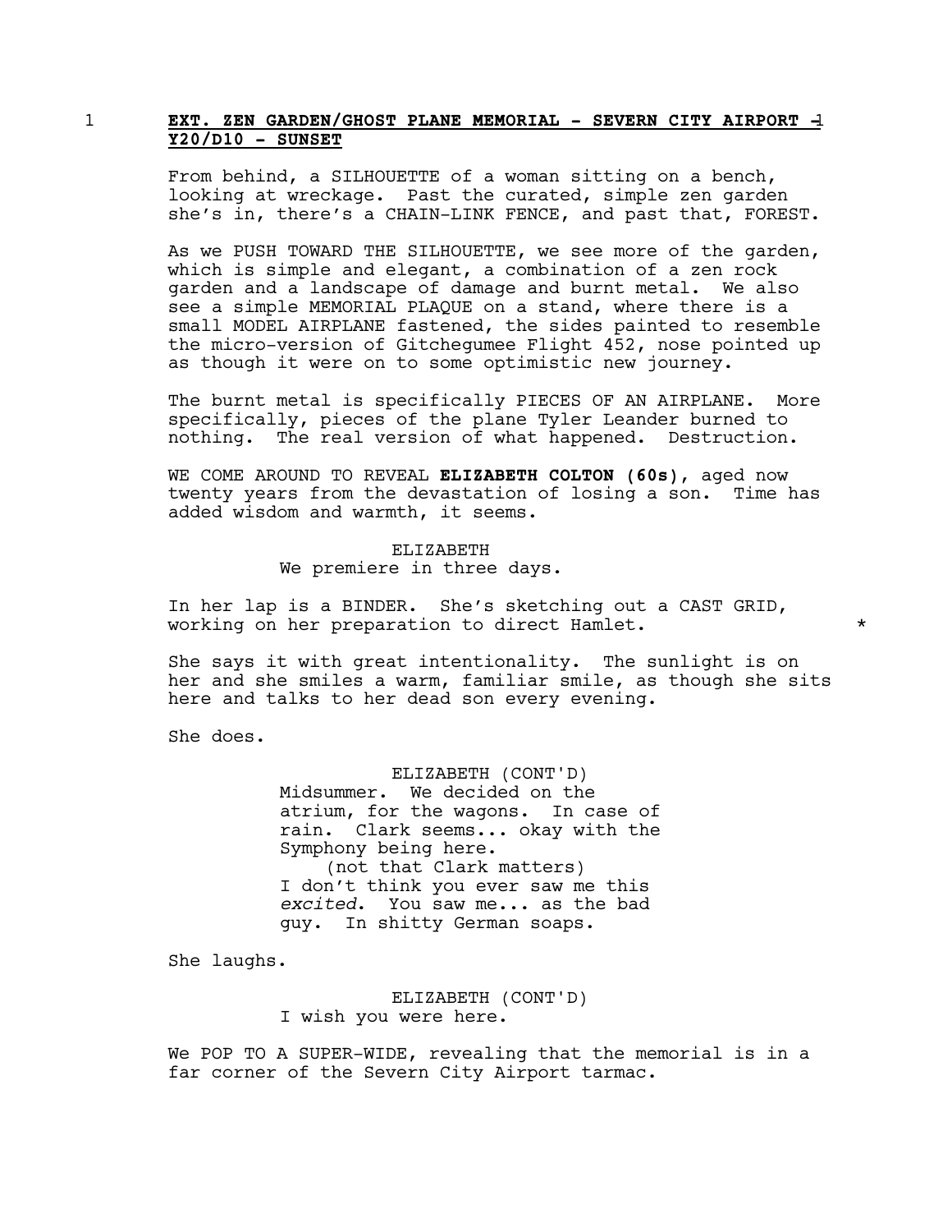1 **EXT. ZEN GARDEN/GHOST PLANE MEMORIAL - SEVERN CITY AIRPORT - Y20/D10 - SUNSET** 1

From behind, a SILHOUETTE of a woman sitting on a bench, looking at wreckage. Past the curated, simple zen garden she's in, there's a CHAIN-LINK FENCE, and past that, FOREST.

As we PUSH TOWARD THE SILHOUETTE, we see more of the garden, which is simple and elegant, a combination of a zen rock garden and a landscape of damage and burnt metal. We also see a simple MEMORIAL PLAQUE on a stand, where there is a small MODEL AIRPLANE fastened, the sides painted to resemble the micro-version of Gitchegumee Flight 452, nose pointed up as though it were on to some optimistic new journey.

The burnt metal is specifically PIECES OF AN AIRPLANE. More specifically, pieces of the plane Tyler Leander burned to nothing. The real version of what happened. Destruction.

WE COME AROUND TO REVEAL **ELIZABETH COLTON (60s)**, aged now twenty years from the devastation of losing a son. Time has added wisdom and warmth, it seems.

ELIZABETH
We premiere in three days.

In her lap is a BINDER. She's sketching out a CAST GRID, working on her preparation to direct Hamlet. *

She says it with great intentionality. The sunlight is on her and she smiles a warm, familiar smile, as though she sits here and talks to her dead son every evening.

She does.

ELIZABETH (CONT'D)
Midsummer. We decided on the atrium, for the wagons. In case of rain. Clark seems... okay with the Symphony being here.
(not that Clark matters)
I don't think you ever saw me this *excited*. You saw me... as the bad guy. In shitty German soaps.

She laughs.

ELIZABETH (CONT'D)
I wish you were here.

We POP TO A SUPER-WIDE, revealing that the memorial is in a far corner of the Severn City Airport tarmac.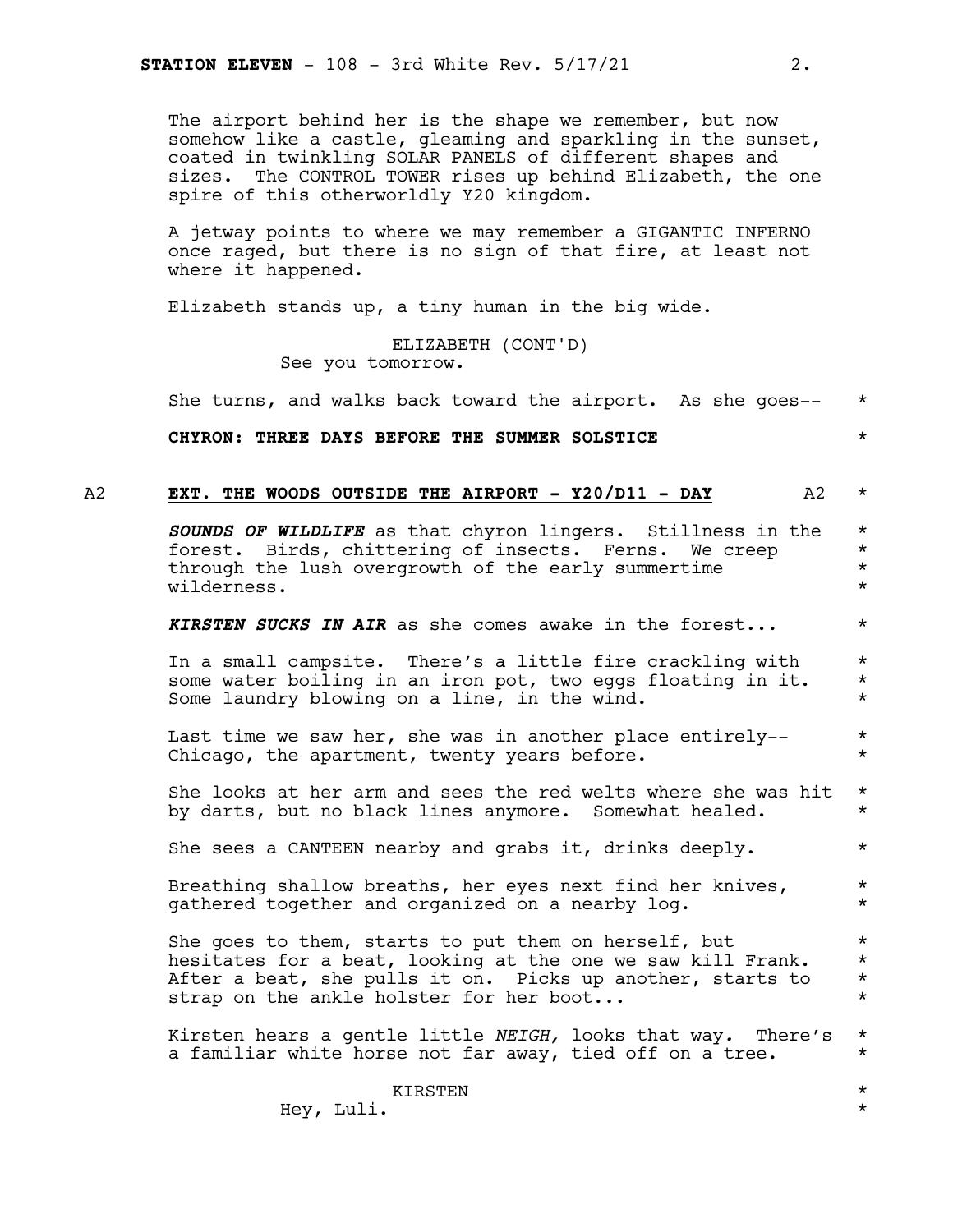The airport behind her is the shape we remember, but now somehow like a castle, gleaming and sparkling in the sunset, coated in twinkling SOLAR PANELS of different shapes and sizes. The CONTROL TOWER rises up behind Elizabeth, the one spire of this otherworldly Y20 kingdom.

A jetway points to where we may remember a GIGANTIC INFERNO once raged, but there is no sign of that fire, at least not where it happened.

Elizabeth stands up, a tiny human in the big wide.

ELIZABETH (CONT'D)
See you tomorrow.

She turns, and walks back toward the airport. As she goes-- *

**CHYRON: THREE DAYS BEFORE THE SUMMER SOLSTICE** *

A2 **EXT. THE WOODS OUTSIDE THE AIRPORT - Y20/D11 - DAY** A2 *

***SOUNDS OF WILDLIFE*** as that chyron lingers. Stillness in the forest. Birds, chittering of insects. Ferns. We creep through the lush overgrowth of the early summertime wilderness. *

***KIRSTEN SUCKS IN AIR*** as she comes awake in the forest... *

In a small campsite. There's a little fire crackling with some water boiling in an iron pot, two eggs floating in it. Some laundry blowing on a line, in the wind. *

Last time we saw her, she was in another place entirely-- Chicago, the apartment, twenty years before. *

She looks at her arm and sees the red welts where she was hit by darts, but no black lines anymore. Somewhat healed. *

She sees a CANTEEN nearby and grabs it, drinks deeply. *

Breathing shallow breaths, her eyes next find her knives, gathered together and organized on a nearby log. *

She goes to them, starts to put them on herself, but hesitates for a beat, looking at the one we saw kill Frank. After a beat, she pulls it on. Picks up another, starts to strap on the ankle holster for her boot... *

Kirsten hears a gentle little *NEIGH,* looks that way. There's a familiar white horse not far away, tied off on a tree. *

KIRSTEN *
Hey, Luli. *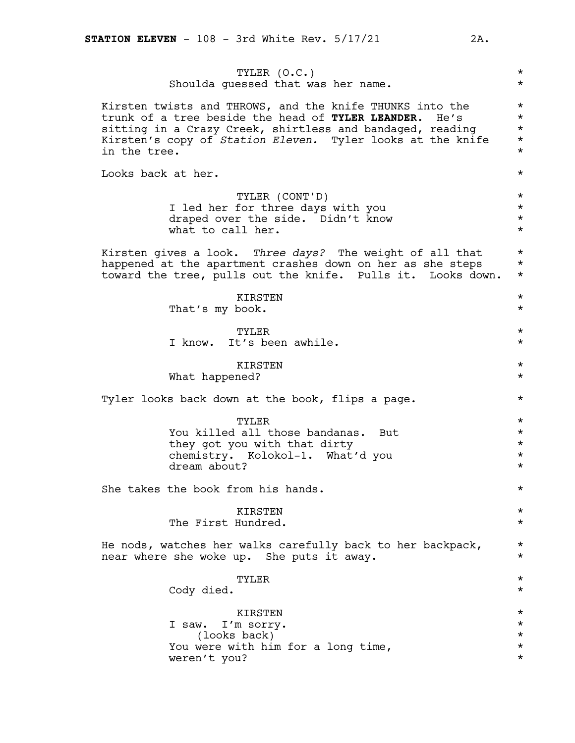TYLER (O.C.)
Shoulda guessed that was her name.

Kirsten twists and THROWS, and the knife THUNKS into the trunk of a tree beside the head of **TYLER LEANDER**. He's sitting in a Crazy Creek, shirtless and bandaged, reading Kirsten's copy of *Station Eleven.* Tyler looks at the knife in the tree.

Looks back at her.

TYLER (CONT'D)
I led her for three days with you draped over the side. Didn't know what to call her.

Kirsten gives a look. *Three days?* The weight of all that happened at the apartment crashes down on her as she steps toward the tree, pulls out the knife. Pulls it. Looks down.

KIRSTEN
That's my book.

TYLER
I know. It's been awhile.

KIRSTEN
What happened?

Tyler looks back down at the book, flips a page.

TYLER
You killed all those bandanas. But they got you with that dirty chemistry. Kolokol-1. What'd you dream about?

She takes the book from his hands.

KIRSTEN
The First Hundred.

He nods, watches her walks carefully back to her backpack, near where she woke up. She puts it away.

TYLER
Cody died.

KIRSTEN
I saw. I'm sorry.
(looks back)
You were with him for a long time, weren't you?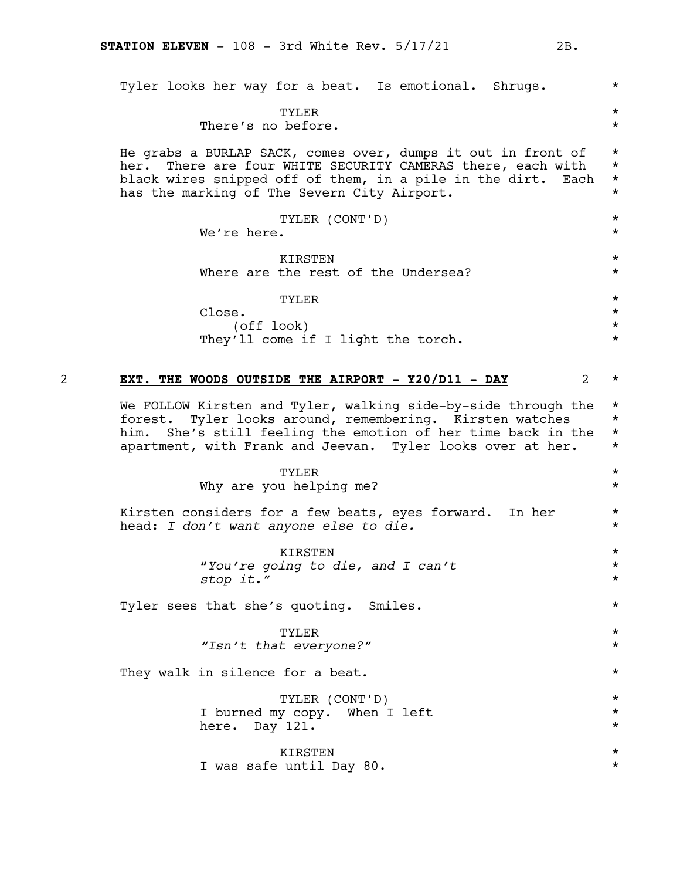Tyler looks her way for a beat. Is emotional. Shrugs.

TYLER
There's no before.

He grabs a BURLAP SACK, comes over, dumps it out in front of her. There are four WHITE SECURITY CAMERAS there, each with black wires snipped off of them, in a pile in the dirt. Each has the marking of The Severn City Airport.

TYLER (CONT'D)
We're here.

KIRSTEN
Where are the rest of the Undersea?

TYLER
Close.
(off look)
They'll come if I light the torch.

## 2 EXT. THE WOODS OUTSIDE THE AIRPORT - Y20/D11 - DAY 2

We FOLLOW Kirsten and Tyler, walking side-by-side through the forest. Tyler looks around, remembering. Kirsten watches him. She's still feeling the emotion of her time back in the apartment, with Frank and Jeevan. Tyler looks over at her.

TYLER
Why are you helping me?

Kirsten considers for a few beats, eyes forward. In her head: *I don't want anyone else to die.*

KIRSTEN
*"You're going to die, and I can't stop it."*

Tyler sees that she's quoting. Smiles.

TYLER
*"Isn't that everyone?"*

They walk in silence for a beat.

TYLER (CONT'D)
I burned my copy. When I left here. Day 121.

KIRSTEN
I was safe until Day 80.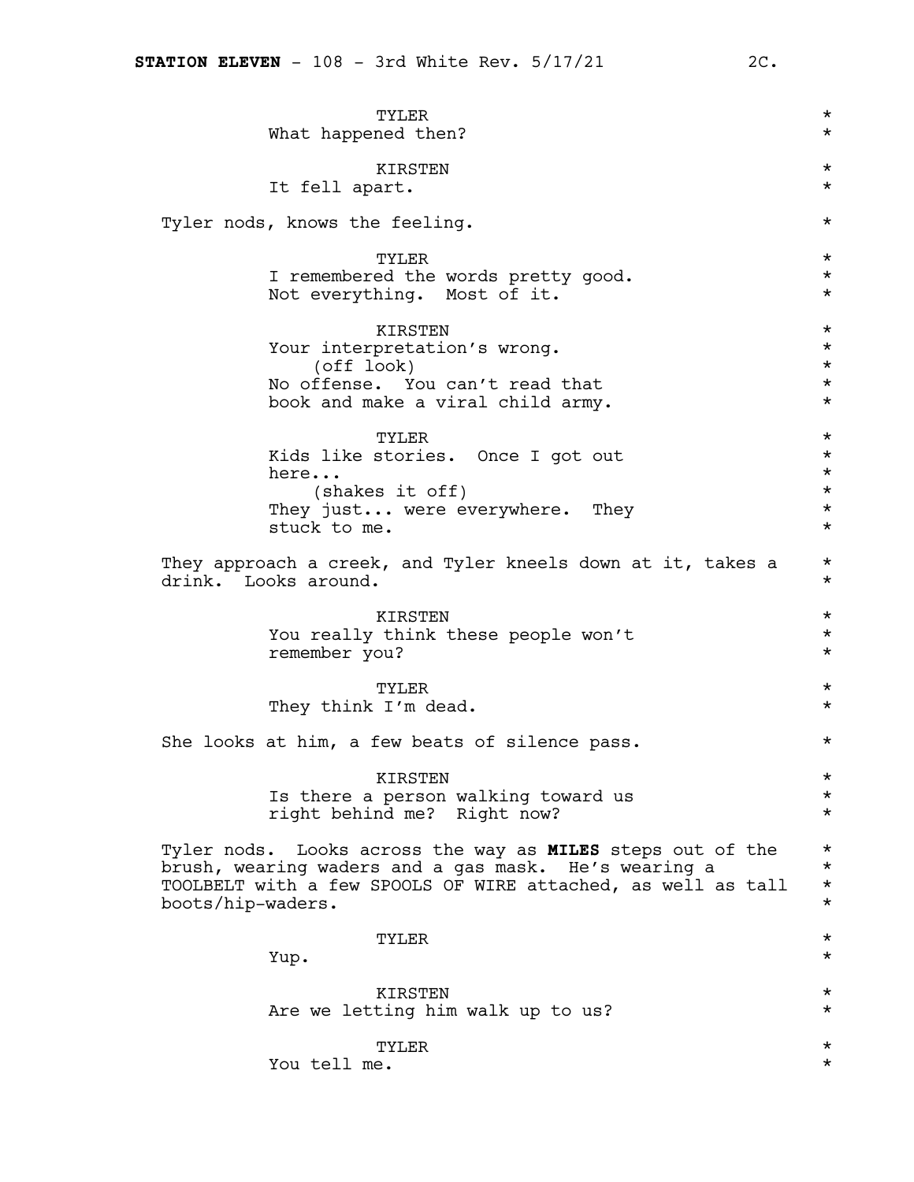TYLER
What happened then?

KIRSTEN
It fell apart.

Tyler nods, knows the feeling.

TYLER
I remembered the words pretty good. Not everything. Most of it.

KIRSTEN
Your interpretation's wrong.
(off look)
No offense. You can't read that book and make a viral child army.

TYLER
Kids like stories. Once I got out here...
(shakes it off)
They just... were everywhere. They stuck to me.

They approach a creek, and Tyler kneels down at it, takes a drink. Looks around.

KIRSTEN
You really think these people won't remember you?

TYLER
They think I'm dead.

She looks at him, a few beats of silence pass.

KIRSTEN
Is there a person walking toward us right behind me? Right now?

Tyler nods. Looks across the way as **MILES** steps out of the brush, wearing waders and a gas mask. He's wearing a TOOLBELT with a few SPOOLS OF WIRE attached, as well as tall boots/hip-waders.

TYLER
Yup.

KIRSTEN
Are we letting him walk up to us?

TYLER
You tell me.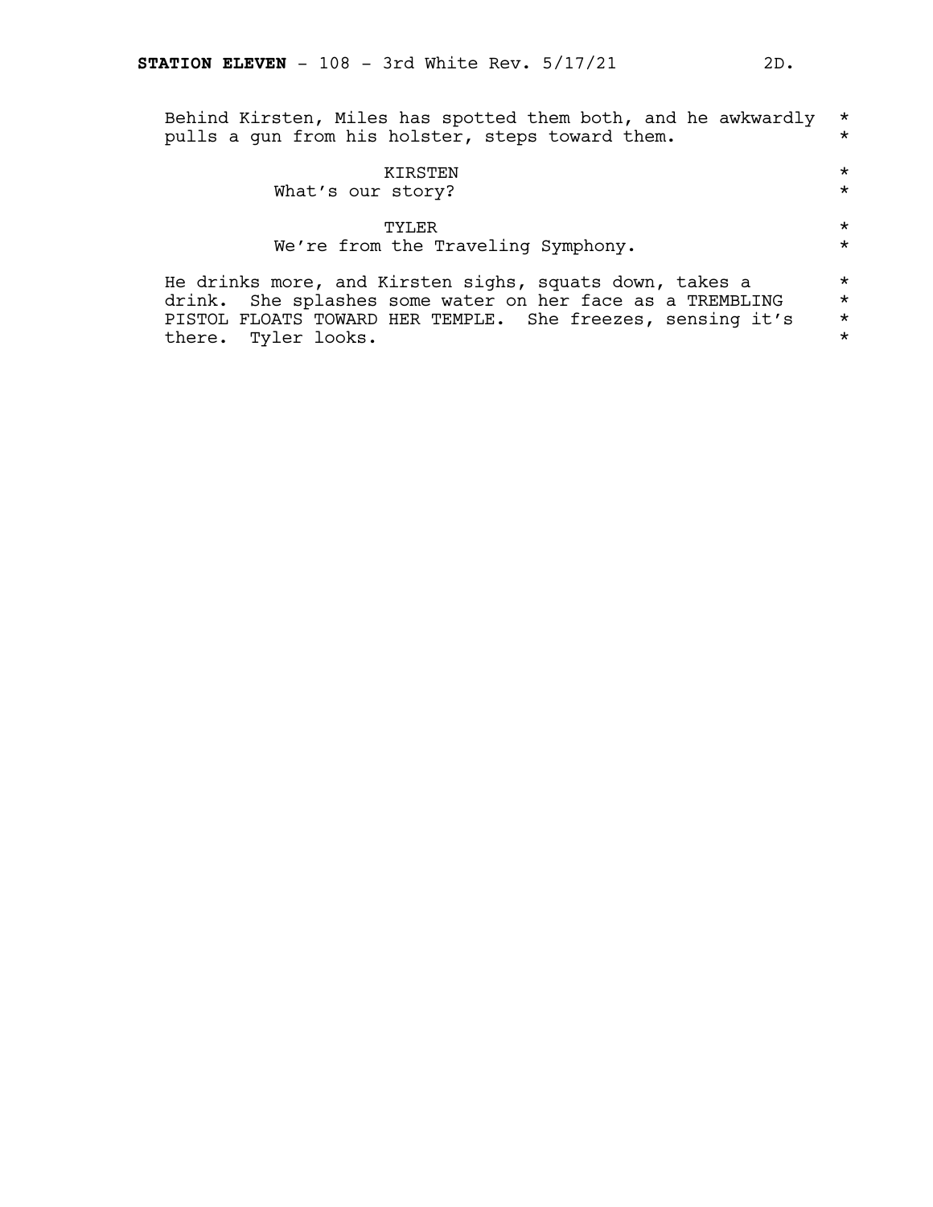Behind Kirsten, Miles has spotted them both, and he awkwardly pulls a gun from his holster, steps toward them.

KIRSTEN
What's our story?

TYLER
We're from the Traveling Symphony.

He drinks more, and Kirsten sighs, squats down, takes a drink. She splashes some water on her face as a TREMBLING PISTOL FLOATS TOWARD HER TEMPLE. She freezes, sensing it's there. Tyler looks.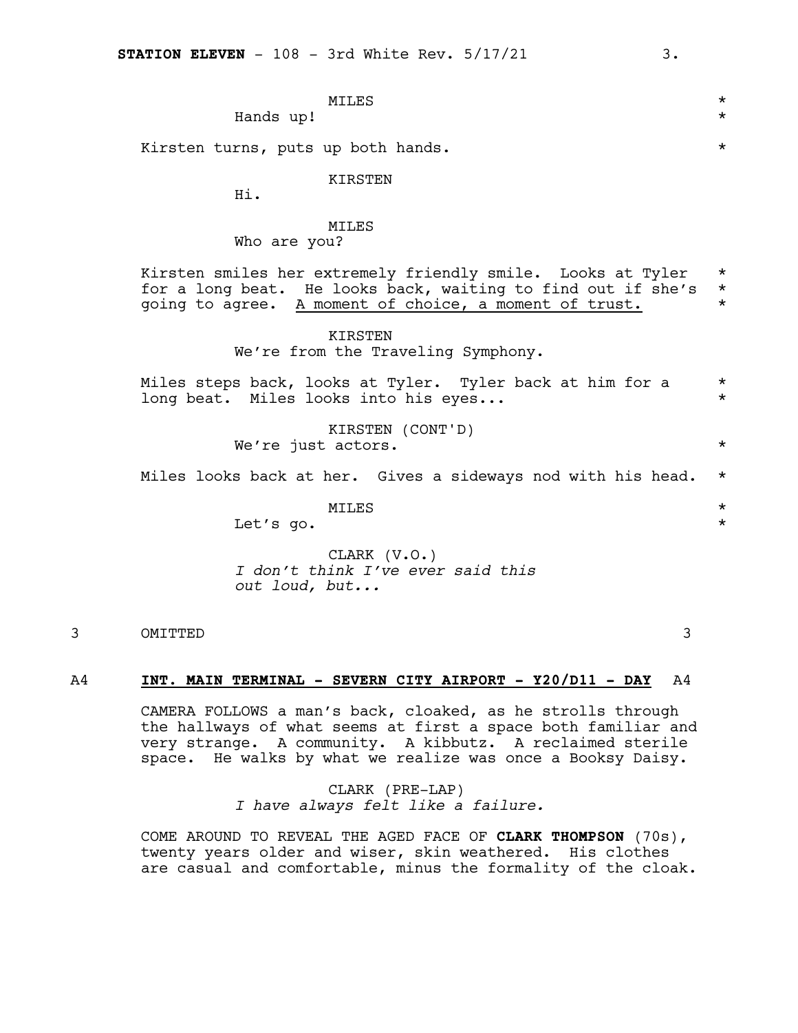MILES
Hands up!

Kirsten turns, puts up both hands.

KIRSTEN
Hi.

MILES
Who are you?

Kirsten smiles her extremely friendly smile. Looks at Tyler for a long beat. He looks back, waiting to find out if she's going to agree. <u>A moment of choice, a moment of trust.</u>

KIRSTEN
We're from the Traveling Symphony.

Miles steps back, looks at Tyler. Tyler back at him for a long beat. Miles looks into his eyes...

KIRSTEN (CONT'D)
We're just actors.

Miles looks back at her. Gives a sideways nod with his head.

MILES
Let's go.

CLARK (V.O.)
*I don't think I've ever said this out loud, but...*

3 OMITTED 3

## A4 **INT. MAIN TERMINAL - SEVERN CITY AIRPORT - Y20/D11 - DAY** A4

CAMERA FOLLOWS a man's back, cloaked, as he strolls through the hallways of what seems at first a space both familiar and very strange. A community. A kibbutz. A reclaimed sterile space. He walks by what we realize was once a Booksy Daisy.

CLARK (PRE-LAP)
*I have always felt like a failure.*

COME AROUND TO REVEAL THE AGED FACE OF **CLARK THOMPSON** (70s), twenty years older and wiser, skin weathered. His clothes are casual and comfortable, minus the formality of the cloak.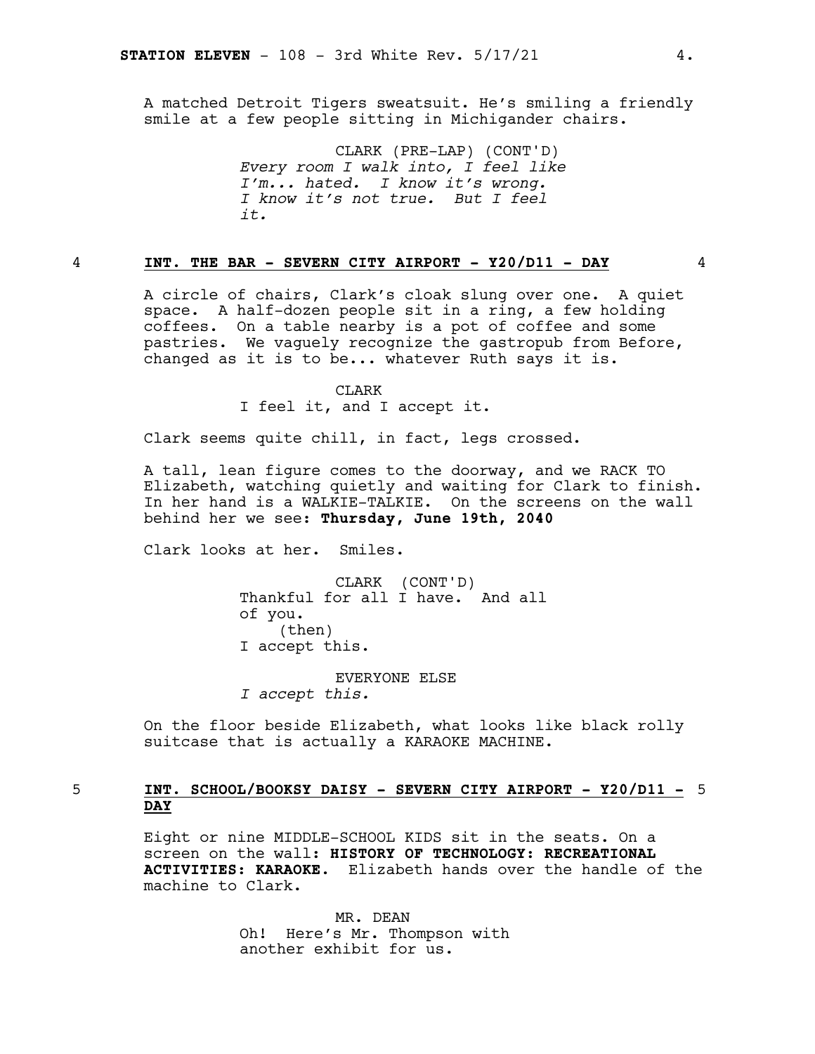A matched Detroit Tigers sweatsuit. He's smiling a friendly smile at a few people sitting in Michigander chairs.

CLARK (PRE-LAP) (CONT'D)
*Every room I walk into, I feel like I'm... hated. I know it's wrong. I know it's not true. But I feel it.*

4 **INT. THE BAR - SEVERN CITY AIRPORT - Y20/D11 - DAY** 4

A circle of chairs, Clark's cloak slung over one. A quiet space. A half-dozen people sit in a ring, a few holding coffees. On a table nearby is a pot of coffee and some pastries. We vaguely recognize the gastropub from Before, changed as it is to be... whatever Ruth says it is.

CLARK
I feel it, and I accept it.

Clark seems quite chill, in fact, legs crossed.

A tall, lean figure comes to the doorway, and we RACK TO Elizabeth, watching quietly and waiting for Clark to finish. In her hand is a WALKIE-TALKIE. On the screens on the wall behind her we see**: Thursday, June 19th, 2040**

Clark looks at her. Smiles.

CLARK (CONT'D)
Thankful for all I have. And all of you.
(then)
I accept this.

EVERYONE ELSE
*I accept this.*

On the floor beside Elizabeth, what looks like black rolly suitcase that is actually a KARAOKE MACHINE.

5 **INT. SCHOOL/BOOKSY DAISY - SEVERN CITY AIRPORT - Y20/D11 - DAY** 5

Eight or nine MIDDLE-SCHOOL KIDS sit in the seats. On a screen on the wall**: HISTORY OF TECHNOLOGY: RECREATIONAL ACTIVITIES: KARAOKE.** Elizabeth hands over the handle of the machine to Clark.

MR. DEAN
Oh! Here's Mr. Thompson with another exhibit for us.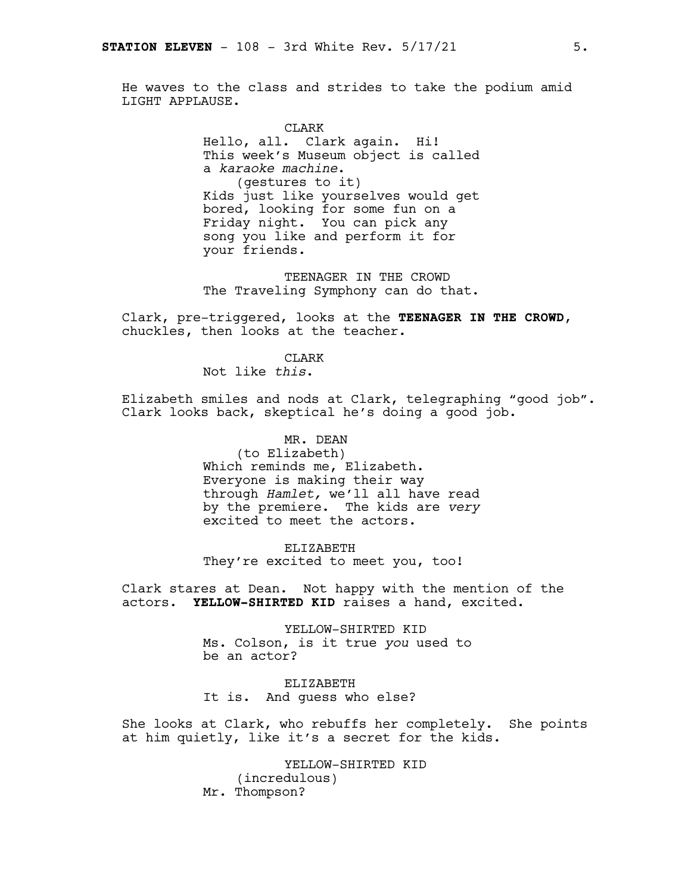He waves to the class and strides to take the podium amid LIGHT APPLAUSE.

CLARK
Hello, all. Clark again. Hi! This week's Museum object is called a *karaoke machine*.
(gestures to it)
Kids just like yourselves would get bored, looking for some fun on a Friday night. You can pick any song you like and perform it for your friends.

TEENAGER IN THE CROWD
The Traveling Symphony can do that.

Clark, pre-triggered, looks at the **TEENAGER IN THE CROWD**, chuckles, then looks at the teacher.

CLARK
Not like *this*.

Elizabeth smiles and nods at Clark, telegraphing "good job". Clark looks back, skeptical he's doing a good job.

MR. DEAN
(to Elizabeth)
Which reminds me, Elizabeth. Everyone is making their way through *Hamlet,* we'll all have read by the premiere. The kids are *very* excited to meet the actors.

ELIZABETH
They're excited to meet you, too!

Clark stares at Dean. Not happy with the mention of the actors. **YELLOW-SHIRTED KID** raises a hand, excited.

YELLOW-SHIRTED KID
Ms. Colson, is it true *you* used to be an actor?

ELIZABETH
It is. And guess who else?

She looks at Clark, who rebuffs her completely. She points at him quietly, like it's a secret for the kids.

YELLOW-SHIRTED KID
(incredulous)
Mr. Thompson?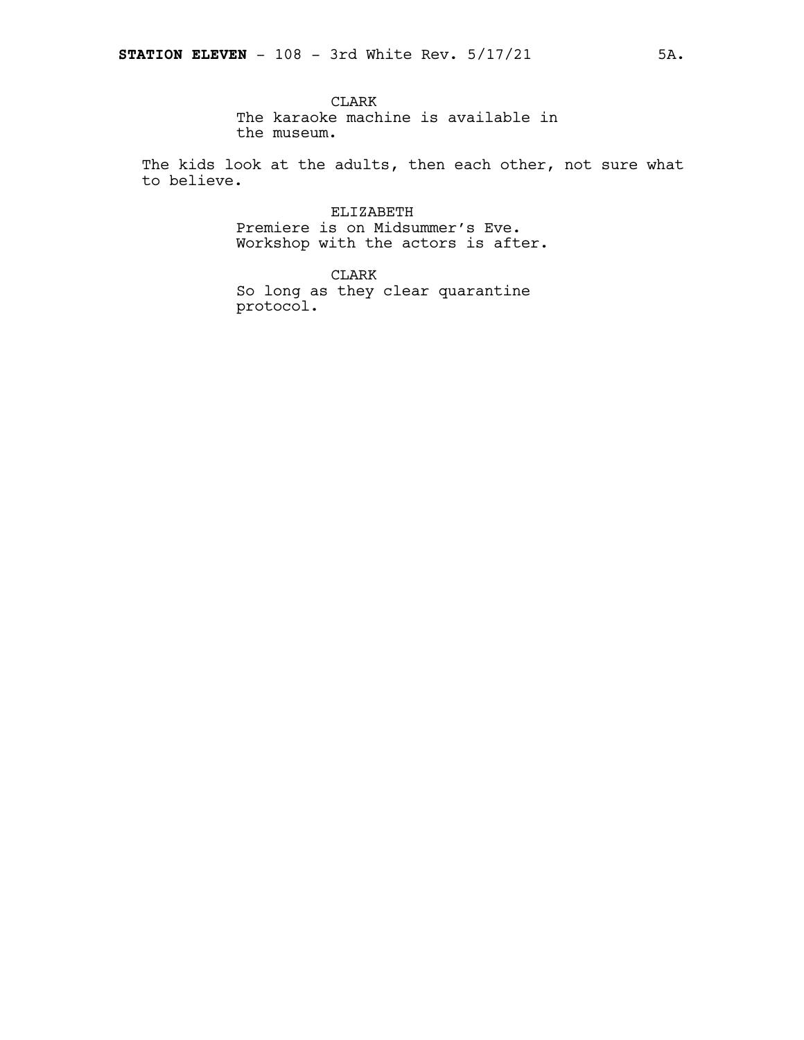CLARK
The karaoke machine is available in the museum.

The kids look at the adults, then each other, not sure what to believe.

ELIZABETH
Premiere is on Midsummer's Eve. Workshop with the actors is after.

CLARK
So long as they clear quarantine protocol.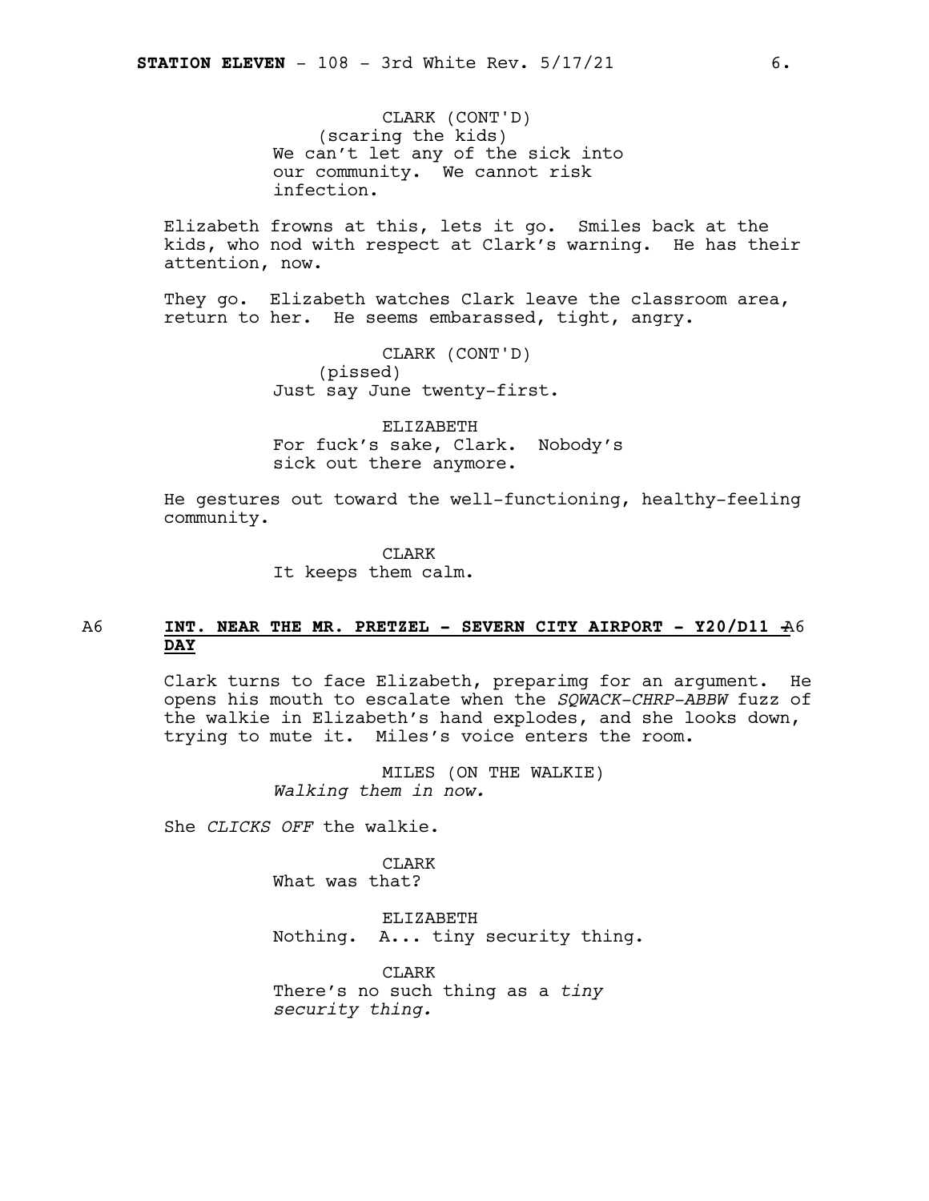CLARK (CONT'D)
(scaring the kids)
We can't let any of the sick into our community. We cannot risk infection.

Elizabeth frowns at this, lets it go. Smiles back at the kids, who nod with respect at Clark's warning. He has their attention, now.

They go. Elizabeth watches Clark leave the classroom area, return to her. He seems embarassed, tight, angry.

CLARK (CONT'D)
(pissed)
Just say June twenty-first.

ELIZABETH
For fuck's sake, Clark. Nobody's sick out there anymore.

He gestures out toward the well-functioning, healthy-feeling community.

CLARK
It keeps them calm.

A6 **INT. NEAR THE MR. PRETZEL - SEVERN CITY AIRPORT - Y20/D11 - DAY** A6

Clark turns to face Elizabeth, preparimg for an argument. He opens his mouth to escalate when the *SQWACK-CHRP-ABBW* fuzz of the walkie in Elizabeth's hand explodes, and she looks down, trying to mute it. Miles's voice enters the room.

MILES (ON THE WALKIE)
*Walking them in now.*

She *CLICKS OFF* the walkie.

CLARK
What was that?

ELIZABETH
Nothing. A... tiny security thing.

CLARK
There's no such thing as a *tiny security thing.*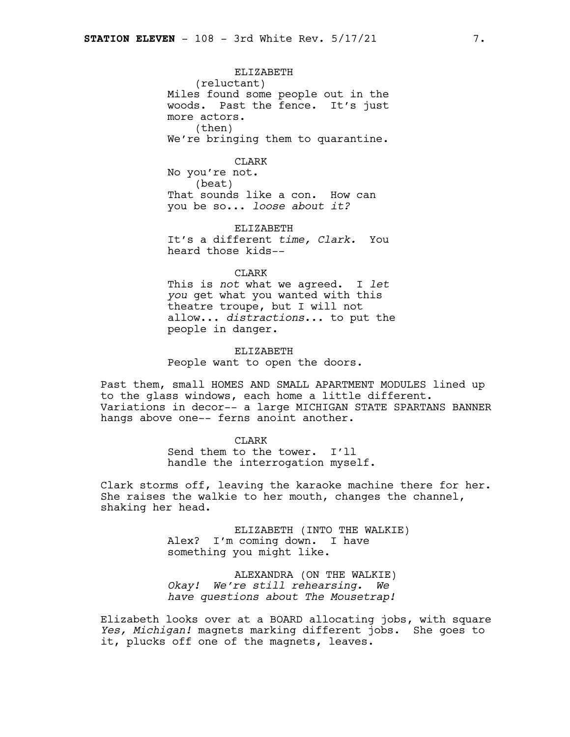ELIZABETH
(reluctant)
Miles found some people out in the woods. Past the fence. It's just more actors.
(then)
We're bringing them to quarantine.

CLARK
No you're not.
(beat)
That sounds like a con. How can you be so... *loose about it?*

ELIZABETH
It's a different *time, Clark.* You heard those kids--

CLARK
This is *not* what we agreed. I *let you* get what you wanted with this theatre troupe, but I will not allow... *distractions*... to put the people in danger.

ELIZABETH
People want to open the doors.

Past them, small HOMES AND SMALL APARTMENT MODULES lined up to the glass windows, each home a little different. Variations in decor-- a large MICHIGAN STATE SPARTANS BANNER hangs above one-- ferns anoint another.

CLARK
Send them to the tower. I'll handle the interrogation myself.

Clark storms off, leaving the karaoke machine there for her. She raises the walkie to her mouth, changes the channel, shaking her head.

ELIZABETH (INTO THE WALKIE)
Alex? I'm coming down. I have something you might like.

ALEXANDRA (ON THE WALKIE)
*Okay! We're still rehearsing. We have questions about The Mousetrap!*

Elizabeth looks over at a BOARD allocating jobs, with square *Yes, Michigan!* magnets marking different jobs. She goes to it, plucks off one of the magnets, leaves.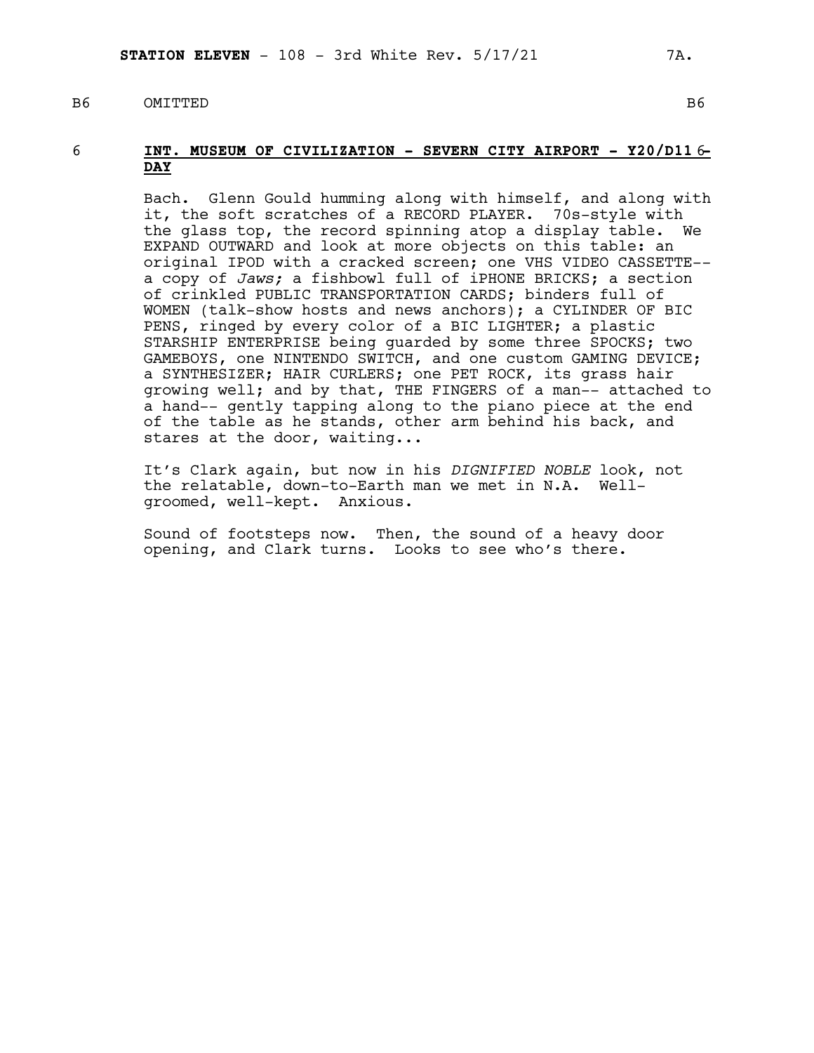B6 OMITTED B6

6 **INT. MUSEUM OF CIVILIZATION - SEVERN CITY AIRPORT - Y20/D11 - DAY** 6

Bach. Glenn Gould humming along with himself, and along with it, the soft scratches of a RECORD PLAYER. 70s-style with the glass top, the record spinning atop a display table. We EXPAND OUTWARD and look at more objects on this table: an original IPOD with a cracked screen; one VHS VIDEO CASSETTE-- a copy of *Jaws;* a fishbowl full of iPHONE BRICKS; a section of crinkled PUBLIC TRANSPORTATION CARDS; binders full of WOMEN (talk-show hosts and news anchors); a CYLINDER OF BIC PENS, ringed by every color of a BIC LIGHTER; a plastic STARSHIP ENTERPRISE being guarded by some three SPOCKS; two GAMEBOYS, one NINTENDO SWITCH, and one custom GAMING DEVICE; a SYNTHESIZER; HAIR CURLERS; one PET ROCK, its grass hair growing well; and by that, THE FINGERS of a man-- attached to a hand-- gently tapping along to the piano piece at the end of the table as he stands, other arm behind his back, and stares at the door, waiting...

It's Clark again, but now in his *DIGNIFIED NOBLE* look, not the relatable, down-to-Earth man we met in N.A. Well-groomed, well-kept. Anxious.

Sound of footsteps now. Then, the sound of a heavy door opening, and Clark turns. Looks to see who's there.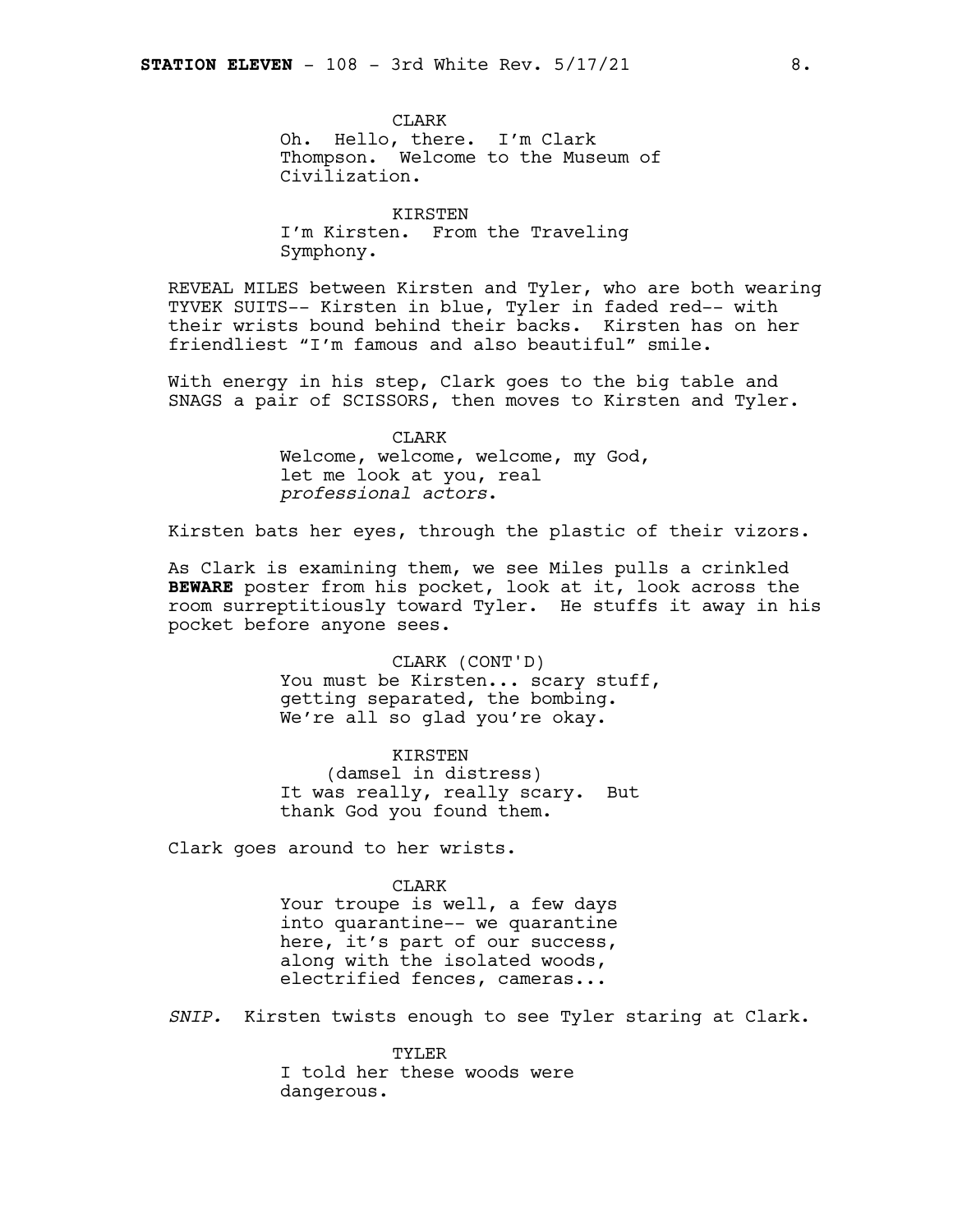CLARK
Oh. Hello, there. I'm Clark Thompson. Welcome to the Museum of Civilization.

KIRSTEN
I'm Kirsten. From the Traveling Symphony.

REVEAL MILES between Kirsten and Tyler, who are both wearing TYVEK SUITS-- Kirsten in blue, Tyler in faded red-- with their wrists bound behind their backs. Kirsten has on her friendliest "I'm famous and also beautiful" smile.

With energy in his step, Clark goes to the big table and SNAGS a pair of SCISSORS, then moves to Kirsten and Tyler.

CLARK
Welcome, welcome, welcome, my God, let me look at you, real *professional actors*.

Kirsten bats her eyes, through the plastic of their vizors.

As Clark is examining them, we see Miles pulls a crinkled **BEWARE** poster from his pocket, look at it, look across the room surreptitiously toward Tyler. He stuffs it away in his pocket before anyone sees.

CLARK (CONT'D)
You must be Kirsten... scary stuff, getting separated, the bombing. We're all so glad you're okay.

KIRSTEN
(damsel in distress)
It was really, really scary. But thank God you found them.

Clark goes around to her wrists.

CLARK
Your troupe is well, a few days into quarantine-- we quarantine here, it's part of our success, along with the isolated woods, electrified fences, cameras...

*SNIP.* Kirsten twists enough to see Tyler staring at Clark.

TYLER
I told her these woods were dangerous.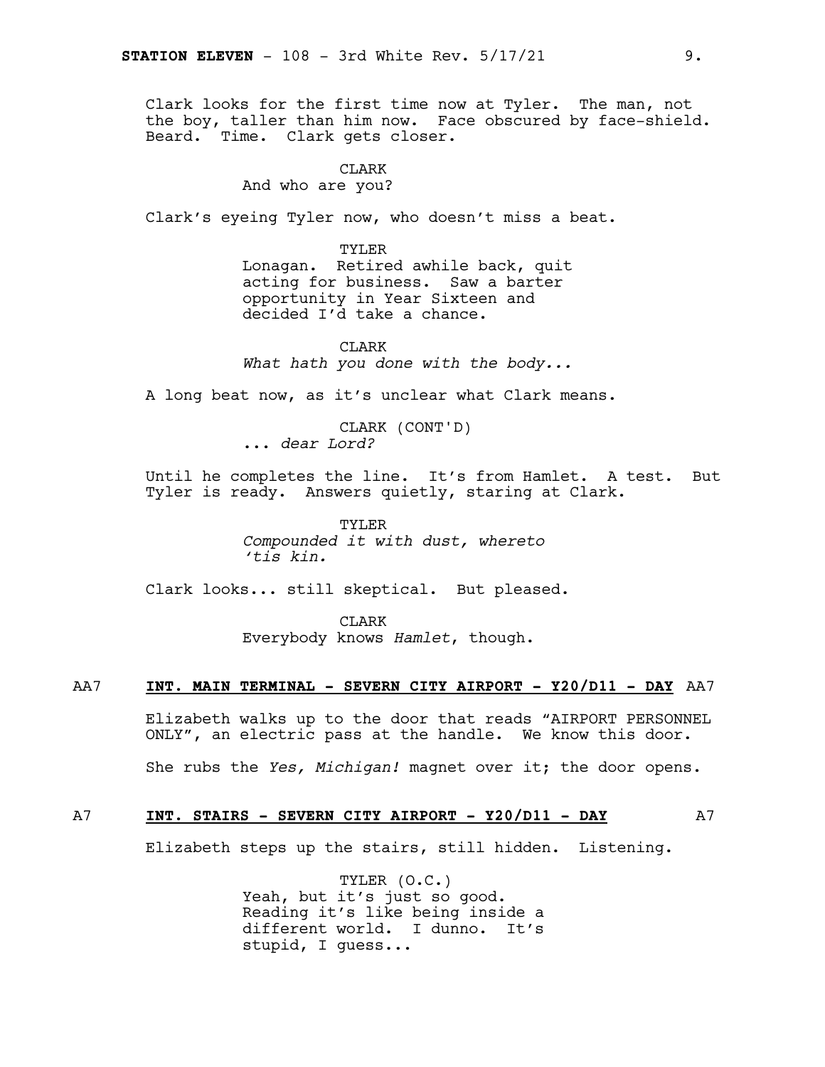Clark looks for the first time now at Tyler. The man, not the boy, taller than him now. Face obscured by face-shield. Beard. Time. Clark gets closer.

CLARK
And who are you?

Clark's eyeing Tyler now, who doesn't miss a beat.

TYLER
Lonagan. Retired awhile back, quit acting for business. Saw a barter opportunity in Year Sixteen and decided I'd take a chance.

CLARK
*What hath you done with the body...*

A long beat now, as it's unclear what Clark means.

CLARK (CONT'D)
... *dear Lord?*

Until he completes the line. It's from Hamlet. A test. But Tyler is ready. Answers quietly, staring at Clark.

TYLER
*Compounded it with dust, whereto 'tis kin.*

Clark looks... still skeptical. But pleased.

CLARK
Everybody knows *Hamlet*, though.

AA7 **INT. MAIN TERMINAL - SEVERN CITY AIRPORT - Y20/D11 - DAY** AA7

Elizabeth walks up to the door that reads "AIRPORT PERSONNEL ONLY", an electric pass at the handle. We know this door.

She rubs the *Yes, Michigan!* magnet over it; the door opens.

A7 **INT. STAIRS - SEVERN CITY AIRPORT - Y20/D11 - DAY** A7

Elizabeth steps up the stairs, still hidden. Listening.

TYLER (O.C.)
Yeah, but it's just so good. Reading it's like being inside a different world. I dunno. It's stupid, I guess...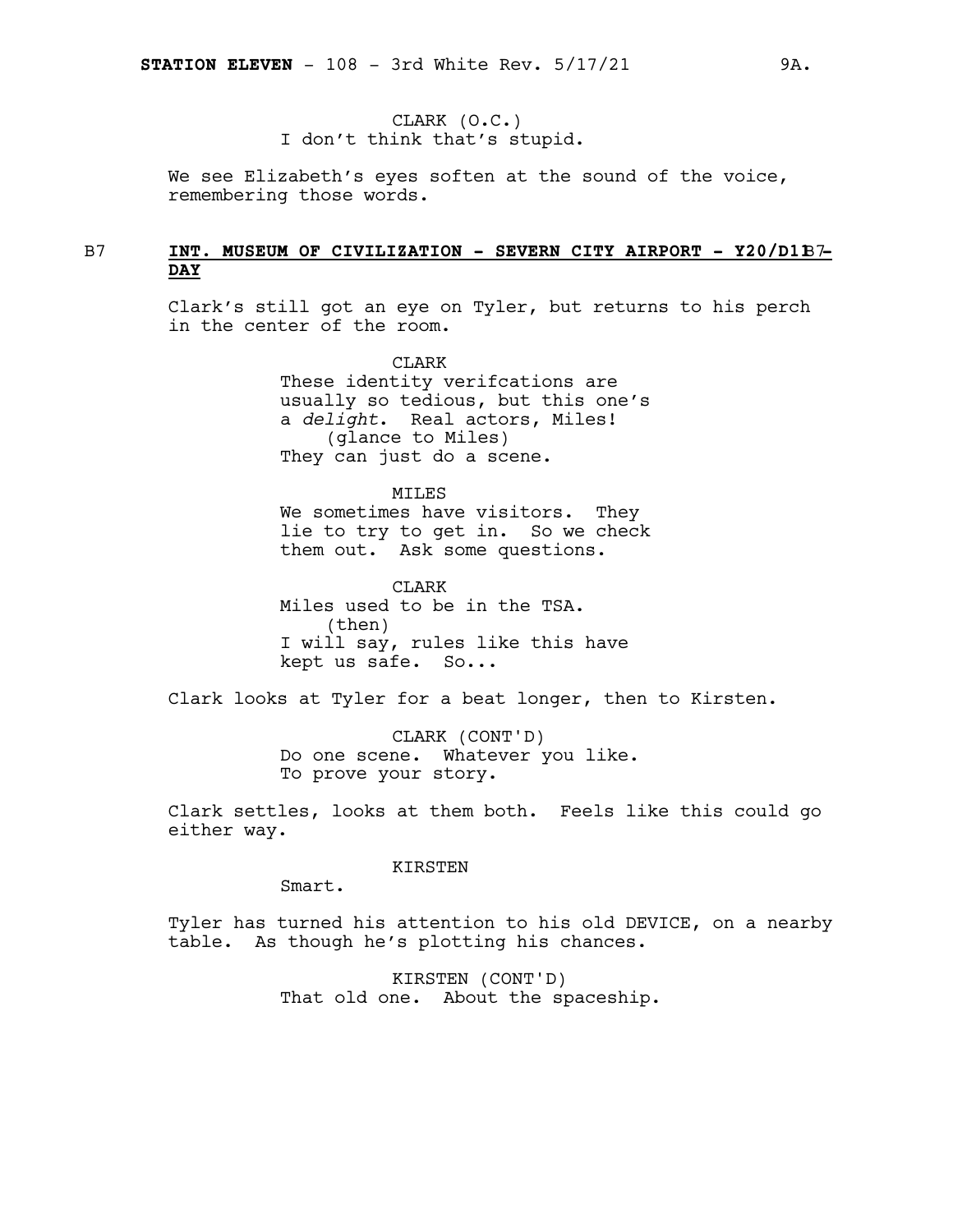CLARK (O.C.)
I don't think that's stupid.

We see Elizabeth's eyes soften at the sound of the voice, remembering those words.

B7 **INT. MUSEUM OF CIVILIZATION - SEVERN CITY AIRPORT - Y20/D1 - DAY** B7

Clark's still got an eye on Tyler, but returns to his perch in the center of the room.

CLARK
These identity verifcations are usually so tedious, but this one's a *delight*. Real actors, Miles!
(glance to Miles)
They can just do a scene.

MILES
We sometimes have visitors. They lie to try to get in. So we check them out. Ask some questions.

CLARK
Miles used to be in the TSA.
(then)
I will say, rules like this have kept us safe. So...

Clark looks at Tyler for a beat longer, then to Kirsten.

CLARK (CONT'D)
Do one scene. Whatever you like. To prove your story.

Clark settles, looks at them both. Feels like this could go either way.

KIRSTEN
Smart.

Tyler has turned his attention to his old DEVICE, on a nearby table. As though he's plotting his chances.

KIRSTEN (CONT'D)
That old one. About the spaceship.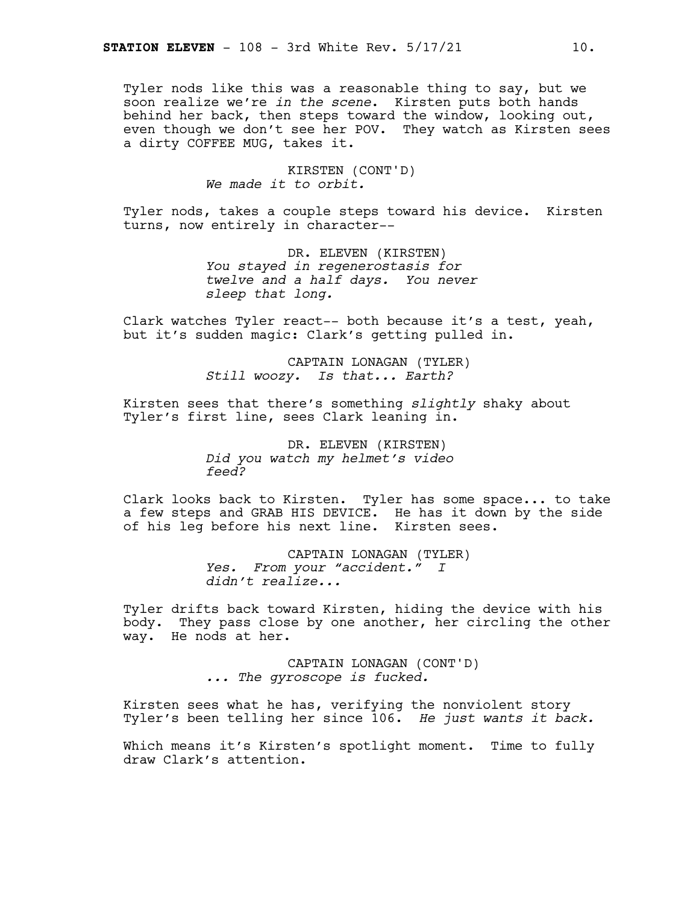Tyler nods like this was a reasonable thing to say, but we soon realize we're *in the scene*. Kirsten puts both hands behind her back, then steps toward the window, looking out, even though we don't see her POV. They watch as Kirsten sees a dirty COFFEE MUG, takes it.

KIRSTEN (CONT'D)
*We made it to orbit.*

Tyler nods, takes a couple steps toward his device. Kirsten turns, now entirely in character--

DR. ELEVEN (KIRSTEN)
*You stayed in regenerostasis for twelve and a half days. You never sleep that long.*

Clark watches Tyler react-- both because it's a test, yeah, but it's sudden magic: Clark's getting pulled in.

CAPTAIN LONAGAN (TYLER)
*Still woozy. Is that... Earth?*

Kirsten sees that there's something *slightly* shaky about Tyler's first line, sees Clark leaning in.

DR. ELEVEN (KIRSTEN)
*Did you watch my helmet's video feed?*

Clark looks back to Kirsten. Tyler has some space... to take a few steps and GRAB HIS DEVICE. He has it down by the side of his leg before his next line. Kirsten sees.

CAPTAIN LONAGAN (TYLER)
*Yes. From your "accident." I didn't realize...*

Tyler drifts back toward Kirsten, hiding the device with his body. They pass close by one another, her circling the other way. He nods at her.

CAPTAIN LONAGAN (CONT'D)
*... The gyroscope is fucked.*

Kirsten sees what he has, verifying the nonviolent story Tyler's been telling her since 106. *He just wants it back.*

Which means it's Kirsten's spotlight moment. Time to fully draw Clark's attention.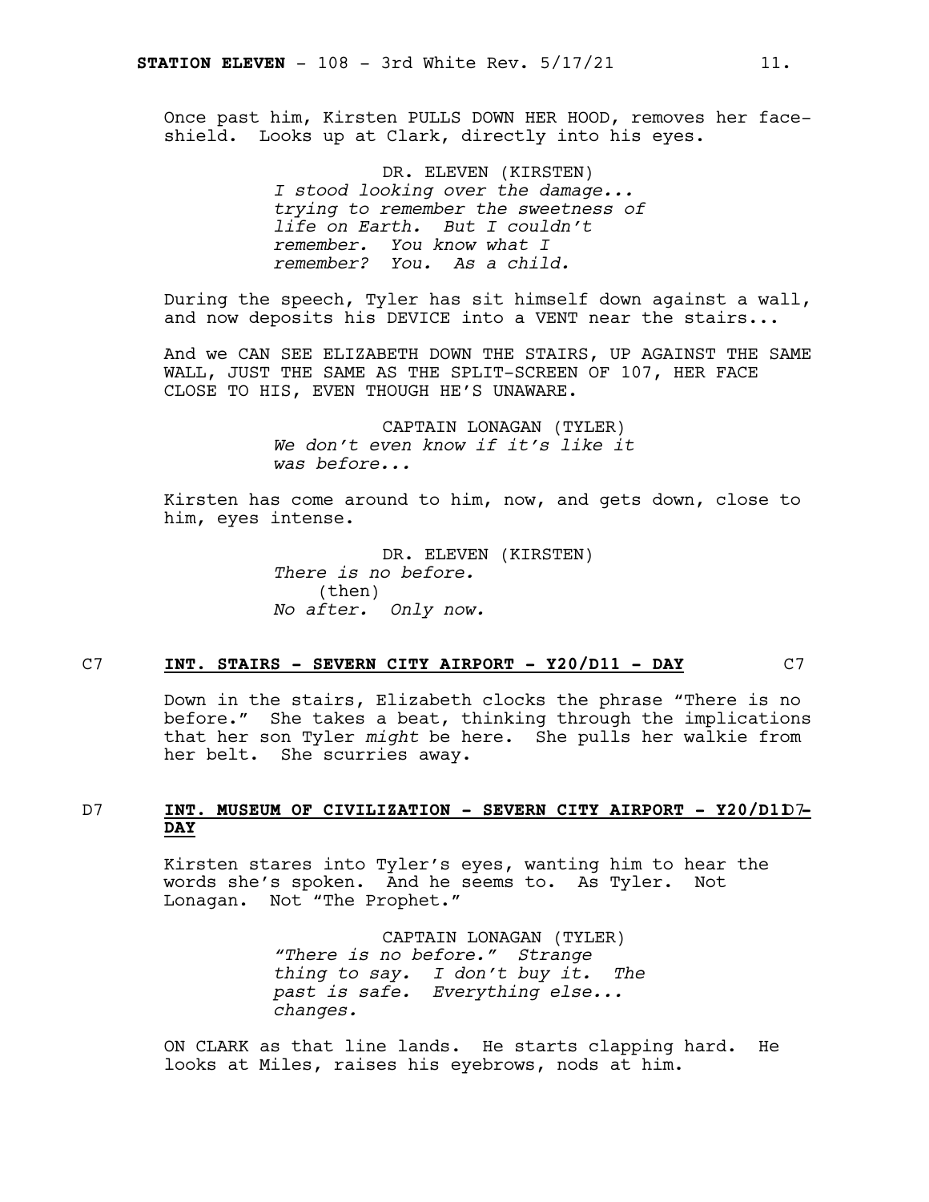Once past him, Kirsten PULLS DOWN HER HOOD, removes her face-shield. Looks up at Clark, directly into his eyes.

DR. ELEVEN (KIRSTEN)
*I stood looking over the damage... trying to remember the sweetness of life on Earth. But I couldn't remember. You know what I remember? You. As a child.*

During the speech, Tyler has sit himself down against a wall, and now deposits his DEVICE into a VENT near the stairs...

And we CAN SEE ELIZABETH DOWN THE STAIRS, UP AGAINST THE SAME WALL, JUST THE SAME AS THE SPLIT-SCREEN OF 107, HER FACE CLOSE TO HIS, EVEN THOUGH HE'S UNAWARE.

CAPTAIN LONAGAN (TYLER)
*We don't even know if it's like it was before...*

Kirsten has come around to him, now, and gets down, close to him, eyes intense.

DR. ELEVEN (KIRSTEN)
*There is no before.*
(then)
*No after. Only now.*

C7 **INT. STAIRS - SEVERN CITY AIRPORT - Y20/D11 - DAY** C7

Down in the stairs, Elizabeth clocks the phrase "There is no before." She takes a beat, thinking through the implications that her son Tyler *might* be here. She pulls her walkie from her belt. She scurries away.

D7 **INT. MUSEUM OF CIVILIZATION - SEVERN CITY AIRPORT - Y20/D11 - DAY** D7

Kirsten stares into Tyler's eyes, wanting him to hear the words she's spoken. And he seems to. As Tyler. Not Lonagan. Not "The Prophet."

CAPTAIN LONAGAN (TYLER)
*"There is no before." Strange thing to say. I don't buy it. The past is safe. Everything else... changes.*

ON CLARK as that line lands. He starts clapping hard. He looks at Miles, raises his eyebrows, nods at him.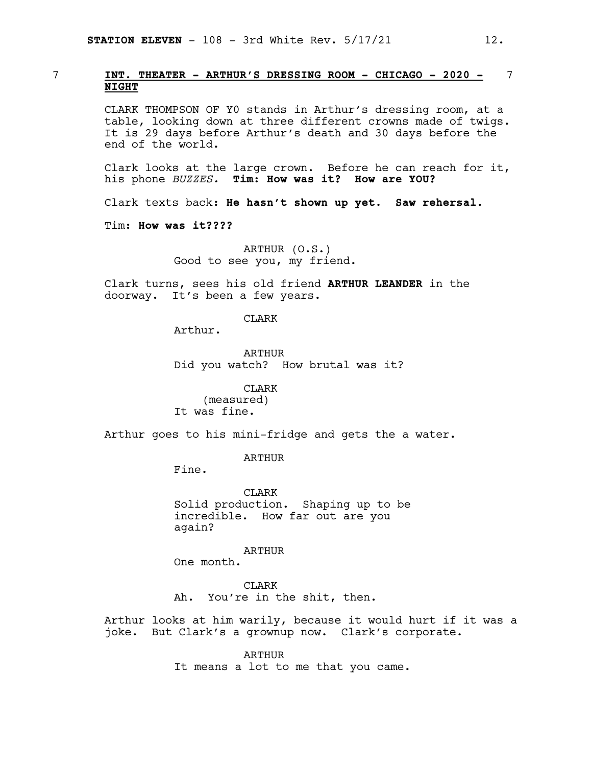7 **INT. THEATER - ARTHUR'S DRESSING ROOM - CHICAGO - 2020 - NIGHT** 7

CLARK THOMPSON OF Y0 stands in Arthur's dressing room, at a table, looking down at three different crowns made of twigs. It is 29 days before Arthur's death and 30 days before the end of the world.

Clark looks at the large crown. Before he can reach for it, his phone *BUZZES.* **Tim: How was it? How are YOU?**

Clark texts back**: He hasn't shown up yet. Saw rehearsal.**

Tim**: How was it????**

ARTHUR (O.S.)
Good to see you, my friend.

Clark turns, sees his old friend **ARTHUR LEANDER** in the doorway. It's been a few years.

CLARK
Arthur.

ARTHUR
Did you watch? How brutal was it?

CLARK
(measured)
It was fine.

Arthur goes to his mini-fridge and gets the a water.

ARTHUR
Fine.

CLARK
Solid production. Shaping up to be incredible. How far out are you again?

ARTHUR
One month.

CLARK
Ah. You're in the shit, then.

Arthur looks at him warily, because it would hurt if it was a joke. But Clark's a grownup now. Clark's corporate.

ARTHUR
It means a lot to me that you came.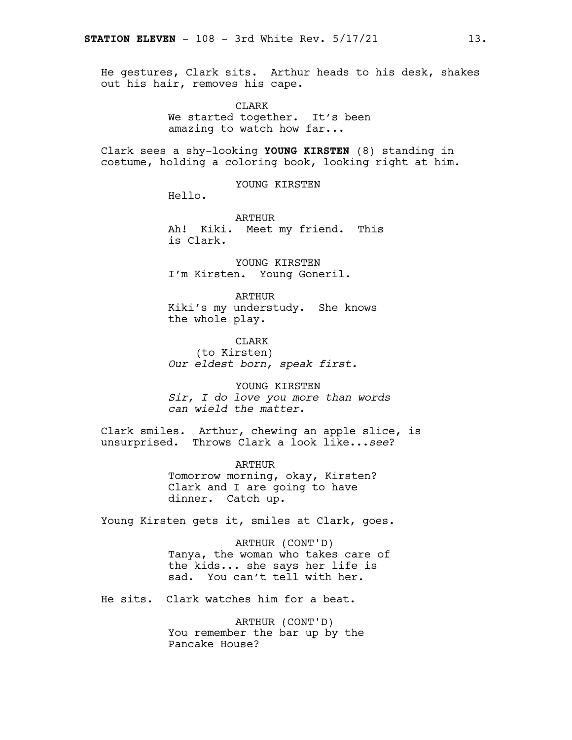He gestures, Clark sits. Arthur heads to his desk, shakes out his hair, removes his cape.

CLARK
We started together. It's been amazing to watch how far...

Clark sees a shy-looking **YOUNG KIRSTEN** (8) standing in costume, holding a coloring book, looking right at him.

YOUNG KIRSTEN
Hello.

ARTHUR
Ah! Kiki. Meet my friend. This is Clark.

YOUNG KIRSTEN
I'm Kirsten. Young Goneril.

ARTHUR
Kiki's my understudy. She knows the whole play.

CLARK
(to Kirsten)
*Our eldest born, speak first.*

YOUNG KIRSTEN
*Sir, I do love you more than words can wield the matter*.

Clark smiles. Arthur, chewing an apple slice, is unsurprised. Throws Clark a look like...*see*?

ARTHUR
Tomorrow morning, okay, Kirsten? Clark and I are going to have dinner. Catch up.

Young Kirsten gets it, smiles at Clark, goes.

ARTHUR (CONT'D)
Tanya, the woman who takes care of the kids... she says her life is sad. You can't tell with her.

He sits. Clark watches him for a beat.

ARTHUR (CONT'D)
You remember the bar up by the Pancake House?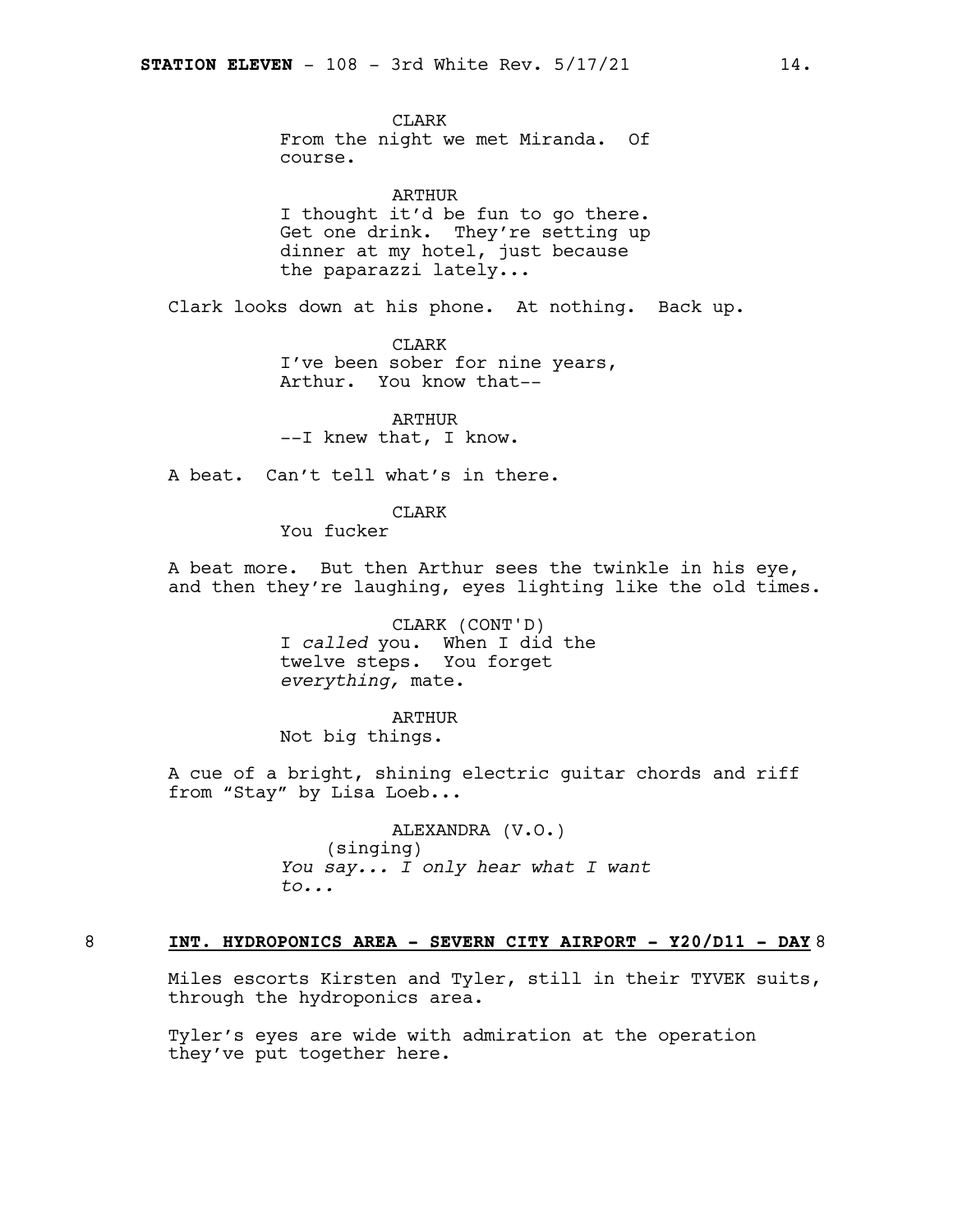CLARK
From the night we met Miranda. Of course.

ARTHUR
I thought it'd be fun to go there. Get one drink. They're setting up dinner at my hotel, just because the paparazzi lately...

Clark looks down at his phone. At nothing. Back up.

CLARK
I've been sober for nine years, Arthur. You know that--

ARTHUR
--I knew that, I know.

A beat. Can't tell what's in there.

CLARK
You fucker

A beat more. But then Arthur sees the twinkle in his eye, and then they're laughing, eyes lighting like the old times.

CLARK (CONT'D)
I *called* you. When I did the twelve steps. You forget *everything,* mate.

ARTHUR
Not big things.

A cue of a bright, shining electric guitar chords and riff from "Stay" by Lisa Loeb...

ALEXANDRA (V.O.)
(singing)
*You say... I only hear what I want to...*

8 **INT. HYDROPONICS AREA - SEVERN CITY AIRPORT - Y20/D11 - DAY** 8

Miles escorts Kirsten and Tyler, still in their TYVEK suits, through the hydroponics area.

Tyler's eyes are wide with admiration at the operation they've put together here.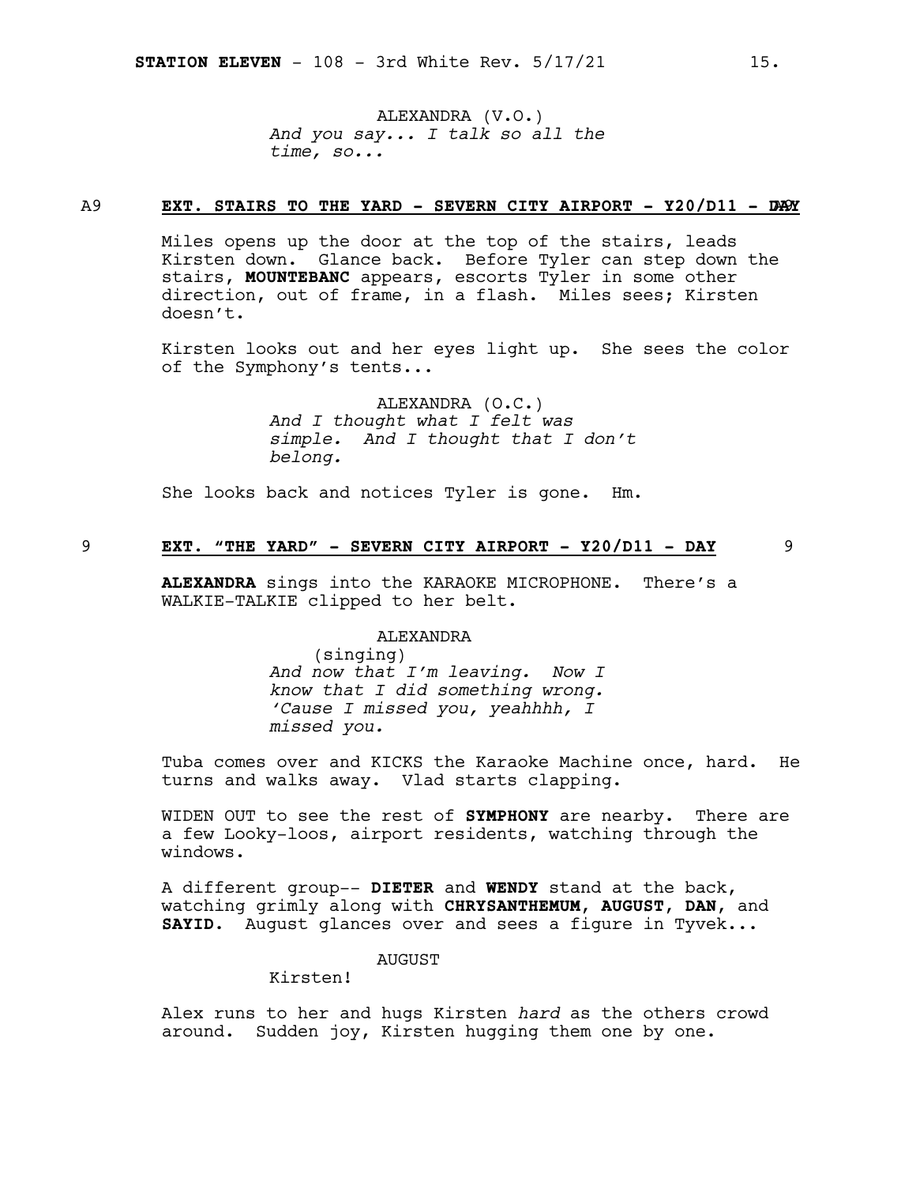ALEXANDRA (V.O.)
*And you say... I talk so all the time, so...*

**A9 EXT. STAIRS TO THE YARD - SEVERN CITY AIRPORT - Y20/D11 - DAY A9**

Miles opens up the door at the top of the stairs, leads Kirsten down. Glance back. Before Tyler can step down the stairs, **MOUNTEBANC** appears, escorts Tyler in some other direction, out of frame, in a flash. Miles sees; Kirsten doesn't.

Kirsten looks out and her eyes light up. She sees the color of the Symphony's tents...

ALEXANDRA (O.C.)
*And I thought what I felt was simple. And I thought that I don't belong.*

She looks back and notices Tyler is gone. Hm.

**9 EXT. "THE YARD" - SEVERN CITY AIRPORT - Y20/D11 - DAY 9**

**ALEXANDRA** sings into the KARAOKE MICROPHONE. There's a WALKIE-TALKIE clipped to her belt.

ALEXANDRA
(singing)
*And now that I'm leaving. Now I know that I did something wrong. 'Cause I missed you, yeahhhh, I missed you.*

Tuba comes over and KICKS the Karaoke Machine once, hard. He turns and walks away. Vlad starts clapping.

WIDEN OUT to see the rest of **SYMPHONY** are nearby. There are a few Looky-loos, airport residents, watching through the windows.

A different group-- **DIETER** and **WENDY** stand at the back, watching grimly along with **CHRYSANTHEMUM**, **AUGUST**, **DAN**, and **SAYID**. August glances over and sees a figure in Tyvek...

AUGUST
Kirsten!

Alex runs to her and hugs Kirsten *hard* as the others crowd around. Sudden joy, Kirsten hugging them one by one.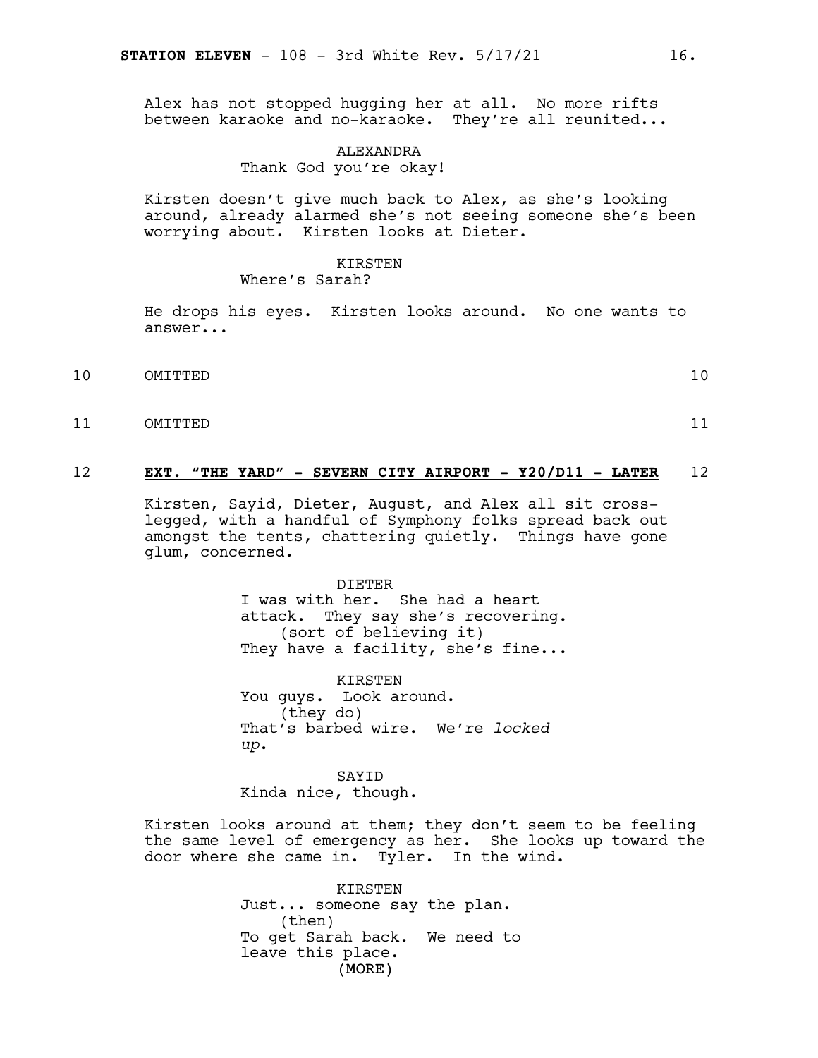Alex has not stopped hugging her at all. No more rifts between karaoke and no-karaoke. They're all reunited...

ALEXANDRA
Thank God you're okay!

Kirsten doesn't give much back to Alex, as she's looking around, already alarmed she's not seeing someone she's been worrying about. Kirsten looks at Dieter.

KIRSTEN
Where's Sarah?

He drops his eyes. Kirsten looks around. No one wants to answer...

10 OMITTED 10

11 OMITTED 11

12 **EXT. "THE YARD" - SEVERN CITY AIRPORT - Y20/D11 - LATER** 12

Kirsten, Sayid, Dieter, August, and Alex all sit cross-legged, with a handful of Symphony folks spread back out amongst the tents, chattering quietly. Things have gone glum, concerned.

DIETER
I was with her. She had a heart attack. They say she's recovering.
(sort of believing it)
They have a facility, she's fine...

KIRSTEN
You guys. Look around.
(they do)
That's barbed wire. We're *locked up*.

SAYID
Kinda nice, though.

Kirsten looks around at them; they don't seem to be feeling the same level of emergency as her. She looks up toward the door where she came in. Tyler. In the wind.

KIRSTEN
Just... someone say the plan.
(then)
To get Sarah back. We need to leave this place.
(MORE)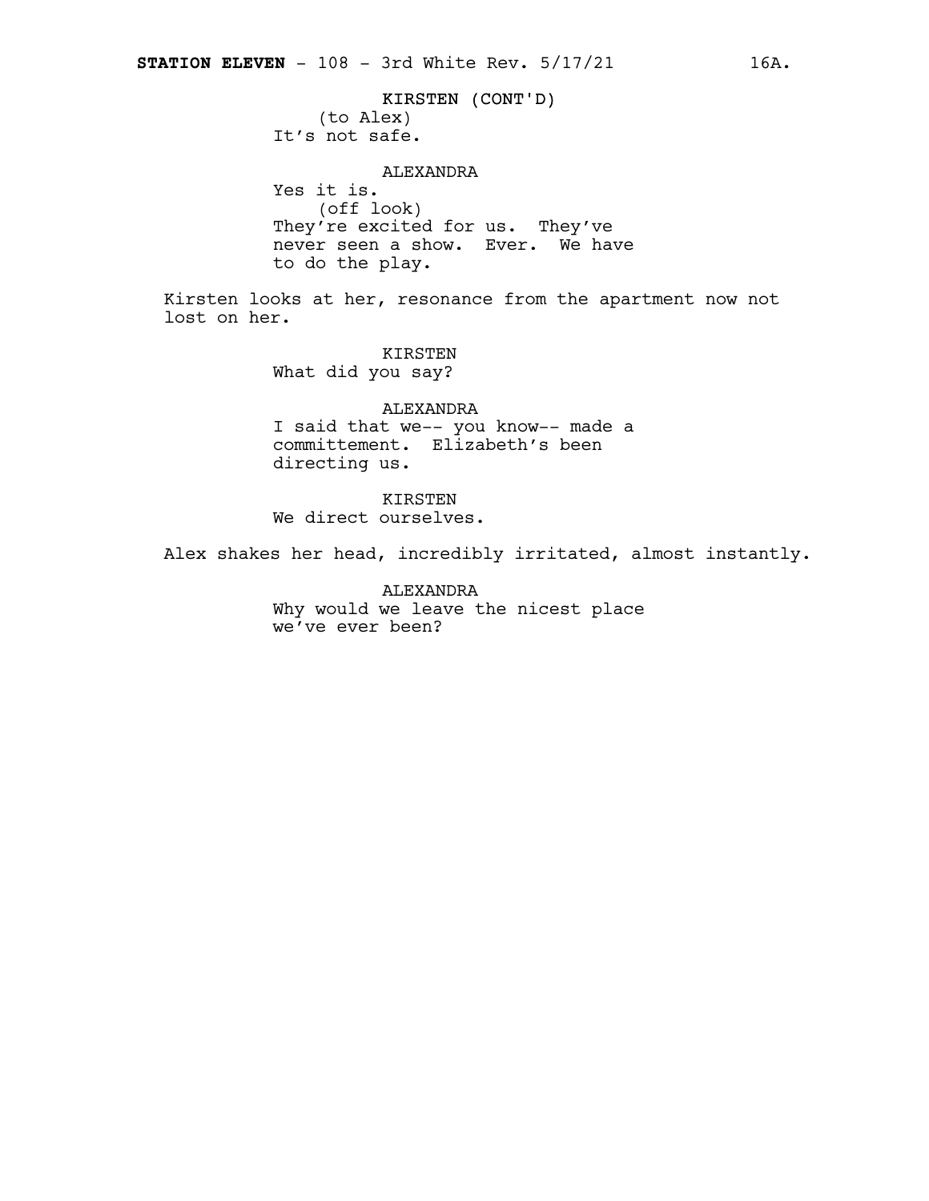KIRSTEN (CONT'D)
(to Alex)
It's not safe.

ALEXANDRA
Yes it is.
(off look)
They're excited for us. They've never seen a show. Ever. We have to do the play.

Kirsten looks at her, resonance from the apartment now not lost on her.

KIRSTEN
What did you say?

ALEXANDRA
I said that we-- you know-- made a committement. Elizabeth's been directing us.

KIRSTEN
We direct ourselves.

Alex shakes her head, incredibly irritated, almost instantly.

ALEXANDRA
Why would we leave the nicest place we've ever been?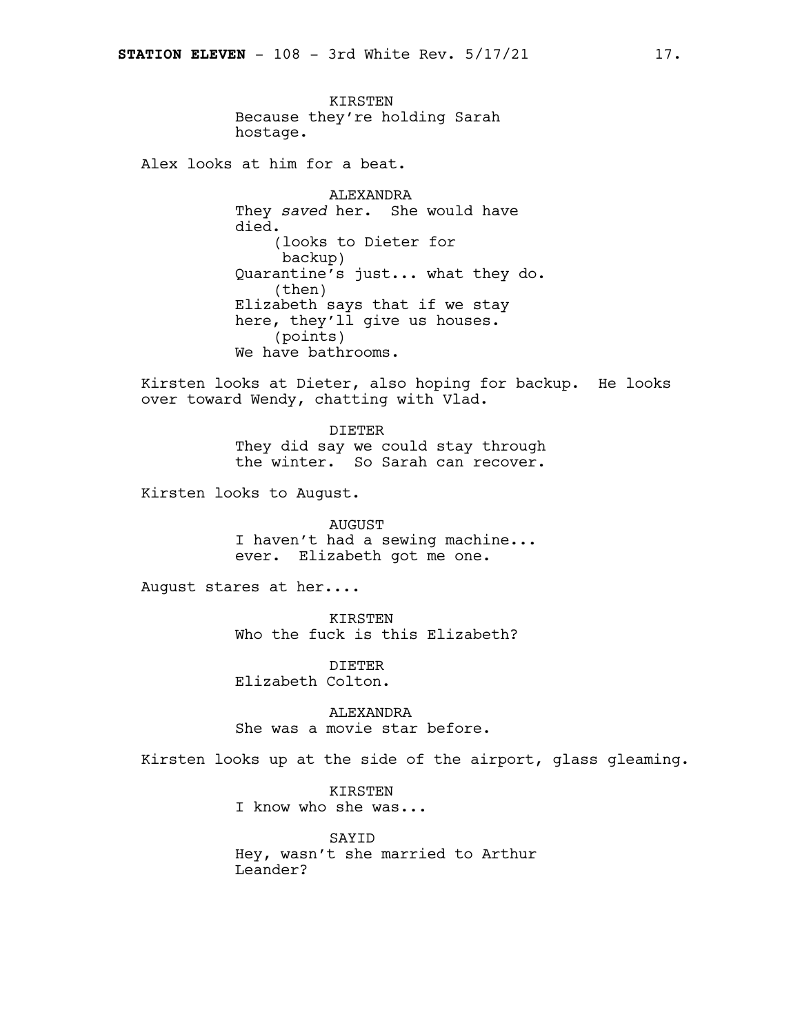KIRSTEN
Because they're holding Sarah hostage.

Alex looks at him for a beat.

ALEXANDRA
They *saved* her. She would have died.
(looks to Dieter for backup)
Quarantine's just... what they do.
(then)
Elizabeth says that if we stay here, they'll give us houses.
(points)
We have bathrooms.

Kirsten looks at Dieter, also hoping for backup. He looks over toward Wendy, chatting with Vlad.

DIETER
They did say we could stay through the winter. So Sarah can recover.

Kirsten looks to August.

AUGUST
I haven't had a sewing machine... ever. Elizabeth got me one.

August stares at her....

KIRSTEN
Who the fuck is this Elizabeth?

DIETER
Elizabeth Colton.

ALEXANDRA
She was a movie star before.

Kirsten looks up at the side of the airport, glass gleaming.

KIRSTEN
I know who she was...

SAYID
Hey, wasn't she married to Arthur Leander?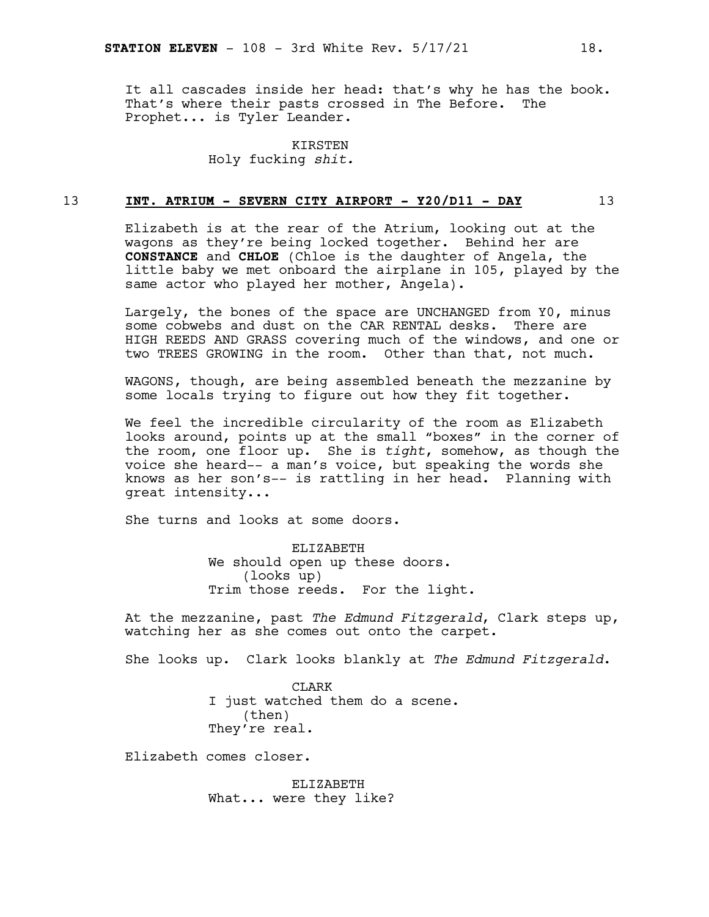It all cascades inside her head: that's why he has the book. That's where their pasts crossed in The Before. The Prophet... is Tyler Leander.

KIRSTEN
Holy fucking *shit.*

## 13 **INT. ATRIUM - SEVERN CITY AIRPORT - Y20/D11 - DAY** 13

Elizabeth is at the rear of the Atrium, looking out at the wagons as they're being locked together. Behind her are **CONSTANCE** and **CHLOE** (Chloe is the daughter of Angela, the little baby we met onboard the airplane in 105, played by the same actor who played her mother, Angela).

Largely, the bones of the space are UNCHANGED from Y0, minus some cobwebs and dust on the CAR RENTAL desks. There are HIGH REEDS AND GRASS covering much of the windows, and one or two TREES GROWING in the room. Other than that, not much.

WAGONS, though, are being assembled beneath the mezzanine by some locals trying to figure out how they fit together.

We feel the incredible circularity of the room as Elizabeth looks around, points up at the small "boxes" in the corner of the room, one floor up. She is *tight*, somehow, as though the voice she heard-- a man's voice, but speaking the words she knows as her son's-- is rattling in her head. Planning with great intensity...

She turns and looks at some doors.

ELIZABETH
We should open up these doors.
(looks up)
Trim those reeds. For the light.

At the mezzanine, past *The Edmund Fitzgerald*, Clark steps up, watching her as she comes out onto the carpet.

She looks up. Clark looks blankly at *The Edmund Fitzgerald*.

CLARK
I just watched them do a scene.
(then)
They're real.

Elizabeth comes closer.

ELIZABETH
What... were they like?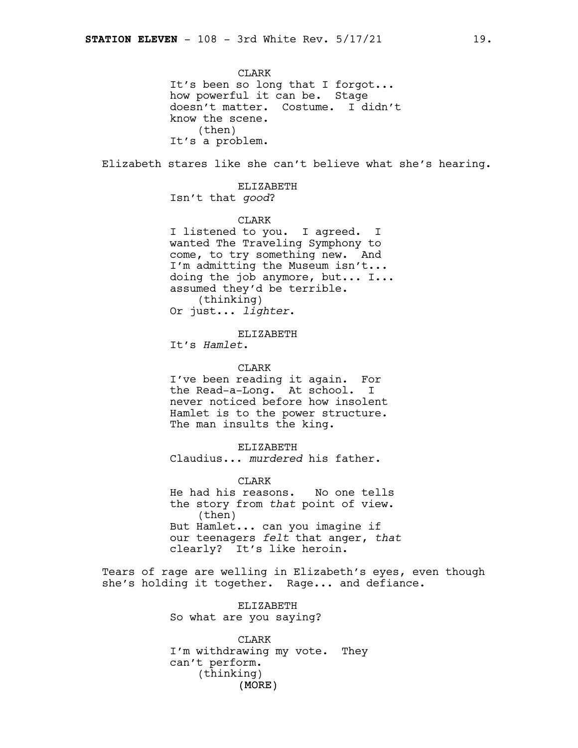CLARK
It's been so long that I forgot... how powerful it can be. Stage doesn't matter. Costume. I didn't know the scene.
(then)
It's a problem.

Elizabeth stares like she can't believe what she's hearing.

ELIZABETH
Isn't that *good*?

CLARK
I listened to you. I agreed. I wanted The Traveling Symphony to come, to try something new. And I'm admitting the Museum isn't... doing the job anymore, but... I... assumed they'd be terrible.
(thinking)
Or just... *lighter*.

ELIZABETH
It's *Hamlet*.

CLARK
I've been reading it again. For the Read-a-Long. At school. I never noticed before how insolent Hamlet is to the power structure. The man insults the king.

ELIZABETH
Claudius... *murdered* his father.

CLARK
He had his reasons. No one tells the story from *that* point of view.
(then)
But Hamlet... can you imagine if our teenagers *felt* that anger, *that* clearly? It's like heroin.

Tears of rage are welling in Elizabeth's eyes, even though she's holding it together. Rage... and defiance.

ELIZABETH
So what are you saying?

CLARK
I'm withdrawing my vote. They can't perform.
(thinking)
(MORE)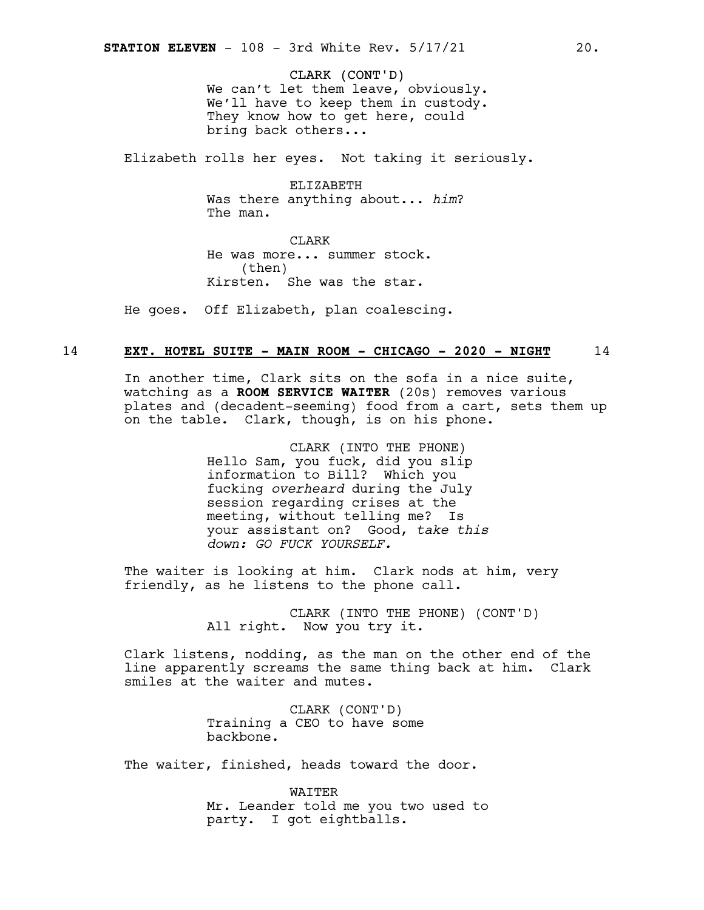CLARK (CONT'D)
We can't let them leave, obviously. We'll have to keep them in custody. They know how to get here, could bring back others...

Elizabeth rolls her eyes. Not taking it seriously.

ELIZABETH
Was there anything about... *him*? The man.

CLARK
He was more... summer stock.
(then)
Kirsten. She was the star.

He goes. Off Elizabeth, plan coalescing.

14 **EXT. HOTEL SUITE - MAIN ROOM - CHICAGO - 2020 - NIGHT** 14

In another time, Clark sits on the sofa in a nice suite, watching as a **ROOM SERVICE WAITER** (20s) removes various plates and (decadent-seeming) food from a cart, sets them up on the table. Clark, though, is on his phone.

CLARK (INTO THE PHONE)
Hello Sam, you fuck, did you slip information to Bill? Which you fucking *overheard* during the July session regarding crises at the meeting, without telling me? Is your assistant on? Good, *take this down: GO FUCK YOURSELF.*

The waiter is looking at him. Clark nods at him, very friendly, as he listens to the phone call.

CLARK (INTO THE PHONE) (CONT'D)
All right. Now you try it.

Clark listens, nodding, as the man on the other end of the line apparently screams the same thing back at him. Clark smiles at the waiter and mutes.

CLARK (CONT'D)
Training a CEO to have some backbone.

The waiter, finished, heads toward the door.

WAITER
Mr. Leander told me you two used to party. I got eightballs.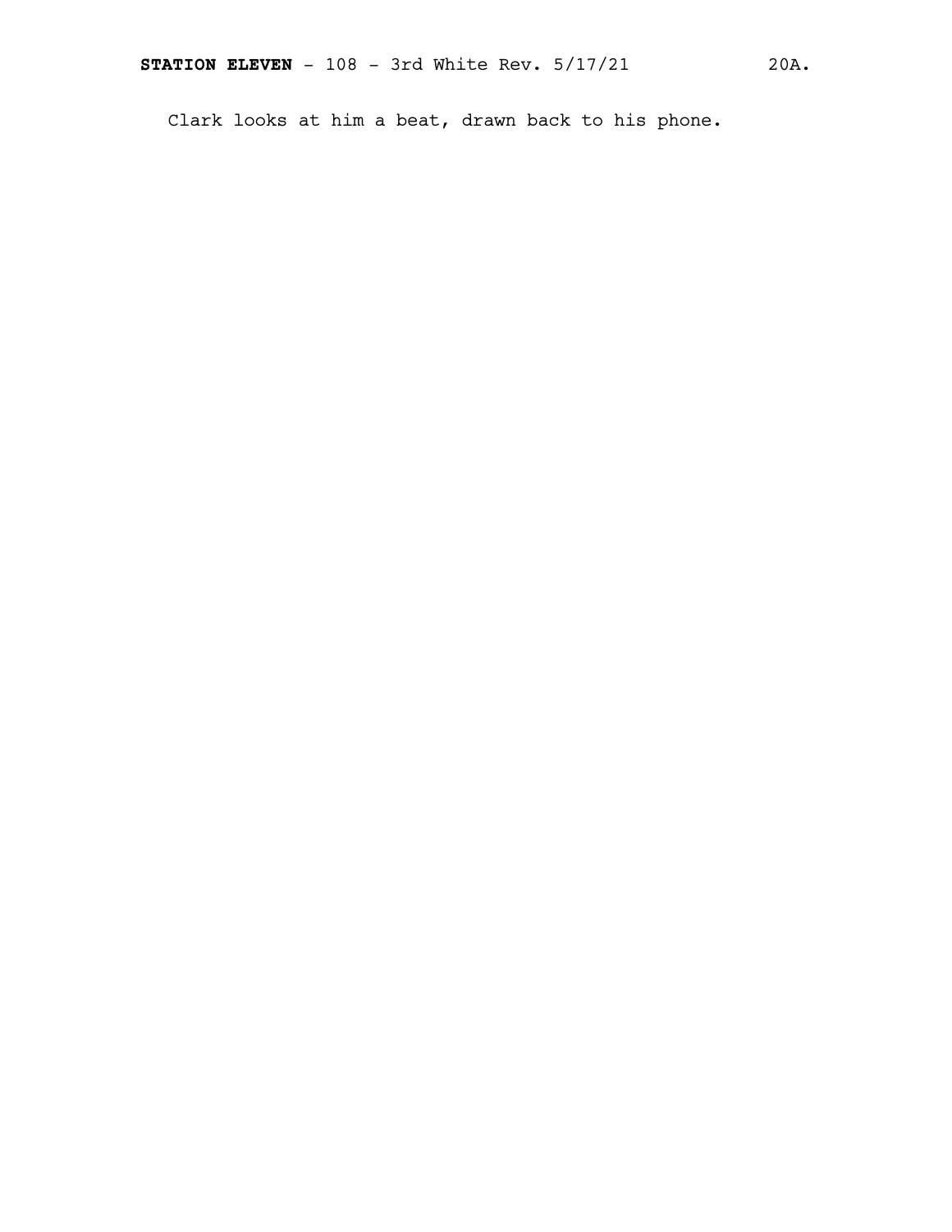Clark looks at him a beat, drawn back to his phone.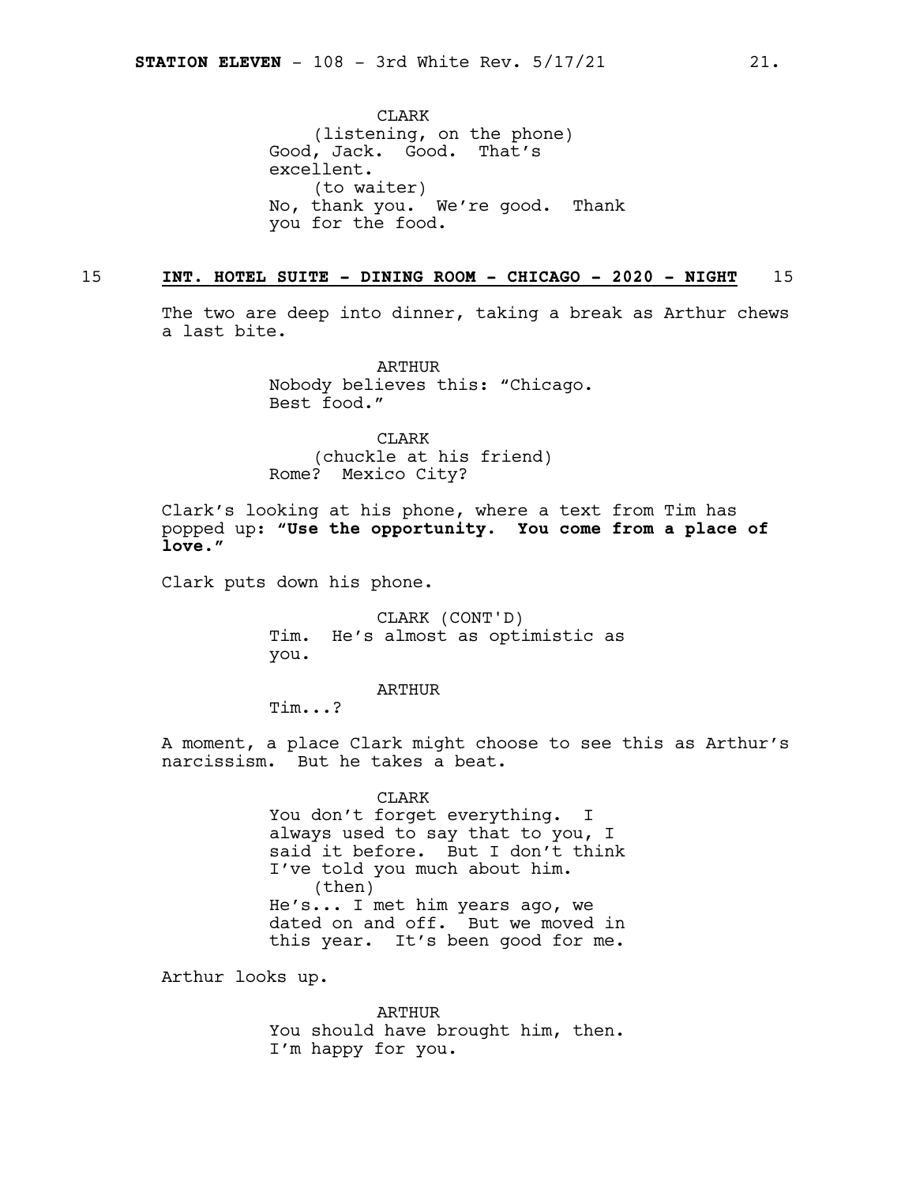CLARK
(listening, on the phone)
Good, Jack. Good. That's excellent.
(to waiter)
No, thank you. We're good. Thank you for the food.

15 **INT. HOTEL SUITE - DINING ROOM - CHICAGO - 2020 - NIGHT** 15

The two are deep into dinner, taking a break as Arthur chews a last bite.

ARTHUR
Nobody believes this: "Chicago. Best food."

CLARK
(chuckle at his friend)
Rome? Mexico City?

Clark's looking at his phone, where a text from Tim has popped up: **"Use the opportunity. You come from a place of love."**

Clark puts down his phone.

CLARK (CONT'D)
Tim. He's almost as optimistic as you.

ARTHUR
Tim...?

A moment, a place Clark might choose to see this as Arthur's narcissism. But he takes a beat.

CLARK
You don't forget everything. I always used to say that to you, I said it before. But I don't think I've told you much about him.
(then)
He's... I met him years ago, we dated on and off. But we moved in this year. It's been good for me.

Arthur looks up.

ARTHUR
You should have brought him, then. I'm happy for you.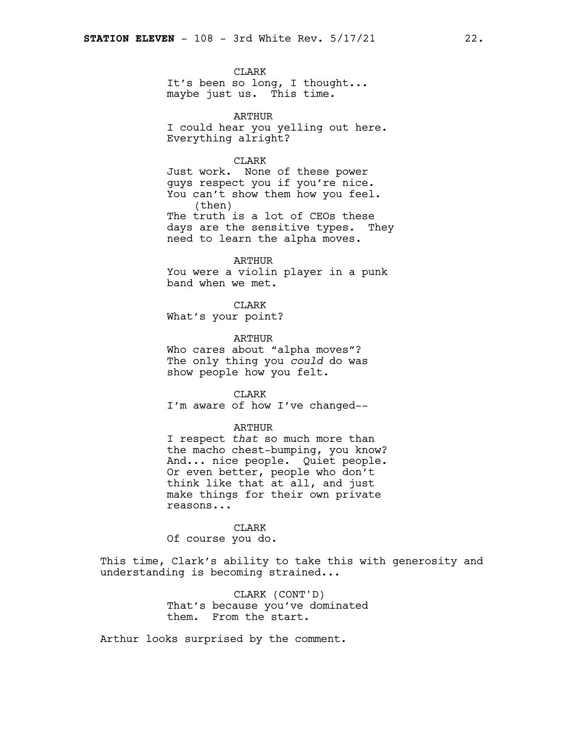CLARK
It's been so long, I thought... maybe just us. This time.

ARTHUR
I could hear you yelling out here. Everything alright?

CLARK
Just work. None of these power guys respect you if you're nice. You can't show them how you feel.
(then)
The truth is a lot of CEOs these days are the sensitive types. They need to learn the alpha moves.

ARTHUR
You were a violin player in a punk band when we met.

CLARK
What's your point?

ARTHUR
Who cares about "alpha moves"? The only thing you *could* do was show people how you felt.

CLARK
I'm aware of how I've changed--

ARTHUR
I respect *that* so much more than the macho chest-bumping, you know? And... nice people. Quiet people. Or even better, people who don't think like that at all, and just make things for their own private reasons...

CLARK
Of course you do.

This time, Clark's ability to take this with generosity and understanding is becoming strained...

CLARK (CONT'D)
That's because you've dominated them. From the start.

Arthur looks surprised by the comment.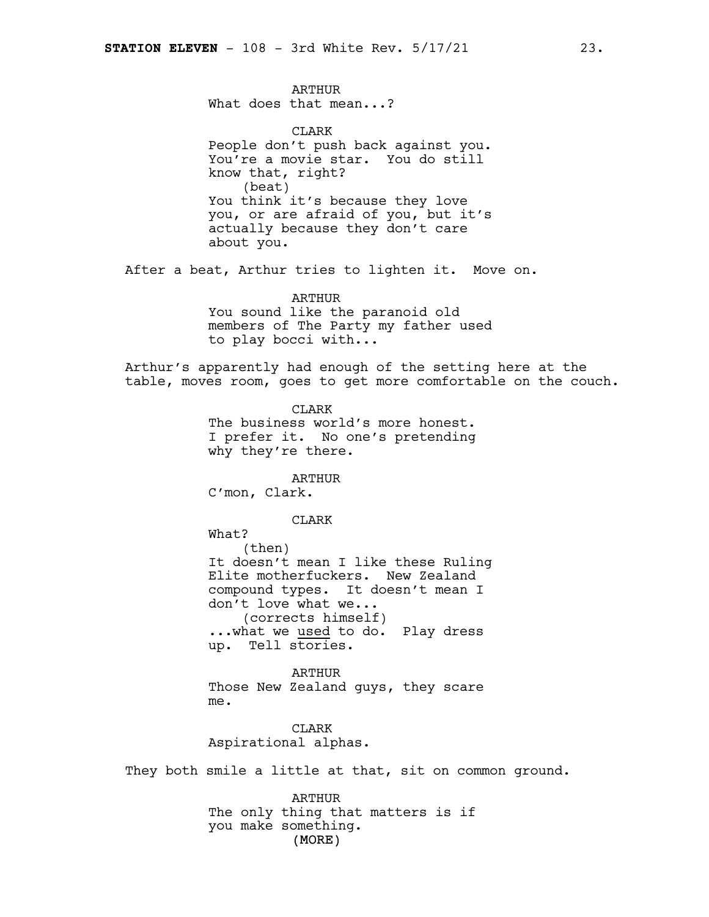ARTHUR
What does that mean...?

CLARK
People don't push back against you. You're a movie star. You do still know that, right?
(beat)
You think it's because they love you, or are afraid of you, but it's actually because they don't care about you.

After a beat, Arthur tries to lighten it. Move on.

ARTHUR
You sound like the paranoid old members of The Party my father used to play bocci with...

Arthur's apparently had enough of the setting here at the table, moves room, goes to get more comfortable on the couch.

CLARK
The business world's more honest. I prefer it. No one's pretending why they're there.

ARTHUR
C'mon, Clark.

CLARK
What?
(then)
It doesn't mean I like these Ruling Elite motherfuckers. New Zealand compound types. It doesn't mean I don't love what we...
(corrects himself)
...what we <u>used</u> to do. Play dress up. Tell stories.

ARTHUR
Those New Zealand guys, they scare me.

CLARK
Aspirational alphas.

They both smile a little at that, sit on common ground.

ARTHUR
The only thing that matters is if you make something.
(MORE)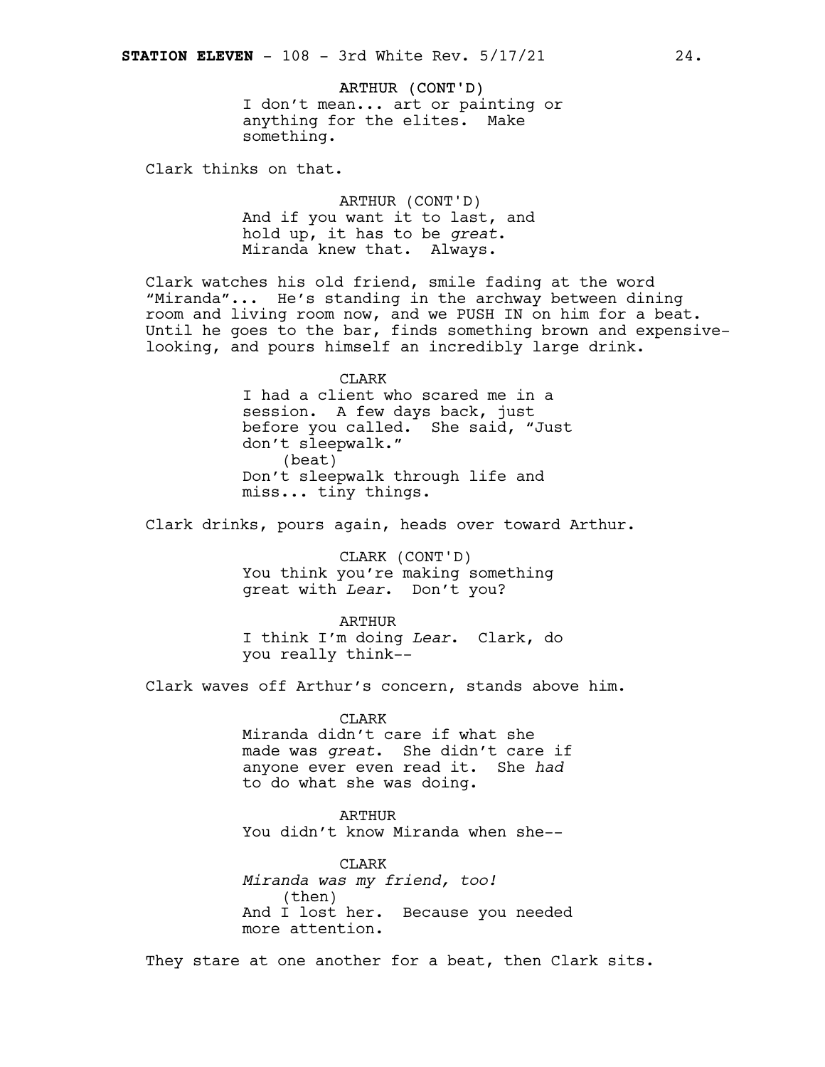ARTHUR (CONT'D)
I don't mean... art or painting or anything for the elites. Make something.

Clark thinks on that.

ARTHUR (CONT'D)
And if you want it to last, and hold up, it has to be *great*. Miranda knew that. Always.

Clark watches his old friend, smile fading at the word "Miranda"... He's standing in the archway between dining room and living room now, and we PUSH IN on him for a beat. Until he goes to the bar, finds something brown and expensive-looking, and pours himself an incredibly large drink.

CLARK
I had a client who scared me in a session. A few days back, just before you called. She said, "Just don't sleepwalk."
(beat)
Don't sleepwalk through life and miss... tiny things.

Clark drinks, pours again, heads over toward Arthur.

CLARK (CONT'D)
You think you're making something great with *Lear*. Don't you?

ARTHUR
I think I'm doing *Lear*. Clark, do you really think--

Clark waves off Arthur's concern, stands above him.

CLARK
Miranda didn't care if what she made was *great*. She didn't care if anyone ever even read it. She *had* to do what she was doing.

ARTHUR
You didn't know Miranda when she--

CLARK
*Miranda was my friend, too!*
(then)
And I lost her. Because you needed more attention.

They stare at one another for a beat, then Clark sits.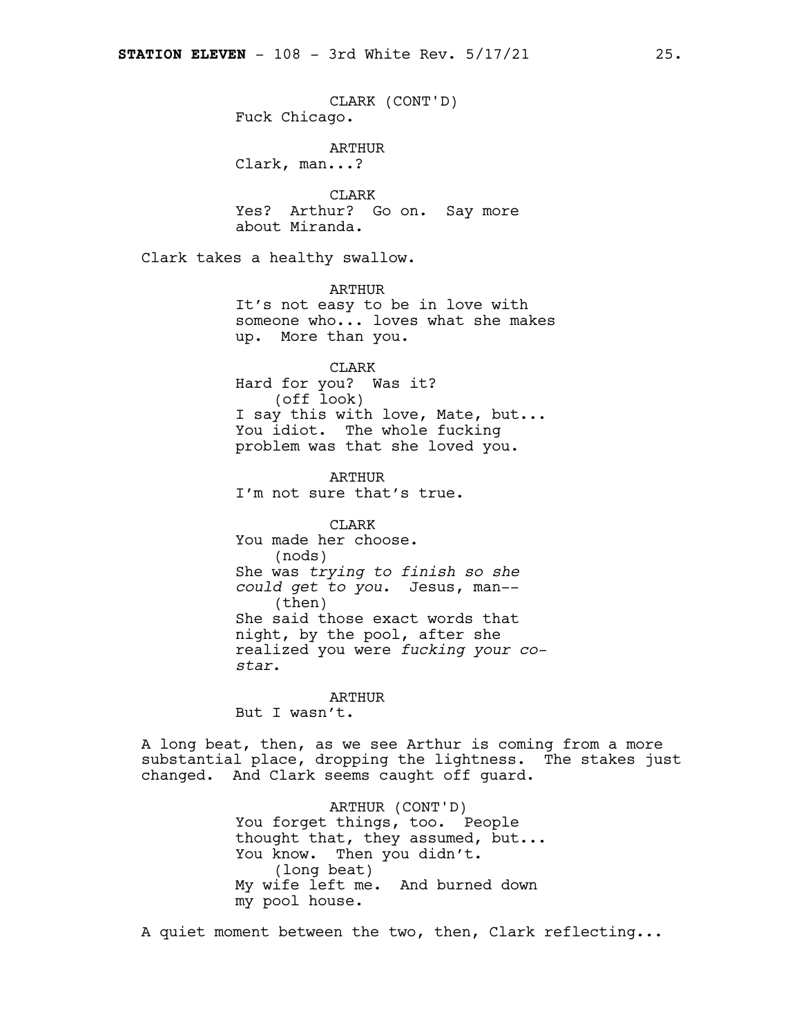CLARK (CONT'D)
Fuck Chicago.

ARTHUR
Clark, man...?

CLARK
Yes? Arthur? Go on. Say more about Miranda.

Clark takes a healthy swallow.

ARTHUR
It's not easy to be in love with someone who... loves what she makes up. More than you.

CLARK
Hard for you? Was it?
(off look)
I say this with love, Mate, but... You idiot. The whole fucking problem was that she loved you.

ARTHUR
I'm not sure that's true.

CLARK
You made her choose.
(nods)
She was *trying to finish so she could get to you*. Jesus, man--
(then)
She said those exact words that night, by the pool, after she realized you were *fucking your co-star*.

ARTHUR
But I wasn't.

A long beat, then, as we see Arthur is coming from a more substantial place, dropping the lightness. The stakes just changed. And Clark seems caught off guard.

ARTHUR (CONT'D)
You forget things, too. People thought that, they assumed, but... You know. Then you didn't.
(long beat)
My wife left me. And burned down my pool house.

A quiet moment between the two, then, Clark reflecting...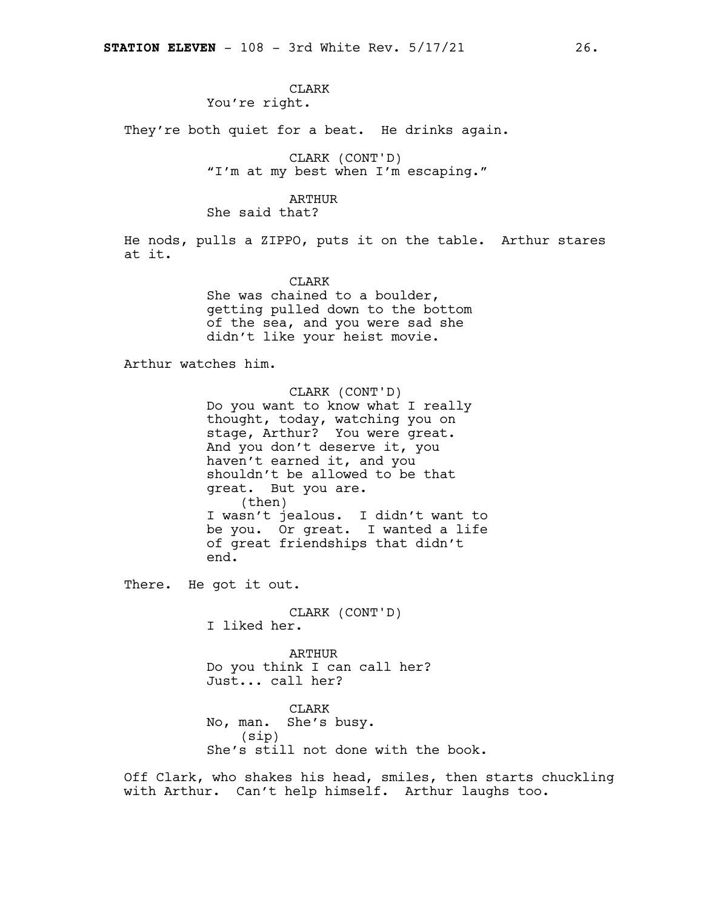CLARK
You're right.

They're both quiet for a beat. He drinks again.

CLARK (CONT'D)
"I'm at my best when I'm escaping."

ARTHUR
She said that?

He nods, pulls a ZIPPO, puts it on the table. Arthur stares at it.

CLARK
She was chained to a boulder, getting pulled down to the bottom of the sea, and you were sad she didn't like your heist movie.

Arthur watches him.

CLARK (CONT'D)
Do you want to know what I really thought, today, watching you on stage, Arthur? You were great. And you don't deserve it, you haven't earned it, and you shouldn't be allowed to be that great. But you are.
(then)
I wasn't jealous. I didn't want to be you. Or great. I wanted a life of great friendships that didn't end.

There. He got it out.

CLARK (CONT'D)
I liked her.

ARTHUR
Do you think I can call her? Just... call her?

CLARK
No, man. She's busy.
(sip)
She's still not done with the book.

Off Clark, who shakes his head, smiles, then starts chuckling with Arthur. Can't help himself. Arthur laughs too.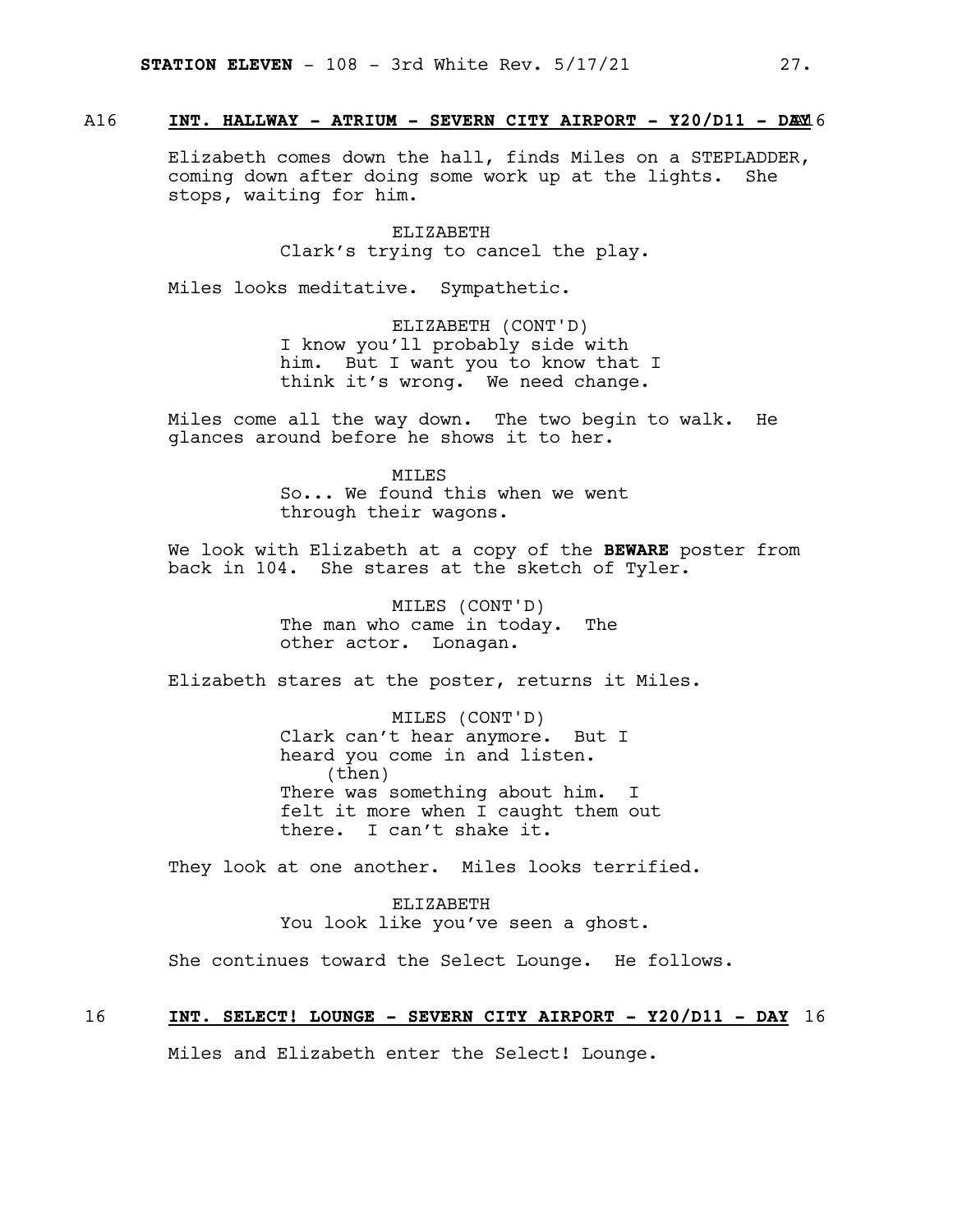A16 **INT. HALLWAY - ATRIUM - SEVERN CITY AIRPORT - Y20/D11 - DAY** A16

Elizabeth comes down the hall, finds Miles on a STEPLADDER, coming down after doing some work up at the lights. She stops, waiting for him.

ELIZABETH
Clark's trying to cancel the play.

Miles looks meditative. Sympathetic.

ELIZABETH (CONT'D)
I know you'll probably side with him. But I want you to know that I think it's wrong. We need change.

Miles come all the way down. The two begin to walk. He glances around before he shows it to her.

MILES
So... We found this when we went through their wagons.

We look with Elizabeth at a copy of the **BEWARE** poster from back in 104. She stares at the sketch of Tyler.

MILES (CONT'D)
The man who came in today. The other actor. Lonagan.

Elizabeth stares at the poster, returns it Miles.

MILES (CONT'D)
Clark can't hear anymore. But I heard you come in and listen.
(then)
There was something about him. I felt it more when I caught them out there. I can't shake it.

They look at one another. Miles looks terrified.

ELIZABETH
You look like you've seen a ghost.

She continues toward the Select Lounge. He follows.

16 **INT. SELECT! LOUNGE - SEVERN CITY AIRPORT - Y20/D11 - DAY** 16

Miles and Elizabeth enter the Select! Lounge.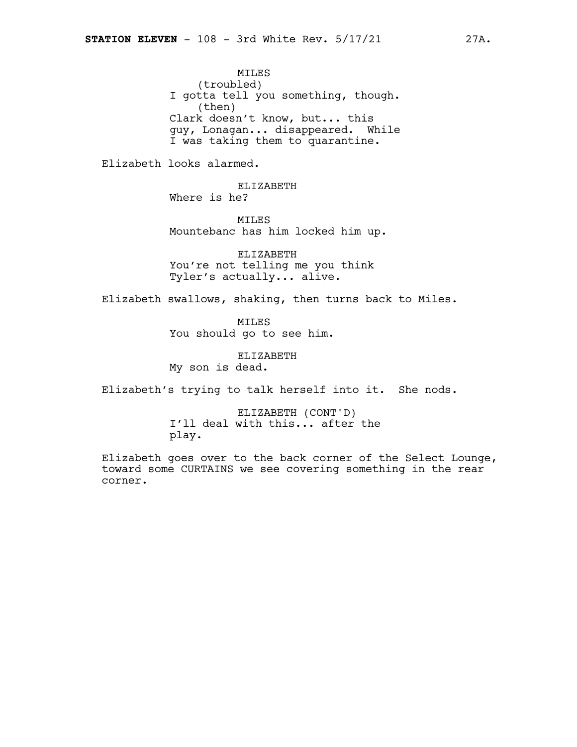MILES
(troubled)
I gotta tell you something, though.
(then)
Clark doesn't know, but... this guy, Lonagan... disappeared. While I was taking them to quarantine.

Elizabeth looks alarmed.

ELIZABETH
Where is he?

MILES
Mountebanc has him locked him up.

ELIZABETH
You're not telling me you think Tyler's actually... alive.

Elizabeth swallows, shaking, then turns back to Miles.

MILES
You should go to see him.

ELIZABETH
My son is dead.

Elizabeth's trying to talk herself into it. She nods.

ELIZABETH (CONT'D)
I'll deal with this... after the play.

Elizabeth goes over to the back corner of the Select Lounge, toward some CURTAINS we see covering something in the rear corner.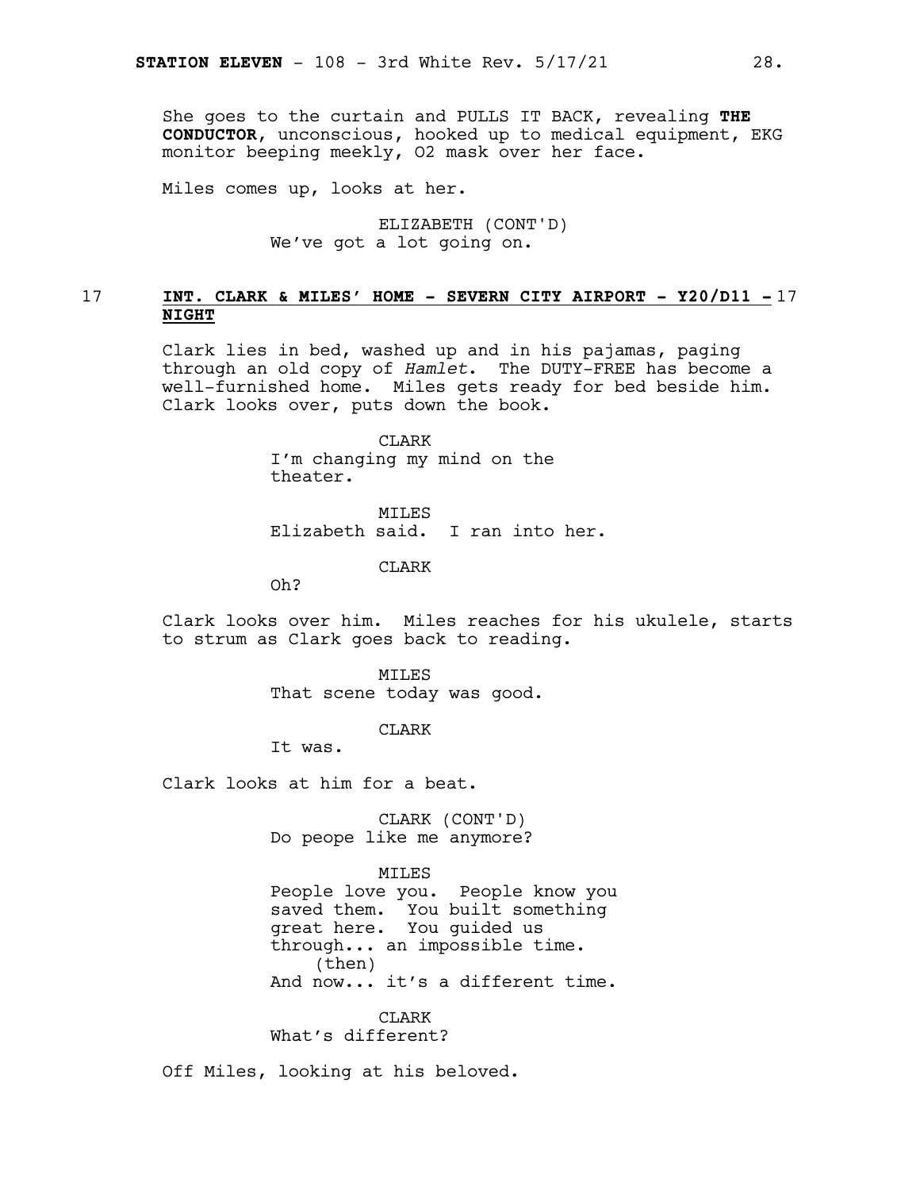She goes to the curtain and PULLS IT BACK, revealing **THE CONDUCTOR**, unconscious, hooked up to medical equipment, EKG monitor beeping meekly, O2 mask over her face.

Miles comes up, looks at her.

ELIZABETH (CONT'D)
We've got a lot going on.

17 **INT. CLARK & MILES' HOME - SEVERN CITY AIRPORT - Y20/D11 - NIGHT** 17

Clark lies in bed, washed up and in his pajamas, paging through an old copy of *Hamlet*. The DUTY-FREE has become a well-furnished home. Miles gets ready for bed beside him. Clark looks over, puts down the book.

CLARK
I'm changing my mind on the theater.

MILES
Elizabeth said. I ran into her.

CLARK
Oh?

Clark looks over him. Miles reaches for his ukulele, starts to strum as Clark goes back to reading.

MILES
That scene today was good.

CLARK
It was.

Clark looks at him for a beat.

CLARK (CONT'D)
Do peope like me anymore?

MILES
People love you. People know you saved them. You built something great here. You guided us through... an impossible time.
(then)
And now... it's a different time.

CLARK
What's different?

Off Miles, looking at his beloved.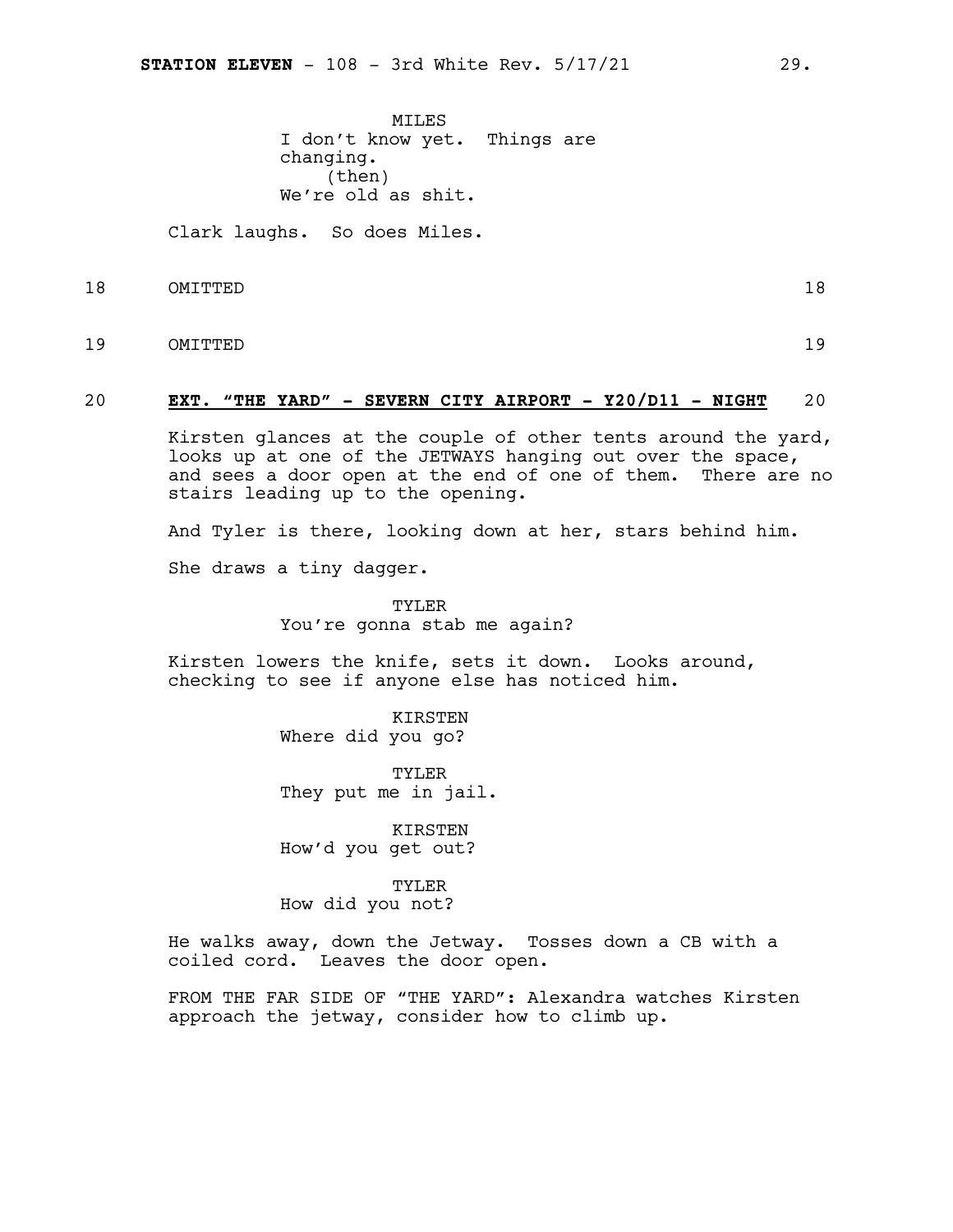MILES
I don't know yet. Things are changing.
(then)
We're old as shit.

Clark laughs. So does Miles.

18 OMITTED 18

19 OMITTED 19

20 **EXT. "THE YARD" - SEVERN CITY AIRPORT - Y20/D11 - NIGHT** 20

Kirsten glances at the couple of other tents around the yard, looks up at one of the JETWAYS hanging out over the space, and sees a door open at the end of one of them. There are no stairs leading up to the opening.

And Tyler is there, looking down at her, stars behind him.

She draws a tiny dagger.

TYLER
You're gonna stab me again?

Kirsten lowers the knife, sets it down. Looks around, checking to see if anyone else has noticed him.

KIRSTEN
Where did you go?

TYLER
They put me in jail.

KIRSTEN
How'd you get out?

TYLER
How did you not?

He walks away, down the Jetway. Tosses down a CB with a coiled cord. Leaves the door open.

FROM THE FAR SIDE OF "THE YARD": Alexandra watches Kirsten approach the jetway, consider how to climb up.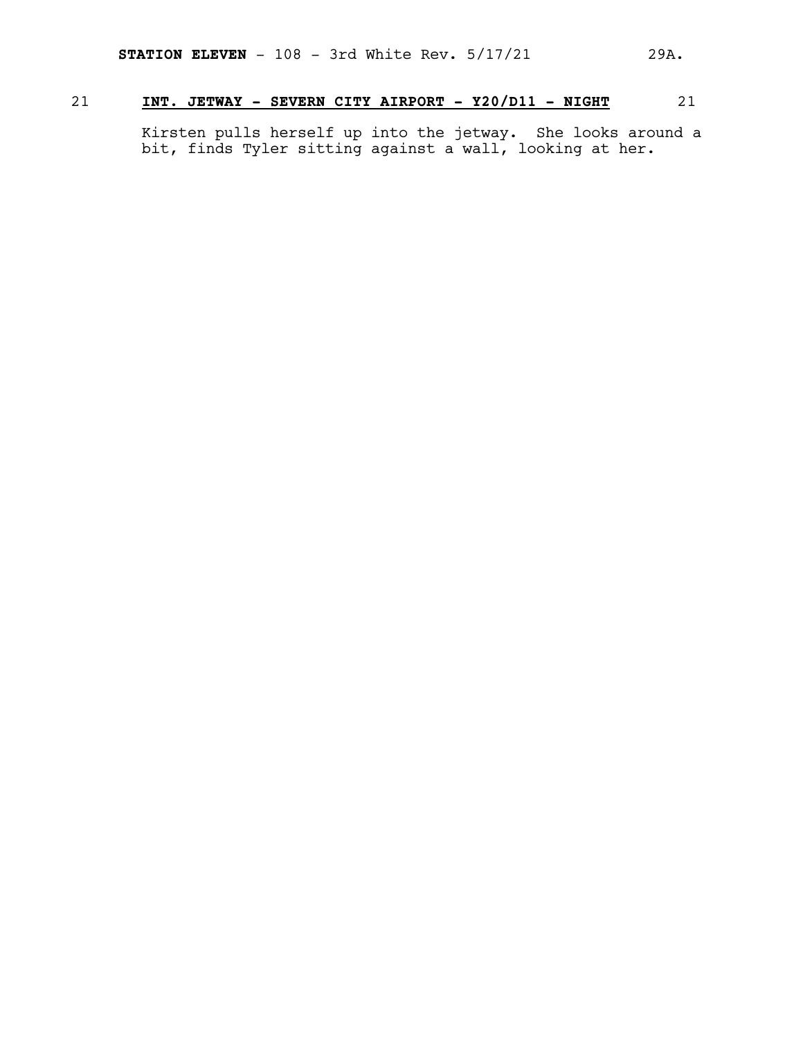21 **INT. JETWAY - SEVERN CITY AIRPORT - Y20/D11 - NIGHT** 21

Kirsten pulls herself up into the jetway. She looks around a bit, finds Tyler sitting against a wall, looking at her.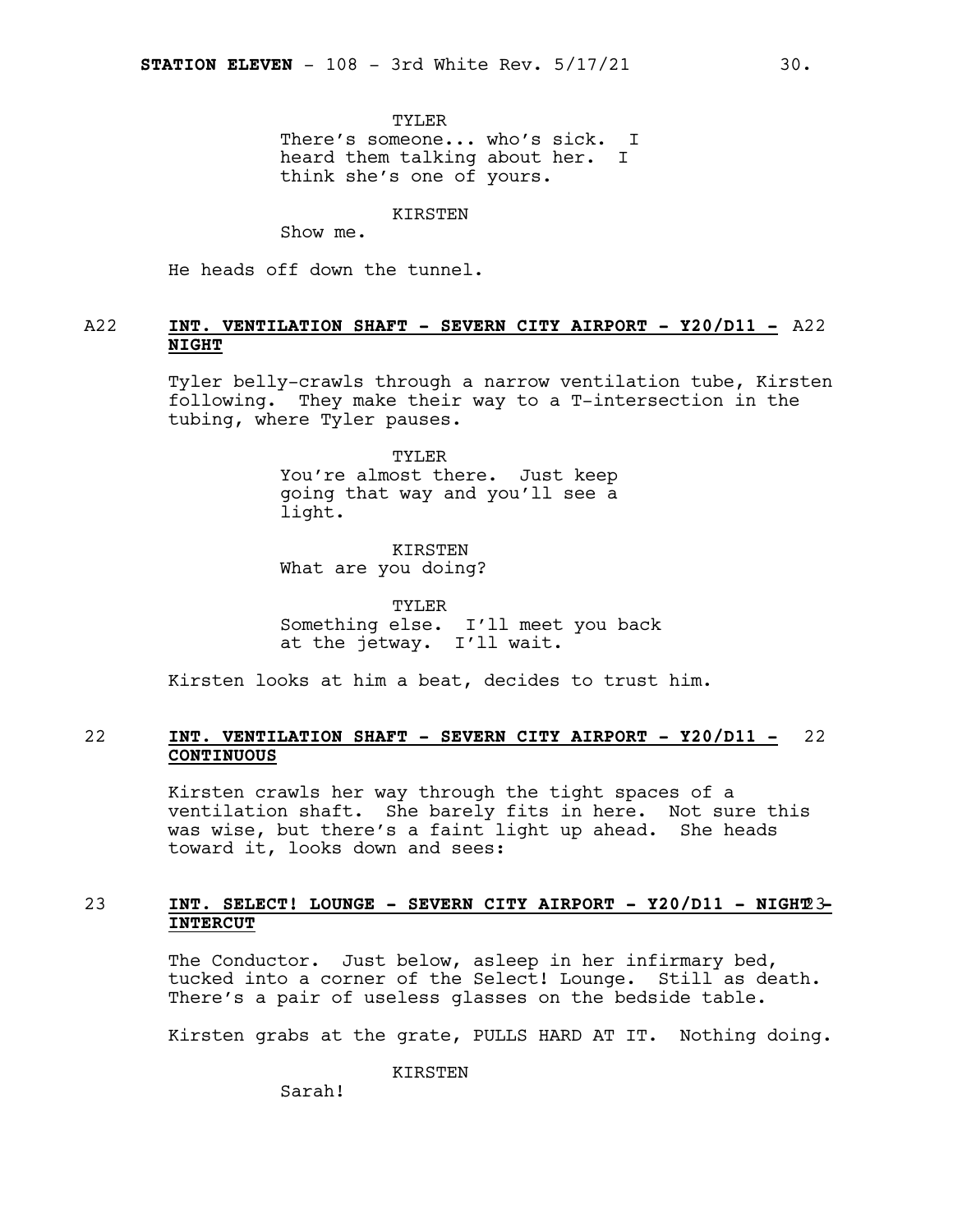TYLER

There's someone... who's sick. I heard them talking about her. I think she's one of yours.

KIRSTEN

Show me.

He heads off down the tunnel.

A22 **INT. VENTILATION SHAFT - SEVERN CITY AIRPORT - Y20/D11 - NIGHT** A22

Tyler belly-crawls through a narrow ventilation tube, Kirsten following. They make their way to a T-intersection in the tubing, where Tyler pauses.

TYLER

You're almost there. Just keep going that way and you'll see a light.

KIRSTEN

What are you doing?

TYLER

Something else. I'll meet you back at the jetway. I'll wait.

Kirsten looks at him a beat, decides to trust him.

22 **INT. VENTILATION SHAFT - SEVERN CITY AIRPORT - Y20/D11 - CONTINUOUS** 22

Kirsten crawls her way through the tight spaces of a ventilation shaft. She barely fits in here. Not sure this was wise, but there's a faint light up ahead. She heads toward it, looks down and sees:

23 **INT. SELECT! LOUNGE - SEVERN CITY AIRPORT - Y20/D11 - NIGHT - INTERCUT** 23

The Conductor. Just below, asleep in her infirmary bed, tucked into a corner of the Select! Lounge. Still as death. There's a pair of useless glasses on the bedside table.

Kirsten grabs at the grate, PULLS HARD AT IT. Nothing doing.

KIRSTEN

Sarah!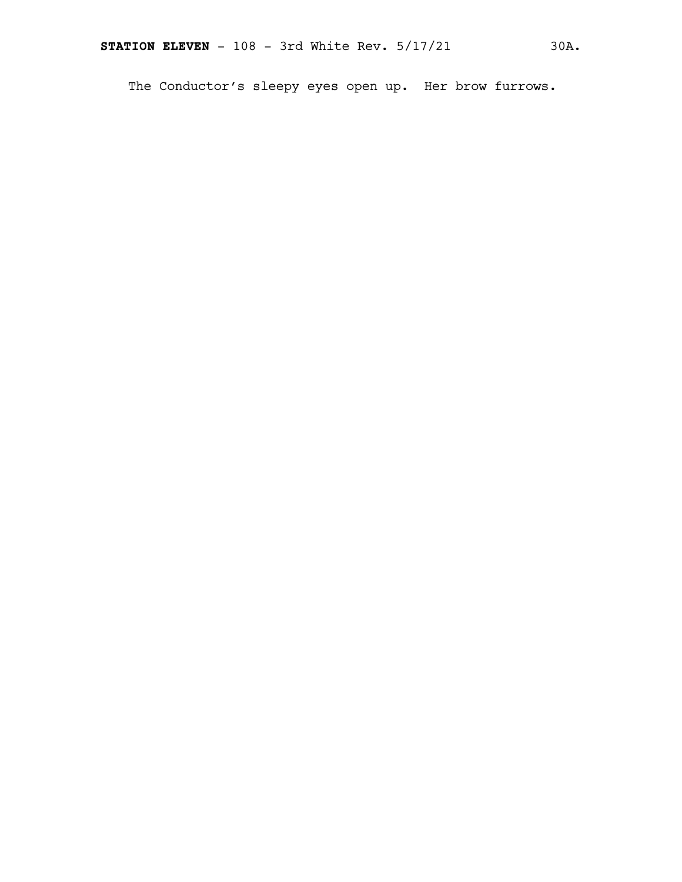The Conductor's sleepy eyes open up. Her brow furrows.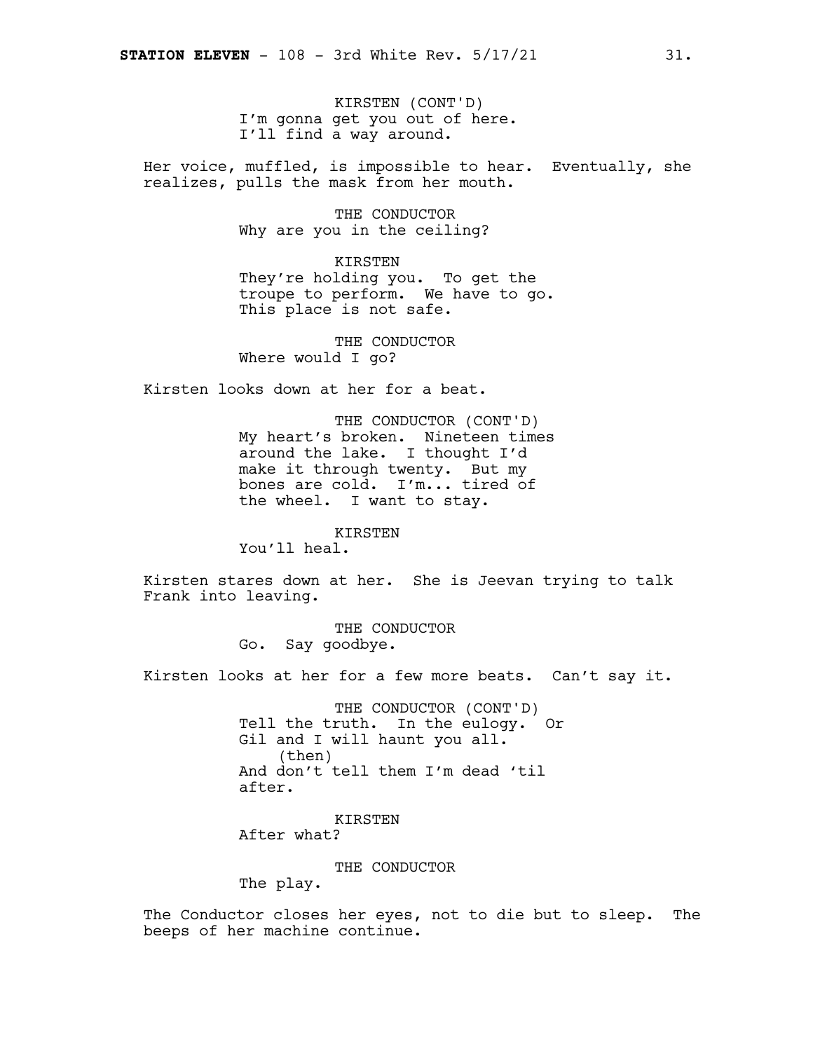KIRSTEN (CONT'D)
I'm gonna get you out of here.
I'll find a way around.

Her voice, muffled, is impossible to hear. Eventually, she realizes, pulls the mask from her mouth.

THE CONDUCTOR
Why are you in the ceiling?

KIRSTEN
They're holding you. To get the troupe to perform. We have to go. This place is not safe.

THE CONDUCTOR
Where would I go?

Kirsten looks down at her for a beat.

THE CONDUCTOR (CONT'D)
My heart's broken. Nineteen times around the lake. I thought I'd make it through twenty. But my bones are cold. I'm... tired of the wheel. I want to stay.

KIRSTEN
You'll heal.

Kirsten stares down at her. She is Jeevan trying to talk Frank into leaving.

THE CONDUCTOR
Go. Say goodbye.

Kirsten looks at her for a few more beats. Can't say it.

THE CONDUCTOR (CONT'D)
Tell the truth. In the eulogy. Or Gil and I will haunt you all.
(then)
And don't tell them I'm dead 'til after.

KIRSTEN
After what?

THE CONDUCTOR
The play.

The Conductor closes her eyes, not to die but to sleep. The beeps of her machine continue.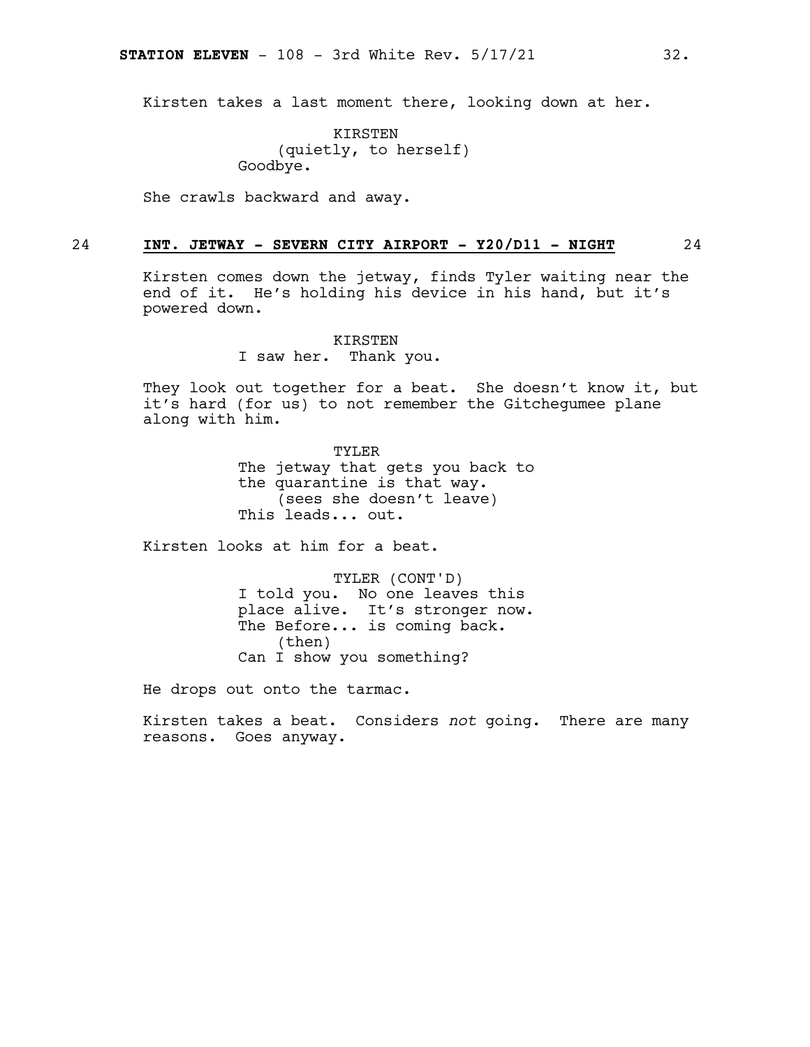Kirsten takes a last moment there, looking down at her.

KIRSTEN
(quietly, to herself)
Goodbye.

She crawls backward and away.

**24 INT. JETWAY - SEVERN CITY AIRPORT - Y20/D11 - NIGHT 24**

Kirsten comes down the jetway, finds Tyler waiting near the end of it. He's holding his device in his hand, but it's powered down.

KIRSTEN
I saw her. Thank you.

They look out together for a beat. She doesn't know it, but it's hard (for us) to not remember the Gitchegumee plane along with him.

TYLER
The jetway that gets you back to the quarantine is that way.
(sees she doesn't leave)
This leads... out.

Kirsten looks at him for a beat.

TYLER (CONT'D)
I told you. No one leaves this place alive. It's stronger now. The Before... is coming back.
(then)
Can I show you something?

He drops out onto the tarmac.

Kirsten takes a beat. Considers *not* going. There are many reasons. Goes anyway.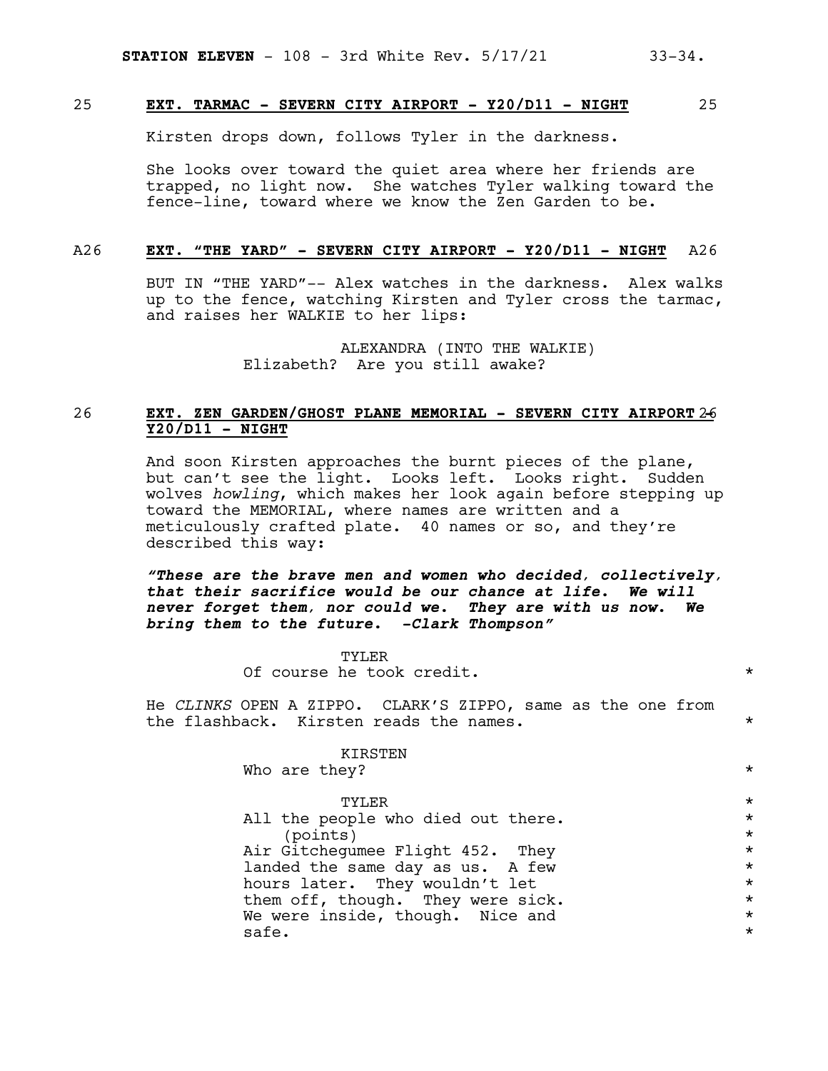25 **EXT. TARMAC - SEVERN CITY AIRPORT - Y20/D11 - NIGHT** 25

Kirsten drops down, follows Tyler in the darkness.

She looks over toward the quiet area where her friends are trapped, no light now. She watches Tyler walking toward the fence-line, toward where we know the Zen Garden to be.

A26 **EXT. "THE YARD" - SEVERN CITY AIRPORT - Y20/D11 - NIGHT** A26

BUT IN "THE YARD"-- Alex watches in the darkness. Alex walks up to the fence, watching Kirsten and Tyler cross the tarmac, and raises her WALKIE to her lips:

ALEXANDRA (INTO THE WALKIE)
Elizabeth? Are you still awake?

26 **EXT. ZEN GARDEN/GHOST PLANE MEMORIAL - SEVERN CITY AIRPORT Y20/D11 - NIGHT** 26

And soon Kirsten approaches the burnt pieces of the plane, but can't see the light. Looks left. Looks right. Sudden wolves *howling*, which makes her look again before stepping up toward the MEMORIAL, where names are written and a meticulously crafted plate. 40 names or so, and they're described this way:

***"These are the brave men and women who decided, collectively, that their sacrifice would be our chance at life. We will never forget them, nor could we. They are with us now. We bring them to the future. -Clark Thompson"***

TYLER
Of course he took credit. *

He *CLINKS* OPEN A ZIPPO. CLARK'S ZIPPO, same as the one from the flashback. Kirsten reads the names. *

KIRSTEN
Who are they? *

TYLER *
All the people who died out there. *
(points) *
Air Gitchegumee Flight 452. They *
landed the same day as us. A few *
hours later. They wouldn't let *
them off, though. They were sick. *
We were inside, though. Nice and *
safe. *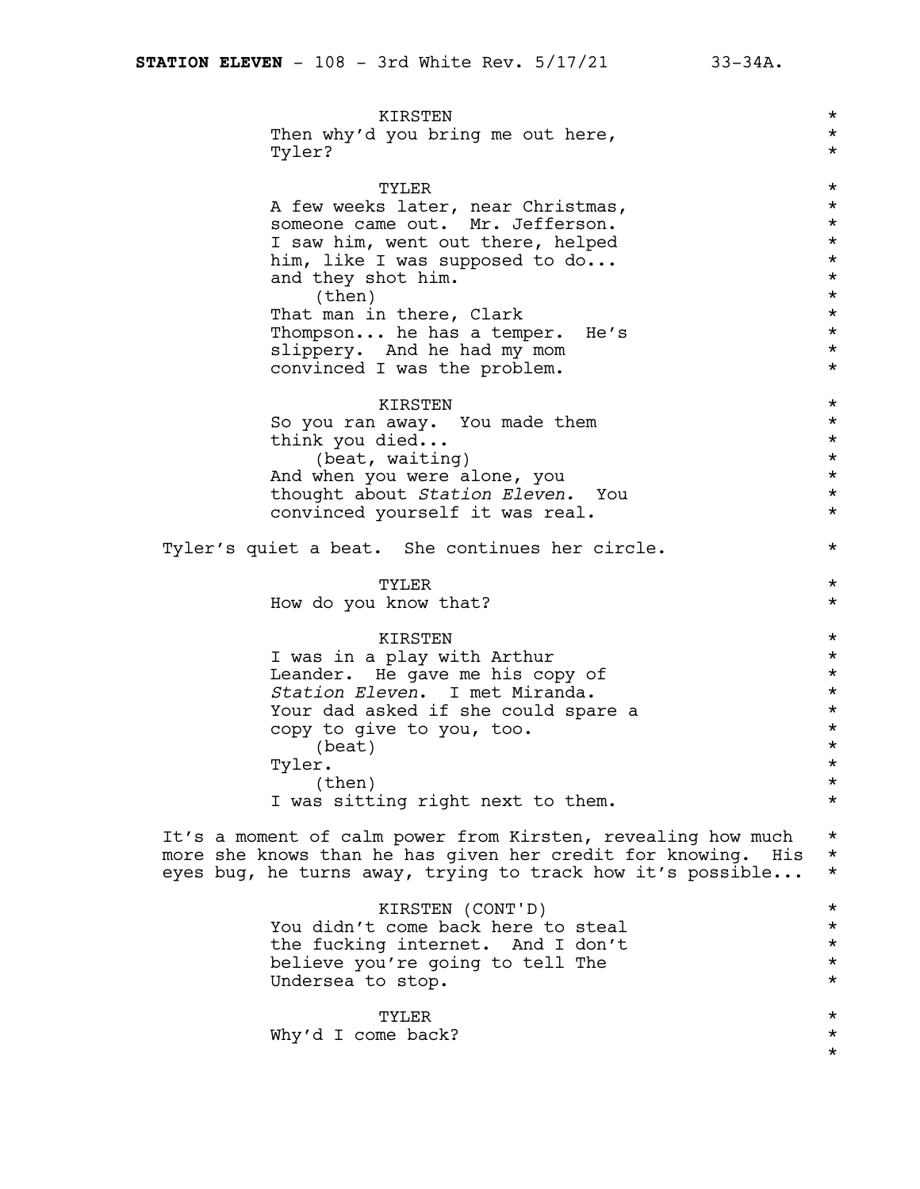KIRSTEN
Then why'd you bring me out here, Tyler?

TYLER
A few weeks later, near Christmas, someone came out. Mr. Jefferson. I saw him, went out there, helped him, like I was supposed to do... and they shot him.
(then)
That man in there, Clark Thompson... he has a temper. He's slippery. And he had my mom convinced I was the problem.

KIRSTEN
So you ran away. You made them think you died...
(beat, waiting)
And when you were alone, you thought about *Station Eleven.* You convinced yourself it was real.

Tyler's quiet a beat. She continues her circle.

TYLER
How do you know that?

KIRSTEN
I was in a play with Arthur Leander. He gave me his copy of *Station Eleven*. I met Miranda. Your dad asked if she could spare a copy to give to you, too.
(beat)
Tyler.
(then)
I was sitting right next to them.

It's a moment of calm power from Kirsten, revealing how much more she knows than he has given her credit for knowing. His eyes bug, he turns away, trying to track how it's possible...

KIRSTEN (CONT'D)
You didn't come back here to steal the fucking internet. And I don't believe you're going to tell The Undersea to stop.

TYLER
Why'd I come back?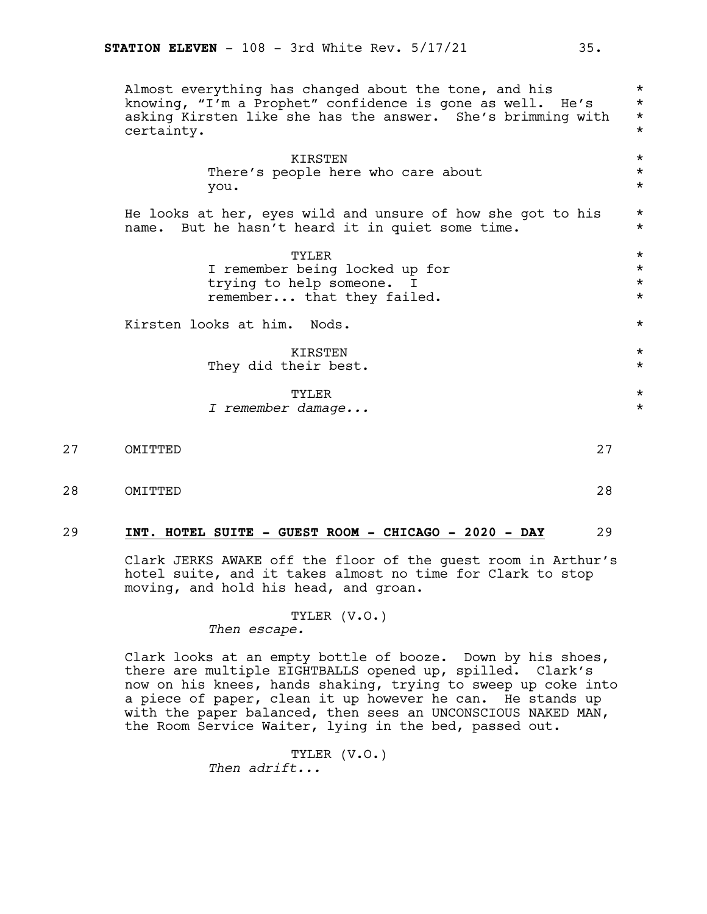Almost everything has changed about the tone, and his knowing, "I'm a Prophet" confidence is gone as well. He's asking Kirsten like she has the answer. She's brimming with certainty.

KIRSTEN
There's people here who care about you.

He looks at her, eyes wild and unsure of how she got to his name. But he hasn't heard it in quiet some time.

TYLER
I remember being locked up for trying to help someone. I remember... that they failed.

Kirsten looks at him. Nods.

KIRSTEN
They did their best.

TYLER
*I remember damage...*

27 OMITTED 27

28 OMITTED 28

29 **INT. HOTEL SUITE - GUEST ROOM - CHICAGO - 2020 - DAY** 29

Clark JERKS AWAKE off the floor of the guest room in Arthur's hotel suite, and it takes almost no time for Clark to stop moving, and hold his head, and groan.

TYLER (V.O.)
*Then escape.*

Clark looks at an empty bottle of booze. Down by his shoes, there are multiple EIGHTBALLS opened up, spilled. Clark's now on his knees, hands shaking, trying to sweep up coke into a piece of paper, clean it up however he can. He stands up with the paper balanced, then sees an UNCONSCIOUS NAKED MAN, the Room Service Waiter, lying in the bed, passed out.

TYLER (V.O.)
*Then adrift...*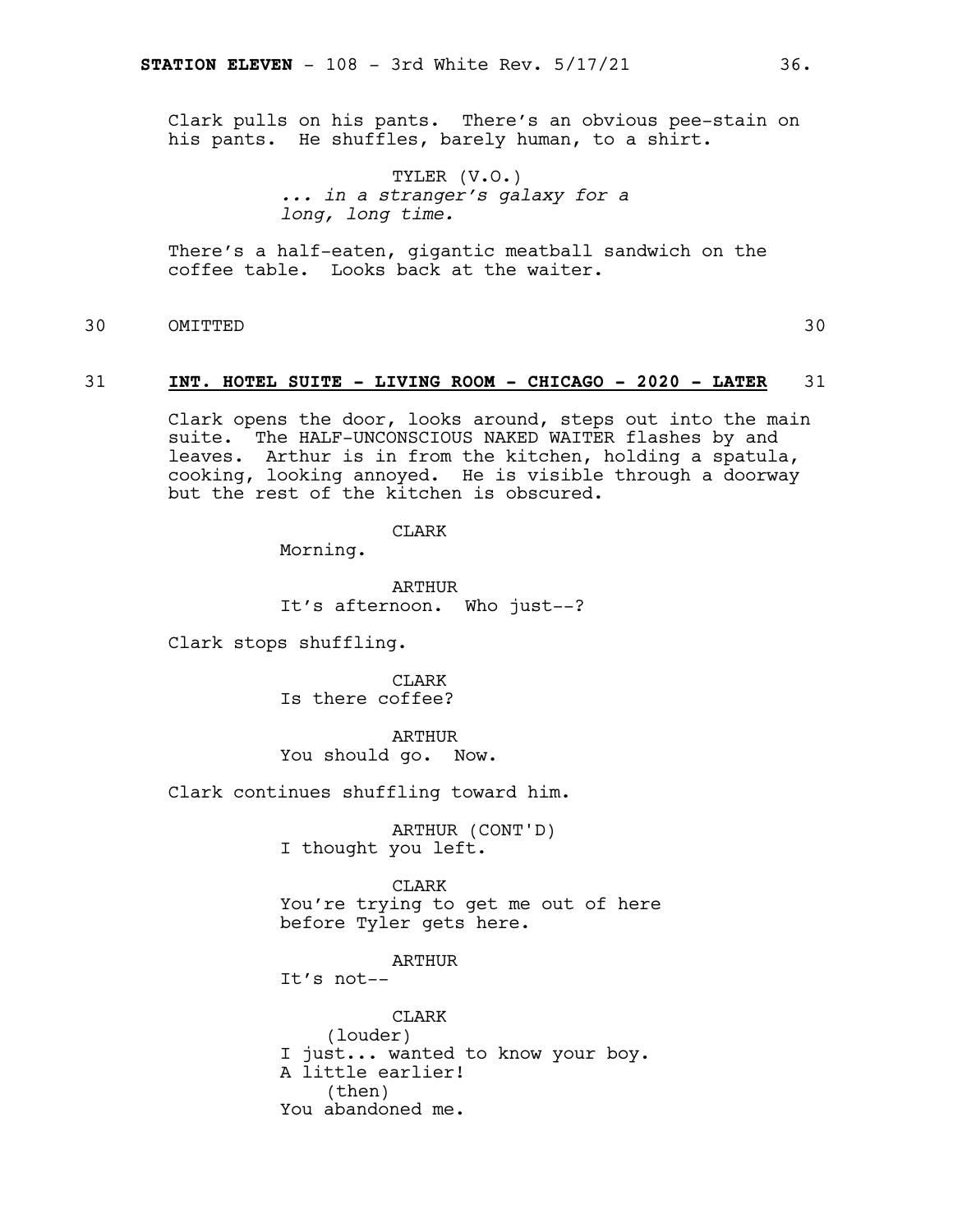Clark pulls on his pants. There's an obvious pee-stain on his pants. He shuffles, barely human, to a shirt.

TYLER (V.O.)
*... in a stranger's galaxy for a long, long time.*

There's a half-eaten, gigantic meatball sandwich on the coffee table. Looks back at the waiter.

30 OMITTED 30

**31 INT. HOTEL SUITE - LIVING ROOM - CHICAGO - 2020 - LATER 31**

Clark opens the door, looks around, steps out into the main suite. The HALF-UNCONSCIOUS NAKED WAITER flashes by and leaves. Arthur is in from the kitchen, holding a spatula, cooking, looking annoyed. He is visible through a doorway but the rest of the kitchen is obscured.

CLARK
Morning.

ARTHUR
It's afternoon. Who just--?

Clark stops shuffling.

CLARK
Is there coffee?

ARTHUR
You should go. Now.

Clark continues shuffling toward him.

ARTHUR (CONT'D)
I thought you left.

CLARK
You're trying to get me out of here before Tyler gets here.

ARTHUR
It's not--

CLARK
(louder)
I just... wanted to know your boy. A little earlier!
(then)
You abandoned me.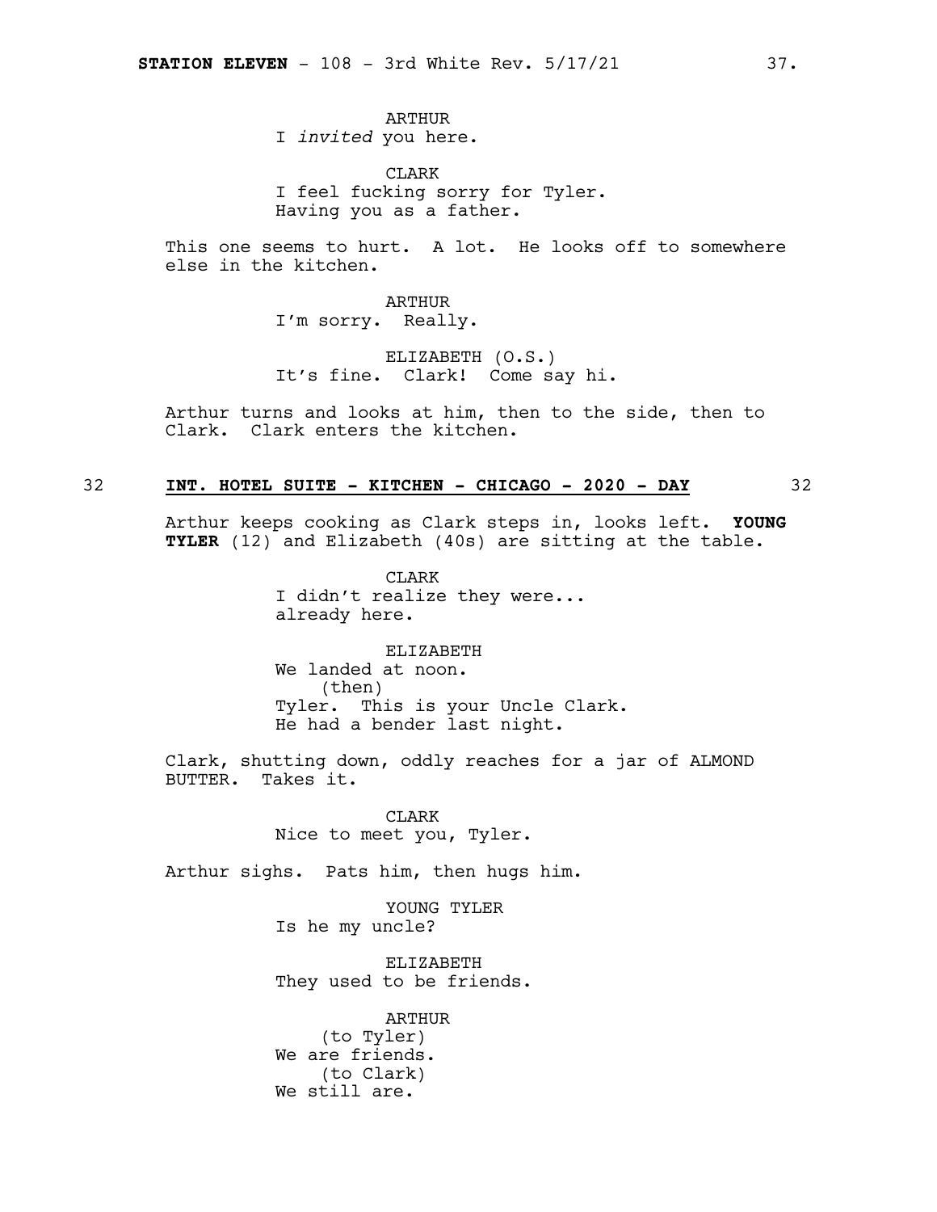ARTHUR
I *invited* you here.

CLARK
I feel fucking sorry for Tyler.
Having you as a father.

This one seems to hurt. A lot. He looks off to somewhere else in the kitchen.

ARTHUR
I'm sorry. Really.

ELIZABETH (O.S.)
It's fine. Clark! Come say hi.

Arthur turns and looks at him, then to the side, then to Clark. Clark enters the kitchen.

32 **INT. HOTEL SUITE - KITCHEN - CHICAGO - 2020 - DAY** 32

Arthur keeps cooking as Clark steps in, looks left. **YOUNG TYLER** (12) and Elizabeth (40s) are sitting at the table.

CLARK
I didn't realize they were...
already here.

ELIZABETH
We landed at noon.
(then)
Tyler. This is your Uncle Clark.
He had a bender last night.

Clark, shutting down, oddly reaches for a jar of ALMOND BUTTER. Takes it.

CLARK
Nice to meet you, Tyler.

Arthur sighs. Pats him, then hugs him.

YOUNG TYLER
Is he my uncle?

ELIZABETH
They used to be friends.

ARTHUR
(to Tyler)
We are friends.
(to Clark)
We still are.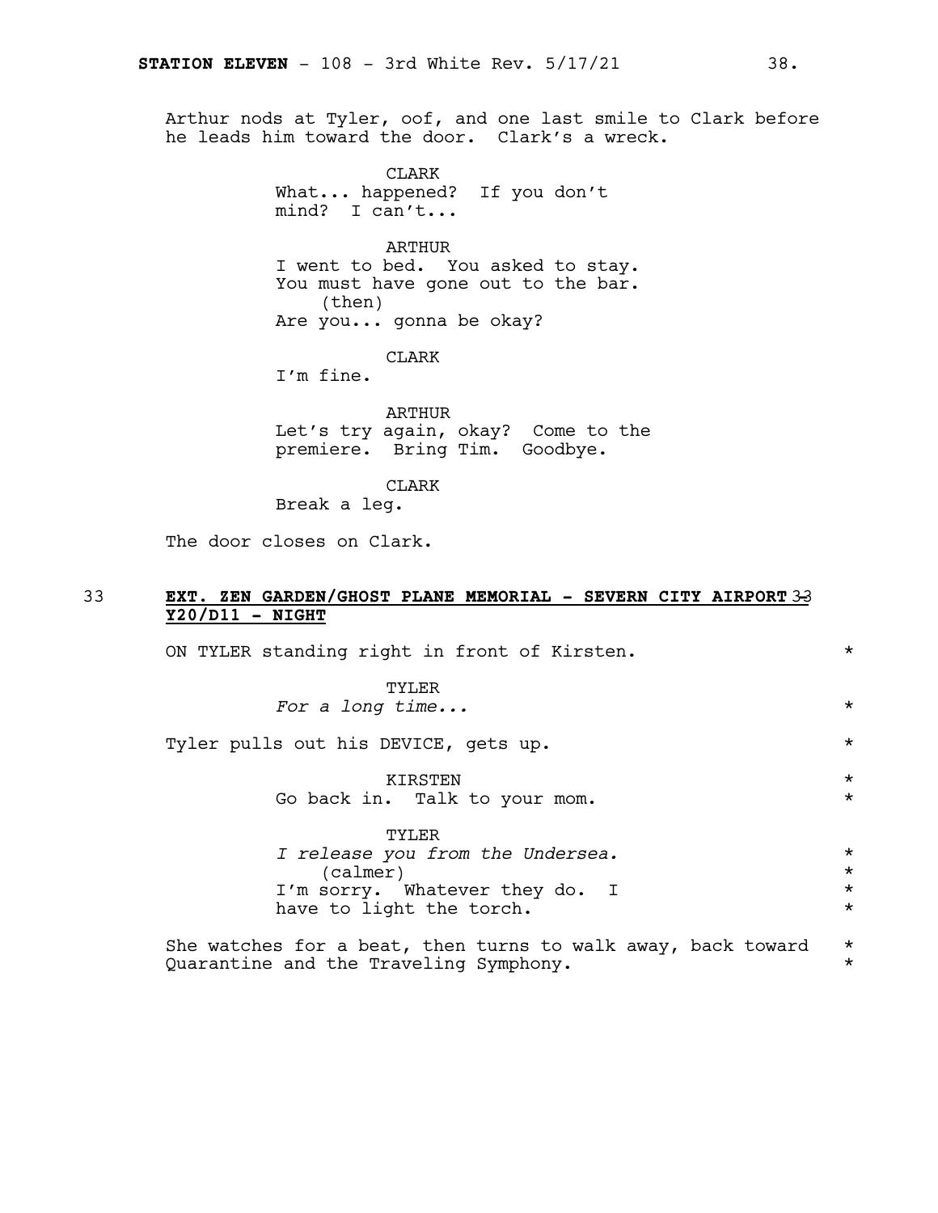Arthur nods at Tyler, oof, and one last smile to Clark before he leads him toward the door. Clark's a wreck.

CLARK
What... happened? If you don't mind? I can't...

ARTHUR
I went to bed. You asked to stay. You must have gone out to the bar.
(then)
Are you... gonna be okay?

CLARK
I'm fine.

ARTHUR
Let's try again, okay? Come to the premiere. Bring Tim. Goodbye.

CLARK
Break a leg.

The door closes on Clark.

33 **EXT. ZEN GARDEN/GHOST PLANE MEMORIAL - SEVERN CITY AIRPORT Y20/D11 - NIGHT** 33

ON TYLER standing right in front of Kirsten. *

TYLER
*For a long time...* *

Tyler pulls out his DEVICE, gets up. *

KIRSTEN *
Go back in. Talk to your mom. *

TYLER
*I release you from the Undersea.* *
(calmer) *
I'm sorry. Whatever they do. I have to light the torch. *

She watches for a beat, then turns to walk away, back toward Quarantine and the Traveling Symphony. *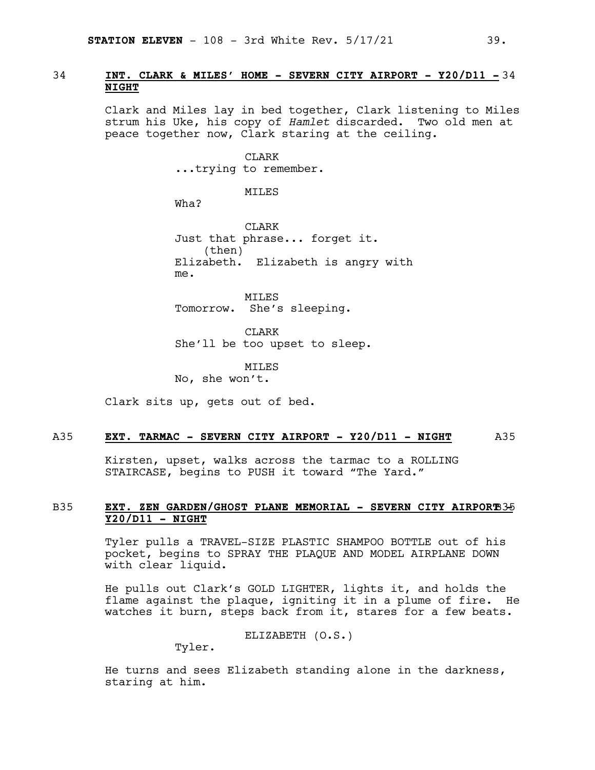34 **INT. CLARK & MILES' HOME - SEVERN CITY AIRPORT - Y20/D11 - NIGHT** 34

Clark and Miles lay in bed together, Clark listening to Miles strum his Uke, his copy of *Hamlet* discarded. Two old men at peace together now, Clark staring at the ceiling.

CLARK
...trying to remember.

MILES
Wha?

CLARK
Just that phrase... forget it.
(then)
Elizabeth. Elizabeth is angry with me.

MILES
Tomorrow. She's sleeping.

CLARK
She'll be too upset to sleep.

MILES
No, she won't.

Clark sits up, gets out of bed.

A35 **EXT. TARMAC - SEVERN CITY AIRPORT - Y20/D11 - NIGHT** A35

Kirsten, upset, walks across the tarmac to a ROLLING STAIRCASE, begins to PUSH it toward "The Yard."

B35 **EXT. ZEN GARDEN/GHOST PLANE MEMORIAL - SEVERN CITY AIRPORT - Y20/D11 - NIGHT** B35

Tyler pulls a TRAVEL-SIZE PLASTIC SHAMPOO BOTTLE out of his pocket, begins to SPRAY THE PLAQUE AND MODEL AIRPLANE DOWN with clear liquid.

He pulls out Clark's GOLD LIGHTER, lights it, and holds the flame against the plaque, igniting it in a plume of fire. He watches it burn, steps back from it, stares for a few beats.

ELIZABETH (O.S.)
Tyler.

He turns and sees Elizabeth standing alone in the darkness, staring at him.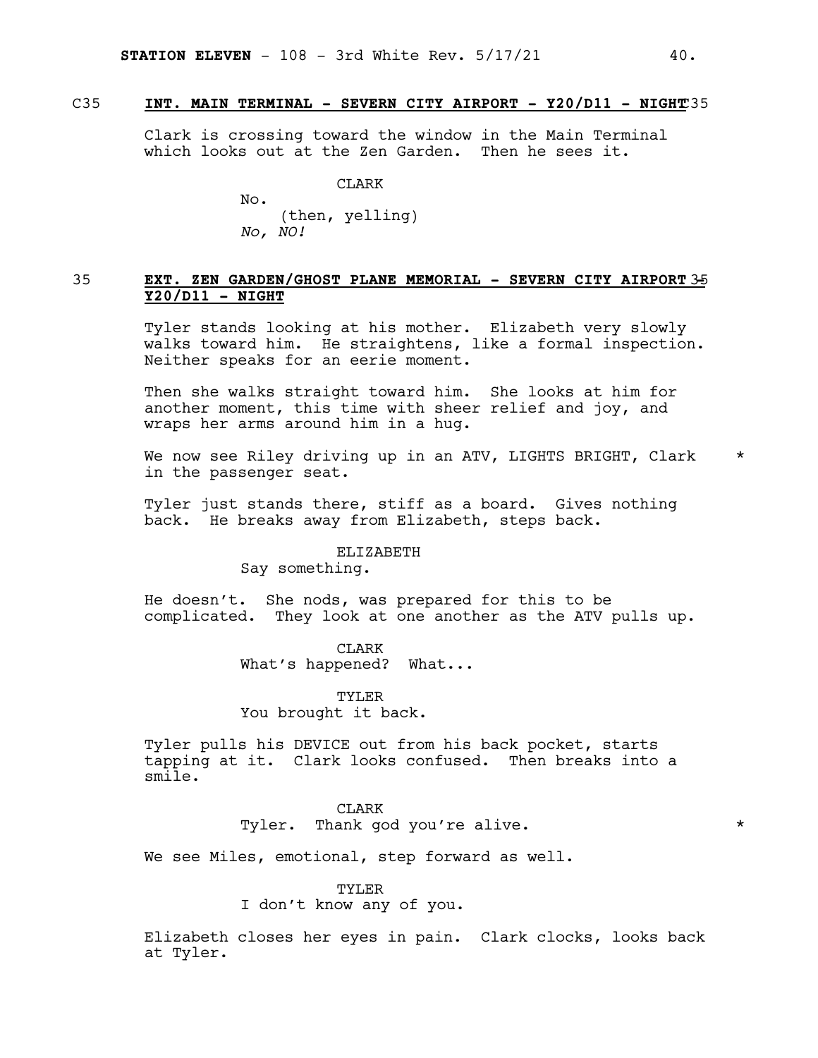C35 **INT. MAIN TERMINAL - SEVERN CITY AIRPORT - Y20/D11 - NIGHT** C35

Clark is crossing toward the window in the Main Terminal which looks out at the Zen Garden. Then he sees it.

CLARK
No.
(then, yelling)
*No, NO!*

35 **EXT. ZEN GARDEN/GHOST PLANE MEMORIAL - SEVERN CITY AIRPORT - Y20/D11 - NIGHT** 35

Tyler stands looking at his mother. Elizabeth very slowly walks toward him. He straightens, like a formal inspection. Neither speaks for an eerie moment.

Then she walks straight toward him. She looks at him for another moment, this time with sheer relief and joy, and wraps her arms around him in a hug.

We now see Riley driving up in an ATV, LIGHTS BRIGHT, Clark in the passenger seat. *

Tyler just stands there, stiff as a board. Gives nothing back. He breaks away from Elizabeth, steps back.

ELIZABETH
Say something.

He doesn't. She nods, was prepared for this to be complicated. They look at one another as the ATV pulls up.

CLARK
What's happened? What...

TYLER
You brought it back.

Tyler pulls his DEVICE out from his back pocket, starts tapping at it. Clark looks confused. Then breaks into a smile.

CLARK
Tyler. Thank god you're alive. *

We see Miles, emotional, step forward as well.

TYLER
I don't know any of you.

Elizabeth closes her eyes in pain. Clark clocks, looks back at Tyler.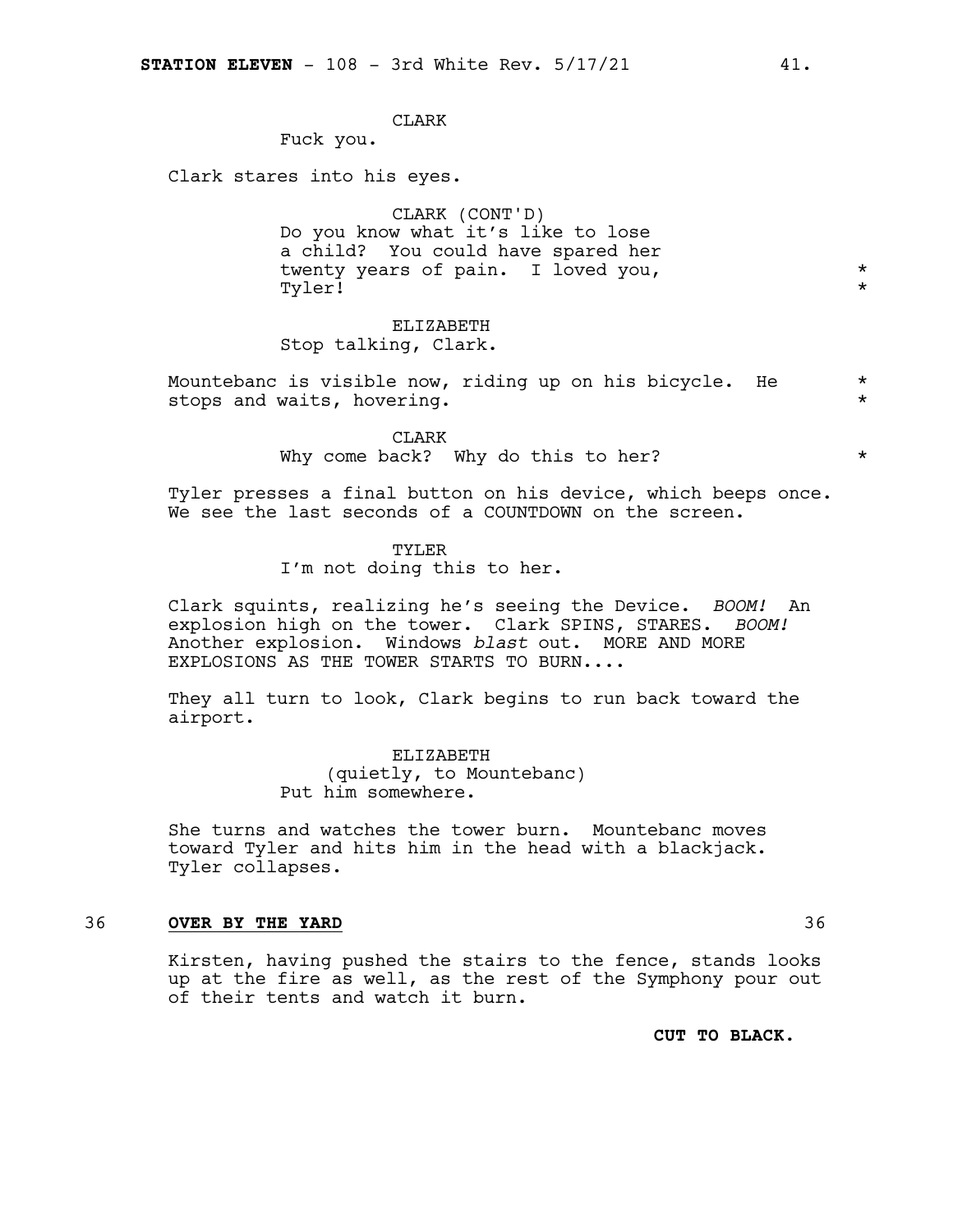CLARK
Fuck you.

Clark stares into his eyes.

CLARK (CONT'D)
Do you know what it's like to lose a child? You could have spared her twenty years of pain. I loved you, Tyler! *

ELIZABETH
Stop talking, Clark.

Mountebanc is visible now, riding up on his bicycle. He stops and waits, hovering. *

CLARK
Why come back? Why do this to her? *

Tyler presses a final button on his device, which beeps once. We see the last seconds of a COUNTDOWN on the screen.

TYLER
I'm not doing this to her.

Clark squints, realizing he's seeing the Device. *BOOM!* An explosion high on the tower. Clark SPINS, STARES. *BOOM!* Another explosion. Windows *blast* out. MORE AND MORE EXPLOSIONS AS THE TOWER STARTS TO BURN....

They all turn to look, Clark begins to run back toward the airport.

ELIZABETH
(quietly, to Mountebanc)
Put him somewhere.

She turns and watches the tower burn. Mountebanc moves toward Tyler and hits him in the head with a blackjack. Tyler collapses.

36 **OVER BY THE YARD** 36

Kirsten, having pushed the stairs to the fence, stands looks up at the fire as well, as the rest of the Symphony pour out of their tents and watch it burn.

**CUT TO BLACK.**